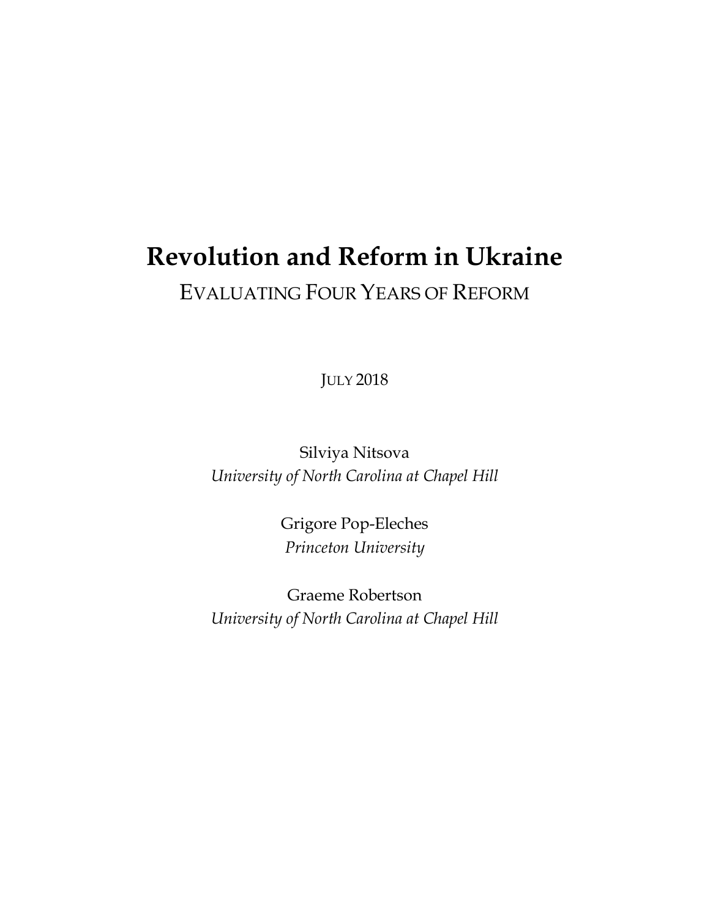# Revolution and Reform in Ukraine

## EVALUATING FOUR YEARS OF REFORM

JULY 2018

Silviya Nitsova
*University of North Carolina at Chapel Hill*

Grigore Pop-Eleches
*Princeton University*

Graeme Robertson
*University of North Carolina at Chapel Hill*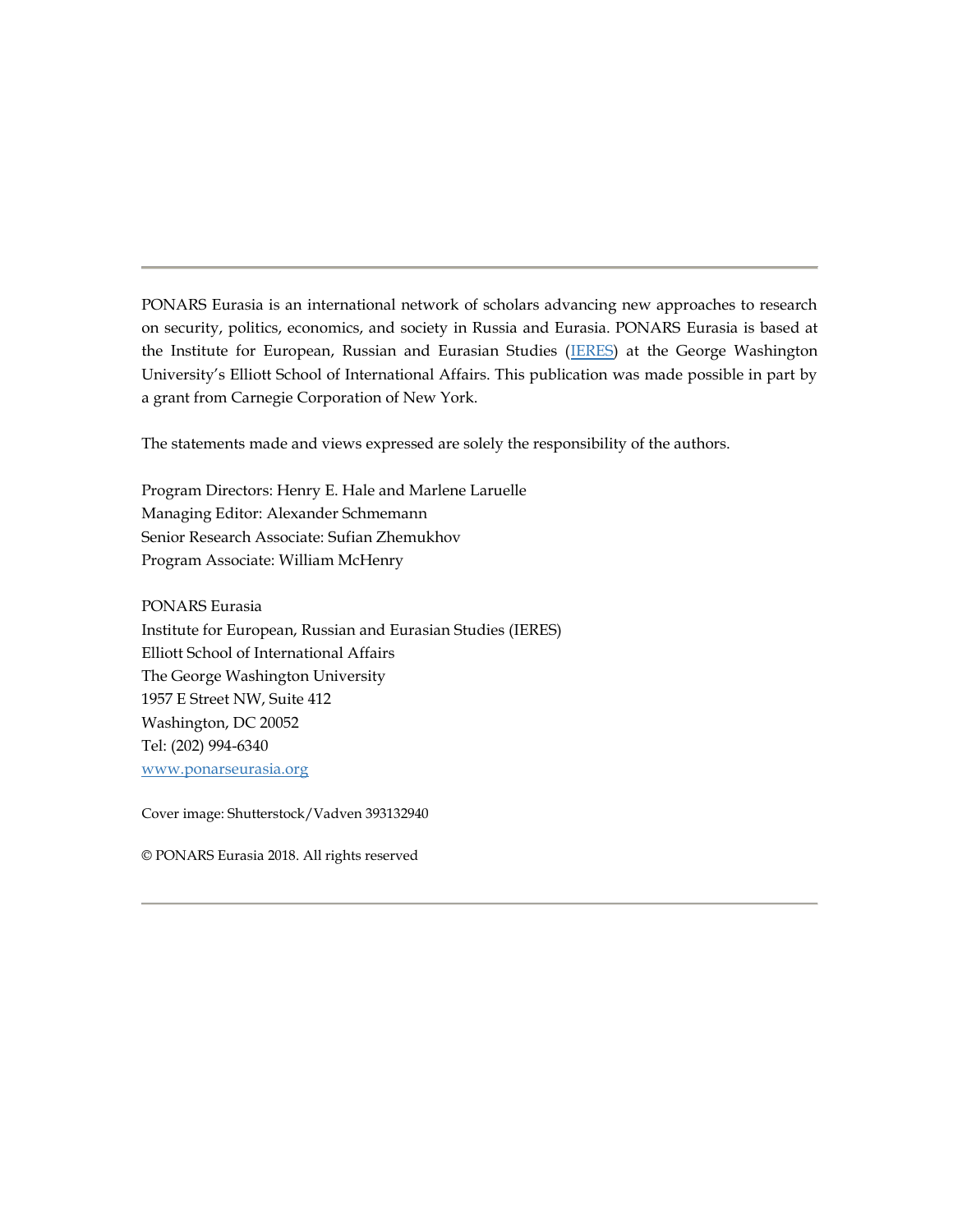---

PONARS Eurasia is an international network of scholars advancing new approaches to research on security, politics, economics, and society in Russia and Eurasia. PONARS Eurasia is based at the Institute for European, Russian and Eurasian Studies ([IERES](IERES)) at the George Washington University's Elliott School of International Affairs. This publication was made possible in part by a grant from Carnegie Corporation of New York.

The statements made and views expressed are solely the responsibility of the authors.

Program Directors: Henry E. Hale and Marlene Laruelle
Managing Editor: Alexander Schmemann
Senior Research Associate: Sufian Zhemukhov
Program Associate: William McHenry

PONARS Eurasia
Institute for European, Russian and Eurasian Studies (IERES)
Elliott School of International Affairs
The George Washington University
1957 E Street NW, Suite 412
Washington, DC 20052
Tel: (202) 994-6340
[www.ponarseurasia.org](www.ponarseurasia.org)

Cover image: Shutterstock/Vadven 393132940

© PONARS Eurasia 2018. All rights reserved

---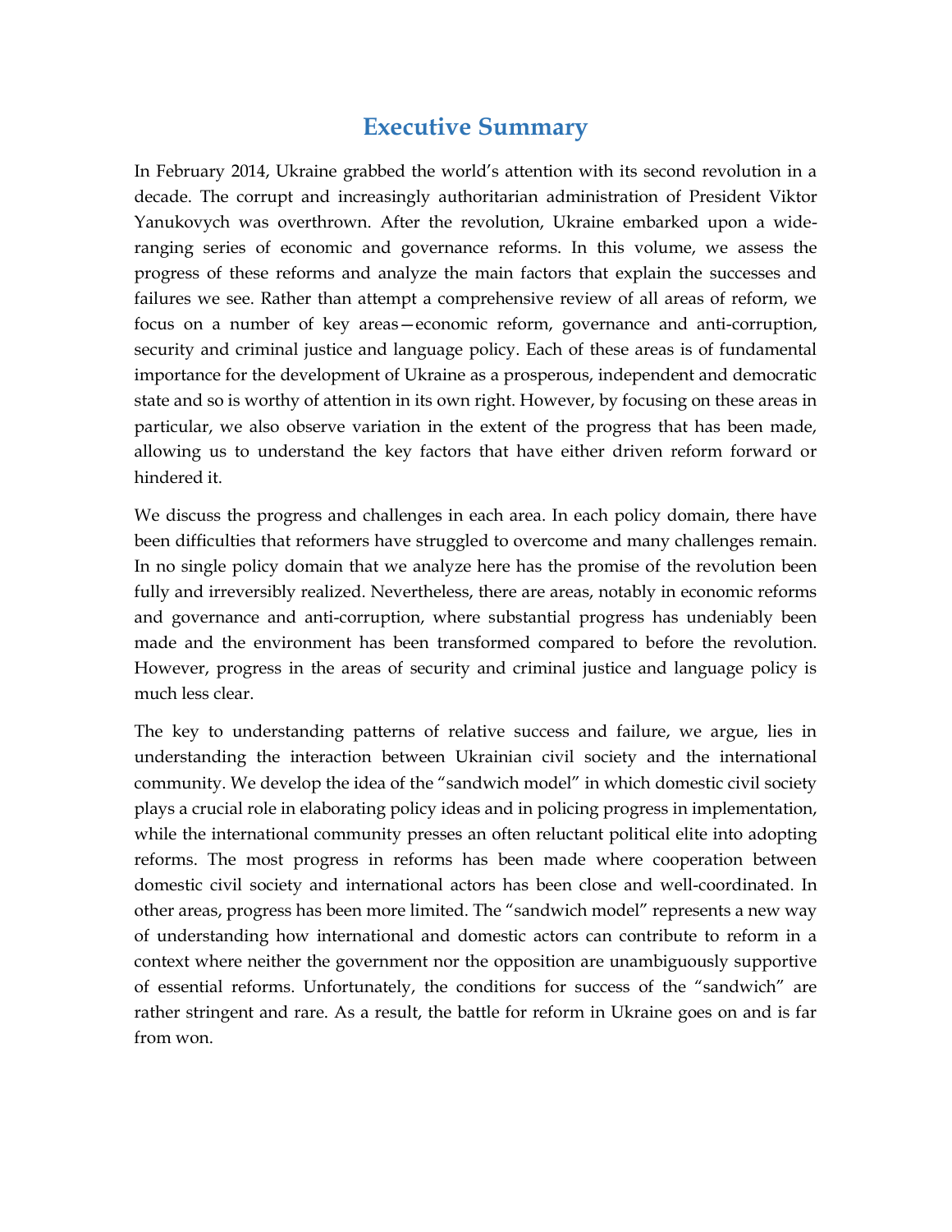# Executive Summary

In February 2014, Ukraine grabbed the world's attention with its second revolution in a decade. The corrupt and increasingly authoritarian administration of President Viktor Yanukovych was overthrown. After the revolution, Ukraine embarked upon a wide-ranging series of economic and governance reforms. In this volume, we assess the progress of these reforms and analyze the main factors that explain the successes and failures we see. Rather than attempt a comprehensive review of all areas of reform, we focus on a number of key areas—economic reform, governance and anti-corruption, security and criminal justice and language policy. Each of these areas is of fundamental importance for the development of Ukraine as a prosperous, independent and democratic state and so is worthy of attention in its own right. However, by focusing on these areas in particular, we also observe variation in the extent of the progress that has been made, allowing us to understand the key factors that have either driven reform forward or hindered it.

We discuss the progress and challenges in each area. In each policy domain, there have been difficulties that reformers have struggled to overcome and many challenges remain. In no single policy domain that we analyze here has the promise of the revolution been fully and irreversibly realized. Nevertheless, there are areas, notably in economic reforms and governance and anti-corruption, where substantial progress has undeniably been made and the environment has been transformed compared to before the revolution. However, progress in the areas of security and criminal justice and language policy is much less clear.

The key to understanding patterns of relative success and failure, we argue, lies in understanding the interaction between Ukrainian civil society and the international community. We develop the idea of the "sandwich model" in which domestic civil society plays a crucial role in elaborating policy ideas and in policing progress in implementation, while the international community presses an often reluctant political elite into adopting reforms. The most progress in reforms has been made where cooperation between domestic civil society and international actors has been close and well-coordinated. In other areas, progress has been more limited. The "sandwich model" represents a new way of understanding how international and domestic actors can contribute to reform in a context where neither the government nor the opposition are unambiguously supportive of essential reforms. Unfortunately, the conditions for success of the "sandwich" are rather stringent and rare. As a result, the battle for reform in Ukraine goes on and is far from won.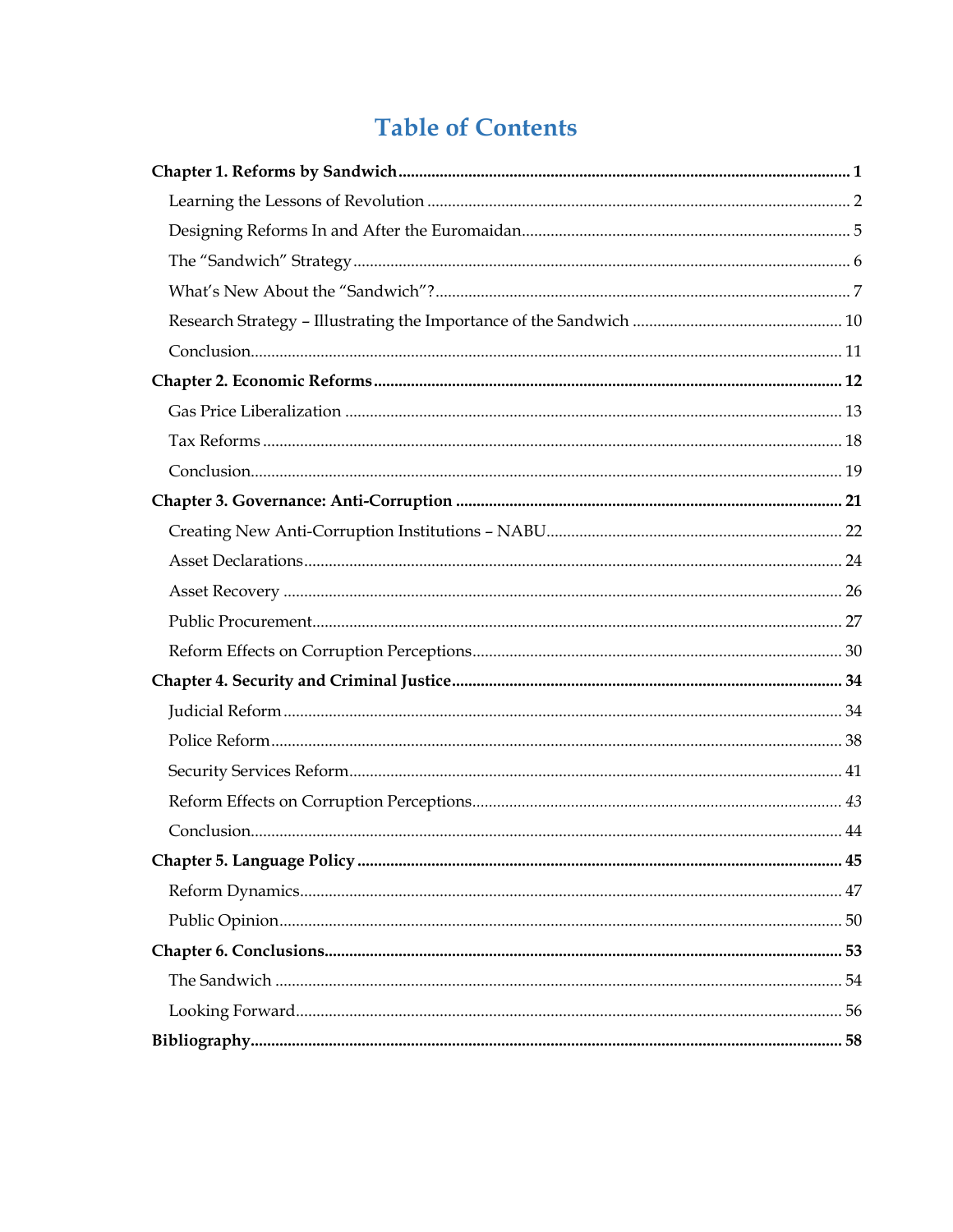# Table of Contents

**Chapter 1. Reforms by Sandwich** ........ **1**

- Learning the Lessons of Revolution ........ 2
- Designing Reforms In and After the Euromaidan ........ 5
- The “Sandwich” Strategy ........ 6
- What’s New About the “Sandwich”? ........ 7
- Research Strategy – Illustrating the Importance of the Sandwich ........ 10
- Conclusion ........ 11

**Chapter 2. Economic Reforms** ........ **12**

- Gas Price Liberalization ........ 13
- Tax Reforms ........ 18
- Conclusion ........ 19

**Chapter 3. Governance: Anti-Corruption** ........ **21**

- Creating New Anti-Corruption Institutions – NABU ........ 22
- Asset Declarations ........ 24
- Asset Recovery ........ 26
- Public Procurement ........ 27
- Reform Effects on Corruption Perceptions ........ 30

**Chapter 4. Security and Criminal Justice** ........ **34**

- Judicial Reform ........ 34
- Police Reform ........ 38
- Security Services Reform ........ 41
- Reform Effects on Corruption Perceptions ........ *43*
- Conclusion ........ 44

**Chapter 5. Language Policy** ........ **45**

- Reform Dynamics ........ 47
- Public Opinion ........ 50

**Chapter 6. Conclusions** ........ **53**

- The Sandwich ........ 54
- Looking Forward ........ 56

**Bibliography** ........ **58**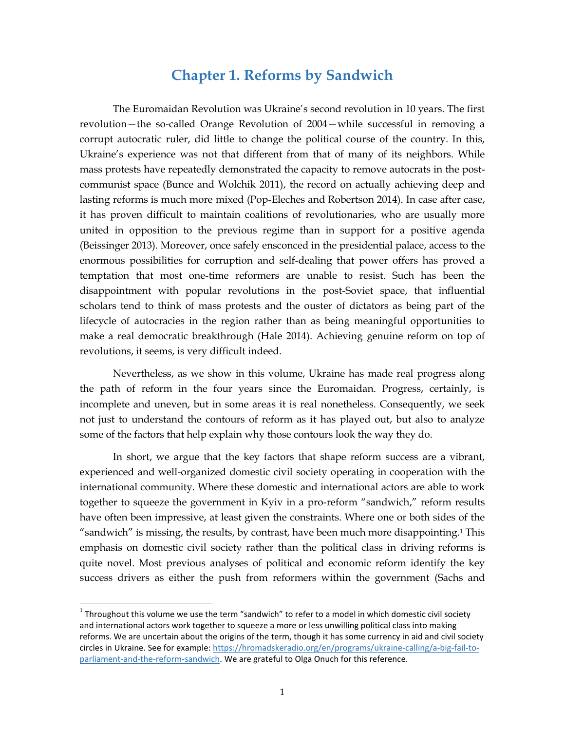# Chapter 1. Reforms by Sandwich

The Euromaidan Revolution was Ukraine's second revolution in 10 years. The first revolution—the so-called Orange Revolution of 2004—while successful in removing a corrupt autocratic ruler, did little to change the political course of the country. In this, Ukraine's experience was not that different from that of many of its neighbors. While mass protests have repeatedly demonstrated the capacity to remove autocrats in the post-communist space (Bunce and Wolchik 2011), the record on actually achieving deep and lasting reforms is much more mixed (Pop-Eleches and Robertson 2014). In case after case, it has proven difficult to maintain coalitions of revolutionaries, who are usually more united in opposition to the previous regime than in support for a positive agenda (Beissinger 2013). Moreover, once safely ensconced in the presidential palace, access to the enormous possibilities for corruption and self-dealing that power offers has proved a temptation that most one-time reformers are unable to resist. Such has been the disappointment with popular revolutions in the post-Soviet space, that influential scholars tend to think of mass protests and the ouster of dictators as being part of the lifecycle of autocracies in the region rather than as being meaningful opportunities to make a real democratic breakthrough (Hale 2014). Achieving genuine reform on top of revolutions, it seems, is very difficult indeed.

Nevertheless, as we show in this volume, Ukraine has made real progress along the path of reform in the four years since the Euromaidan. Progress, certainly, is incomplete and uneven, but in some areas it is real nonetheless. Consequently, we seek not just to understand the contours of reform as it has played out, but also to analyze some of the factors that help explain why those contours look the way they do.

In short, we argue that the key factors that shape reform success are a vibrant, experienced and well-organized domestic civil society operating in cooperation with the international community. Where these domestic and international actors are able to work together to squeeze the government in Kyiv in a pro-reform "sandwich," reform results have often been impressive, at least given the constraints. Where one or both sides of the "sandwich" is missing, the results, by contrast, have been much more disappointing.[1] This emphasis on domestic civil society rather than the political class in driving reforms is quite novel. Most previous analyses of political and economic reform identify the key success drivers as either the push from reformers within the government (Sachs and

[1] Throughout this volume we use the term "sandwich" to refer to a model in which domestic civil society and international actors work together to squeeze a more or less unwilling political class into making reforms. We are uncertain about the origins of the term, though it has some currency in aid and civil society circles in Ukraine. See for example: https://hromadskeradio.org/en/programs/ukraine-calling/a-big-fail-to-parliament-and-the-reform-sandwich. We are grateful to Olga Onuch for this reference.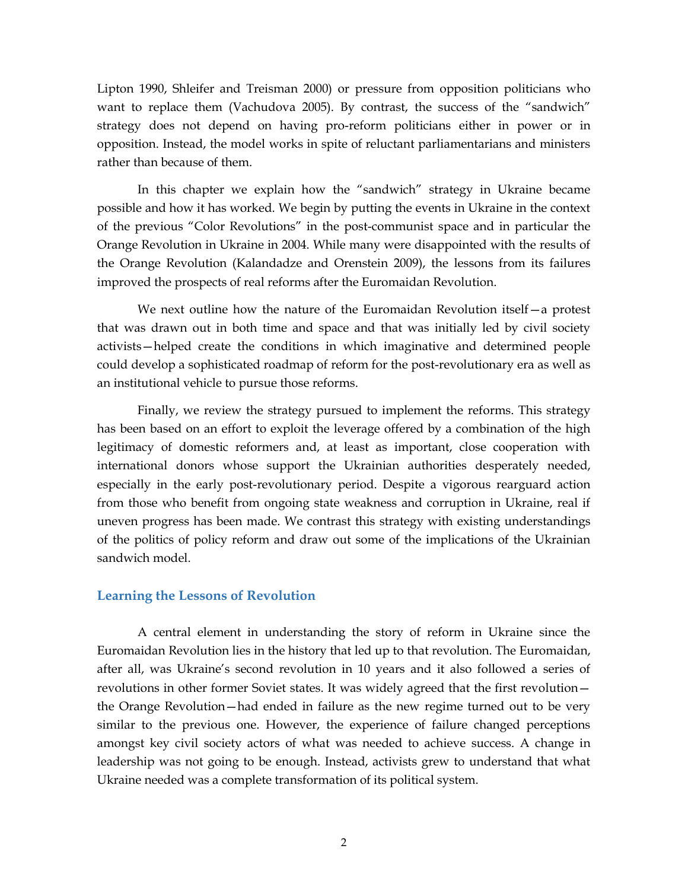Lipton 1990, Shleifer and Treisman 2000) or pressure from opposition politicians who want to replace them (Vachudova 2005). By contrast, the success of the "sandwich" strategy does not depend on having pro-reform politicians either in power or in opposition. Instead, the model works in spite of reluctant parliamentarians and ministers rather than because of them.

In this chapter we explain how the "sandwich" strategy in Ukraine became possible and how it has worked. We begin by putting the events in Ukraine in the context of the previous "Color Revolutions" in the post-communist space and in particular the Orange Revolution in Ukraine in 2004. While many were disappointed with the results of the Orange Revolution (Kalandadze and Orenstein 2009), the lessons from its failures improved the prospects of real reforms after the Euromaidan Revolution.

We next outline how the nature of the Euromaidan Revolution itself—a protest that was drawn out in both time and space and that was initially led by civil society activists—helped create the conditions in which imaginative and determined people could develop a sophisticated roadmap of reform for the post-revolutionary era as well as an institutional vehicle to pursue those reforms.

Finally, we review the strategy pursued to implement the reforms. This strategy has been based on an effort to exploit the leverage offered by a combination of the high legitimacy of domestic reformers and, at least as important, close cooperation with international donors whose support the Ukrainian authorities desperately needed, especially in the early post-revolutionary period. Despite a vigorous rearguard action from those who benefit from ongoing state weakness and corruption in Ukraine, real if uneven progress has been made. We contrast this strategy with existing understandings of the politics of policy reform and draw out some of the implications of the Ukrainian sandwich model.

## Learning the Lessons of Revolution

A central element in understanding the story of reform in Ukraine since the Euromaidan Revolution lies in the history that led up to that revolution. The Euromaidan, after all, was Ukraine's second revolution in 10 years and it also followed a series of revolutions in other former Soviet states. It was widely agreed that the first revolution—the Orange Revolution—had ended in failure as the new regime turned out to be very similar to the previous one. However, the experience of failure changed perceptions amongst key civil society actors of what was needed to achieve success. A change in leadership was not going to be enough. Instead, activists grew to understand that what Ukraine needed was a complete transformation of its political system.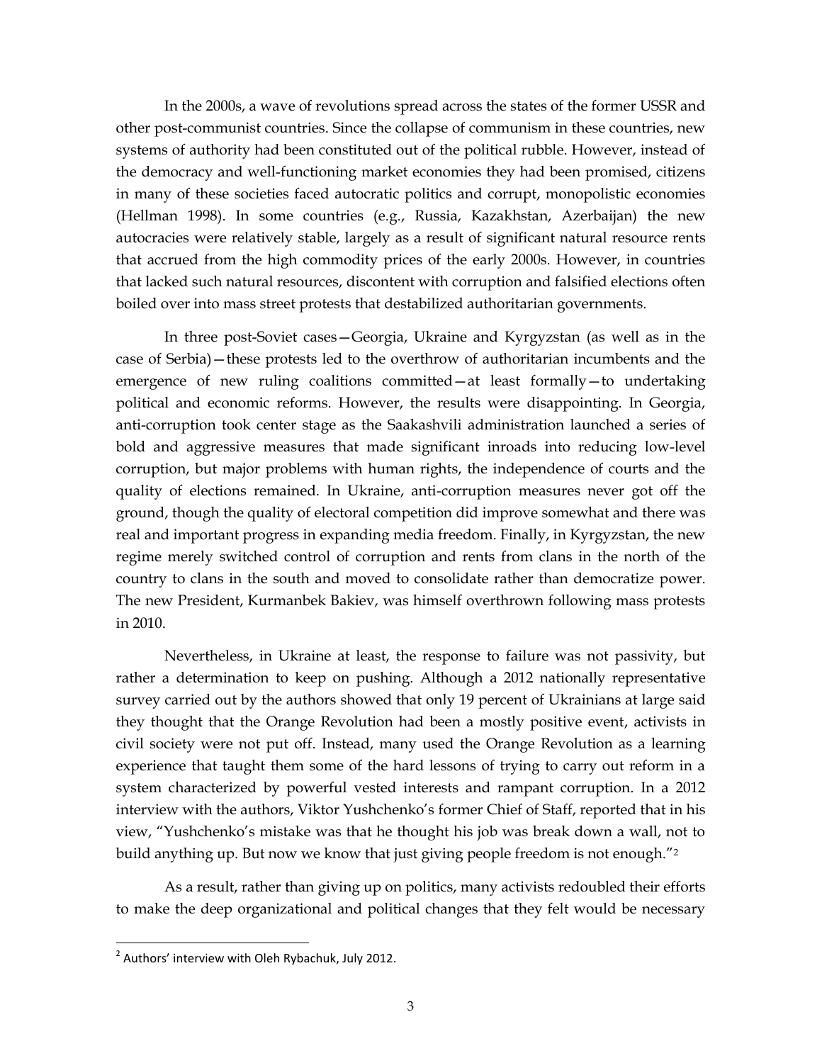In the 2000s, a wave of revolutions spread across the states of the former USSR and other post-communist countries. Since the collapse of communism in these countries, new systems of authority had been constituted out of the political rubble. However, instead of the democracy and well-functioning market economies they had been promised, citizens in many of these societies faced autocratic politics and corrupt, monopolistic economies (Hellman 1998). In some countries (e.g., Russia, Kazakhstan, Azerbaijan) the new autocracies were relatively stable, largely as a result of significant natural resource rents that accrued from the high commodity prices of the early 2000s. However, in countries that lacked such natural resources, discontent with corruption and falsified elections often boiled over into mass street protests that destabilized authoritarian governments.

In three post-Soviet cases—Georgia, Ukraine and Kyrgyzstan (as well as in the case of Serbia)—these protests led to the overthrow of authoritarian incumbents and the emergence of new ruling coalitions committed—at least formally—to undertaking political and economic reforms. However, the results were disappointing. In Georgia, anti-corruption took center stage as the Saakashvili administration launched a series of bold and aggressive measures that made significant inroads into reducing low-level corruption, but major problems with human rights, the independence of courts and the quality of elections remained. In Ukraine, anti-corruption measures never got off the ground, though the quality of electoral competition did improve somewhat and there was real and important progress in expanding media freedom. Finally, in Kyrgyzstan, the new regime merely switched control of corruption and rents from clans in the north of the country to clans in the south and moved to consolidate rather than democratize power. The new President, Kurmanbek Bakiev, was himself overthrown following mass protests in 2010.

Nevertheless, in Ukraine at least, the response to failure was not passivity, but rather a determination to keep on pushing. Although a 2012 nationally representative survey carried out by the authors showed that only 19 percent of Ukrainians at large said they thought that the Orange Revolution had been a mostly positive event, activists in civil society were not put off. Instead, many used the Orange Revolution as a learning experience that taught them some of the hard lessons of trying to carry out reform in a system characterized by powerful vested interests and rampant corruption. In a 2012 interview with the authors, Viktor Yushchenko's former Chief of Staff, reported that in his view, "Yushchenko's mistake was that he thought his job was break down a wall, not to build anything up. But now we know that just giving people freedom is not enough."[2]

As a result, rather than giving up on politics, many activists redoubled their efforts to make the deep organizational and political changes that they felt would be necessary

[2] Authors' interview with Oleh Rybachuk, July 2012.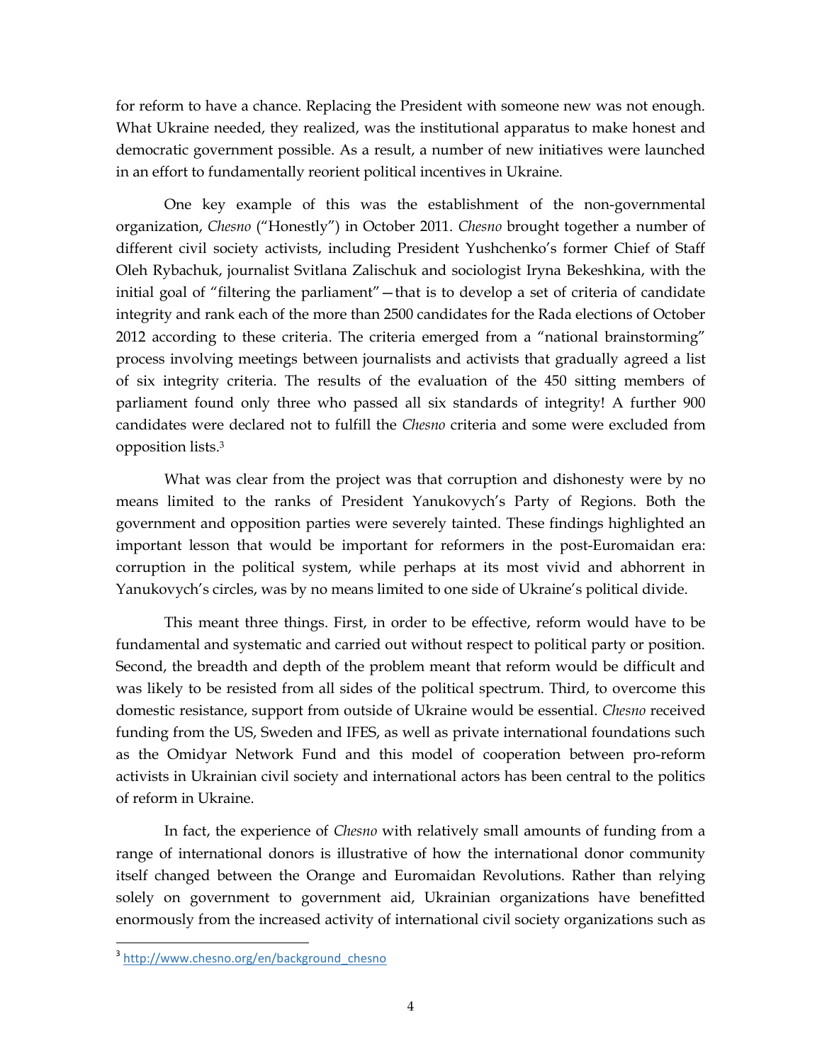for reform to have a chance. Replacing the President with someone new was not enough. What Ukraine needed, they realized, was the institutional apparatus to make honest and democratic government possible. As a result, a number of new initiatives were launched in an effort to fundamentally reorient political incentives in Ukraine.

One key example of this was the establishment of the non-governmental organization, *Chesno* ("Honestly") in October 2011. *Chesno* brought together a number of different civil society activists, including President Yushchenko's former Chief of Staff Oleh Rybachuk, journalist Svitlana Zalischuk and sociologist Iryna Bekeshkina, with the initial goal of "filtering the parliament"—that is to develop a set of criteria of candidate integrity and rank each of the more than 2500 candidates for the Rada elections of October 2012 according to these criteria. The criteria emerged from a "national brainstorming" process involving meetings between journalists and activists that gradually agreed a list of six integrity criteria. The results of the evaluation of the 450 sitting members of parliament found only three who passed all six standards of integrity! A further 900 candidates were declared not to fulfill the *Chesno* criteria and some were excluded from opposition lists.[3]

What was clear from the project was that corruption and dishonesty were by no means limited to the ranks of President Yanukovych's Party of Regions. Both the government and opposition parties were severely tainted. These findings highlighted an important lesson that would be important for reformers in the post-Euromaidan era: corruption in the political system, while perhaps at its most vivid and abhorrent in Yanukovych's circles, was by no means limited to one side of Ukraine's political divide.

This meant three things. First, in order to be effective, reform would have to be fundamental and systematic and carried out without respect to political party or position. Second, the breadth and depth of the problem meant that reform would be difficult and was likely to be resisted from all sides of the political spectrum. Third, to overcome this domestic resistance, support from outside of Ukraine would be essential. *Chesno* received funding from the US, Sweden and IFES, as well as private international foundations such as the Omidyar Network Fund and this model of cooperation between pro-reform activists in Ukrainian civil society and international actors has been central to the politics of reform in Ukraine.

In fact, the experience of *Chesno* with relatively small amounts of funding from a range of international donors is illustrative of how the international donor community itself changed between the Orange and Euromaidan Revolutions. Rather than relying solely on government to government aid, Ukrainian organizations have benefitted enormously from the increased activity of international civil society organizations such as

[3] http://www.chesno.org/en/background_chesno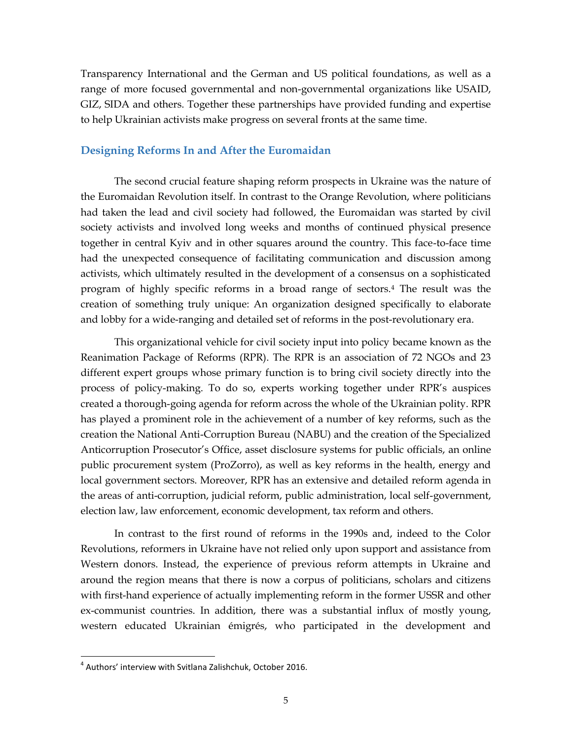Transparency International and the German and US political foundations, as well as a range of more focused governmental and non-governmental organizations like USAID, GIZ, SIDA and others. Together these partnerships have provided funding and expertise to help Ukrainian activists make progress on several fronts at the same time.

## Designing Reforms In and After the Euromaidan

The second crucial feature shaping reform prospects in Ukraine was the nature of the Euromaidan Revolution itself. In contrast to the Orange Revolution, where politicians had taken the lead and civil society had followed, the Euromaidan was started by civil society activists and involved long weeks and months of continued physical presence together in central Kyiv and in other squares around the country. This face-to-face time had the unexpected consequence of facilitating communication and discussion among activists, which ultimately resulted in the development of a consensus on a sophisticated program of highly specific reforms in a broad range of sectors.[4] The result was the creation of something truly unique: An organization designed specifically to elaborate and lobby for a wide-ranging and detailed set of reforms in the post-revolutionary era.

This organizational vehicle for civil society input into policy became known as the Reanimation Package of Reforms (RPR). The RPR is an association of 72 NGOs and 23 different expert groups whose primary function is to bring civil society directly into the process of policy-making. To do so, experts working together under RPR's auspices created a thorough-going agenda for reform across the whole of the Ukrainian polity. RPR has played a prominent role in the achievement of a number of key reforms, such as the creation the National Anti-Corruption Bureau (NABU) and the creation of the Specialized Anticorruption Prosecutor's Office, asset disclosure systems for public officials, an online public procurement system (ProZorro), as well as key reforms in the health, energy and local government sectors. Moreover, RPR has an extensive and detailed reform agenda in the areas of anti-corruption, judicial reform, public administration, local self-government, election law, law enforcement, economic development, tax reform and others.

In contrast to the first round of reforms in the 1990s and, indeed to the Color Revolutions, reformers in Ukraine have not relied only upon support and assistance from Western donors. Instead, the experience of previous reform attempts in Ukraine and around the region means that there is now a corpus of politicians, scholars and citizens with first-hand experience of actually implementing reform in the former USSR and other ex-communist countries. In addition, there was a substantial influx of mostly young, western educated Ukrainian émigrés, who participated in the development and

[4] Authors' interview with Svitlana Zalishchuk, October 2016.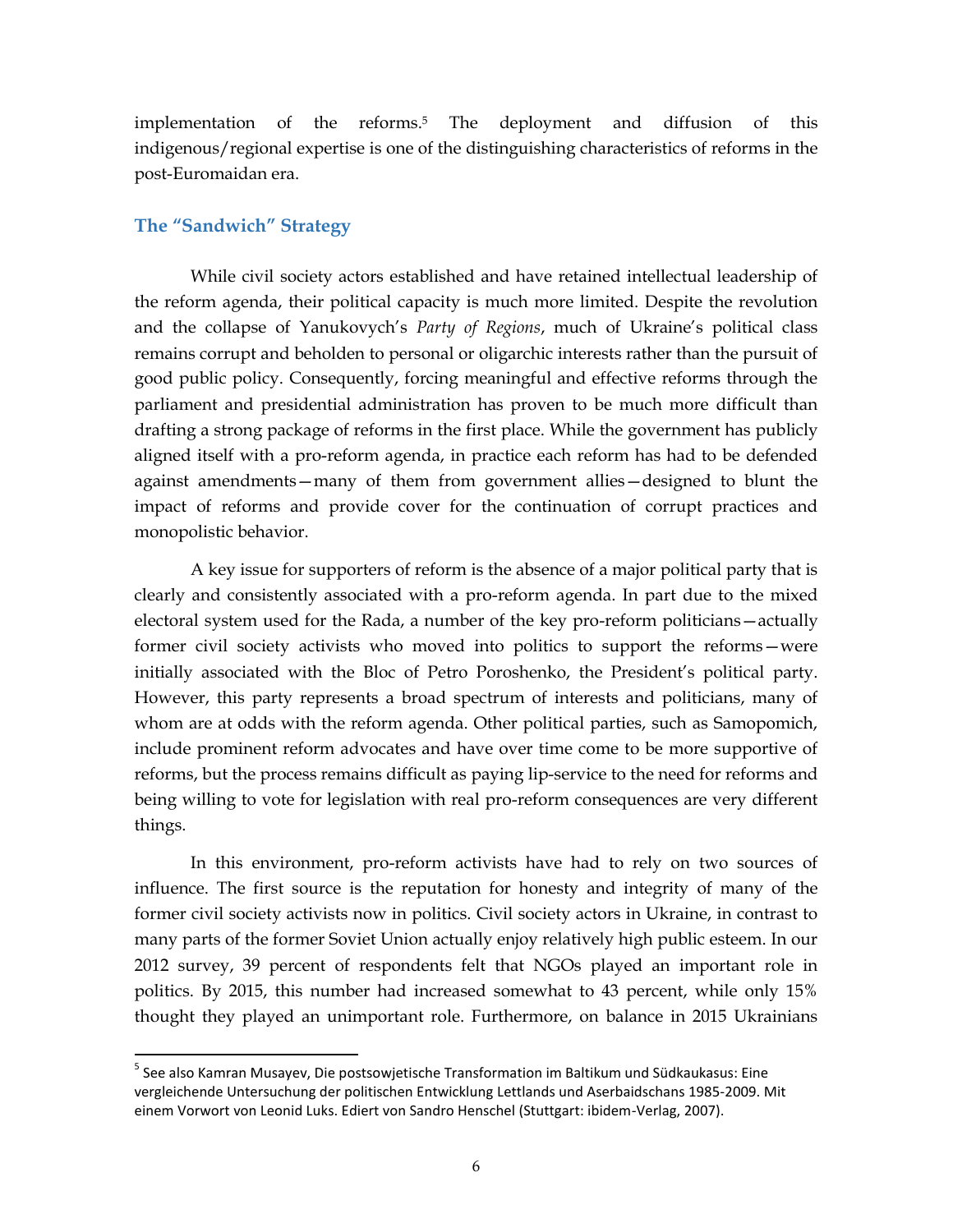implementation of the reforms.[5] The deployment and diffusion of this indigenous/regional expertise is one of the distinguishing characteristics of reforms in the post-Euromaidan era.

## The "Sandwich" Strategy

While civil society actors established and have retained intellectual leadership of the reform agenda, their political capacity is much more limited. Despite the revolution and the collapse of Yanukovych's *Party of Regions*, much of Ukraine's political class remains corrupt and beholden to personal or oligarchic interests rather than the pursuit of good public policy. Consequently, forcing meaningful and effective reforms through the parliament and presidential administration has proven to be much more difficult than drafting a strong package of reforms in the first place. While the government has publicly aligned itself with a pro-reform agenda, in practice each reform has had to be defended against amendments—many of them from government allies—designed to blunt the impact of reforms and provide cover for the continuation of corrupt practices and monopolistic behavior.

A key issue for supporters of reform is the absence of a major political party that is clearly and consistently associated with a pro-reform agenda. In part due to the mixed electoral system used for the Rada, a number of the key pro-reform politicians—actually former civil society activists who moved into politics to support the reforms—were initially associated with the Bloc of Petro Poroshenko, the President's political party. However, this party represents a broad spectrum of interests and politicians, many of whom are at odds with the reform agenda. Other political parties, such as Samopomich, include prominent reform advocates and have over time come to be more supportive of reforms, but the process remains difficult as paying lip-service to the need for reforms and being willing to vote for legislation with real pro-reform consequences are very different things.

In this environment, pro-reform activists have had to rely on two sources of influence. The first source is the reputation for honesty and integrity of many of the former civil society activists now in politics. Civil society actors in Ukraine, in contrast to many parts of the former Soviet Union actually enjoy relatively high public esteem. In our 2012 survey, 39 percent of respondents felt that NGOs played an important role in politics. By 2015, this number had increased somewhat to 43 percent, while only 15% thought they played an unimportant role. Furthermore, on balance in 2015 Ukrainians

---

[5] See also Kamran Musayev, Die postsowjetische Transformation im Baltikum und Südkaukasus: Eine vergleichende Untersuchung der politischen Entwicklung Lettlands und Aserbaidschans 1985-2009. Mit einem Vorwort von Leonid Luks. Ediert von Sandro Henschel (Stuttgart: ibidem-Verlag, 2007).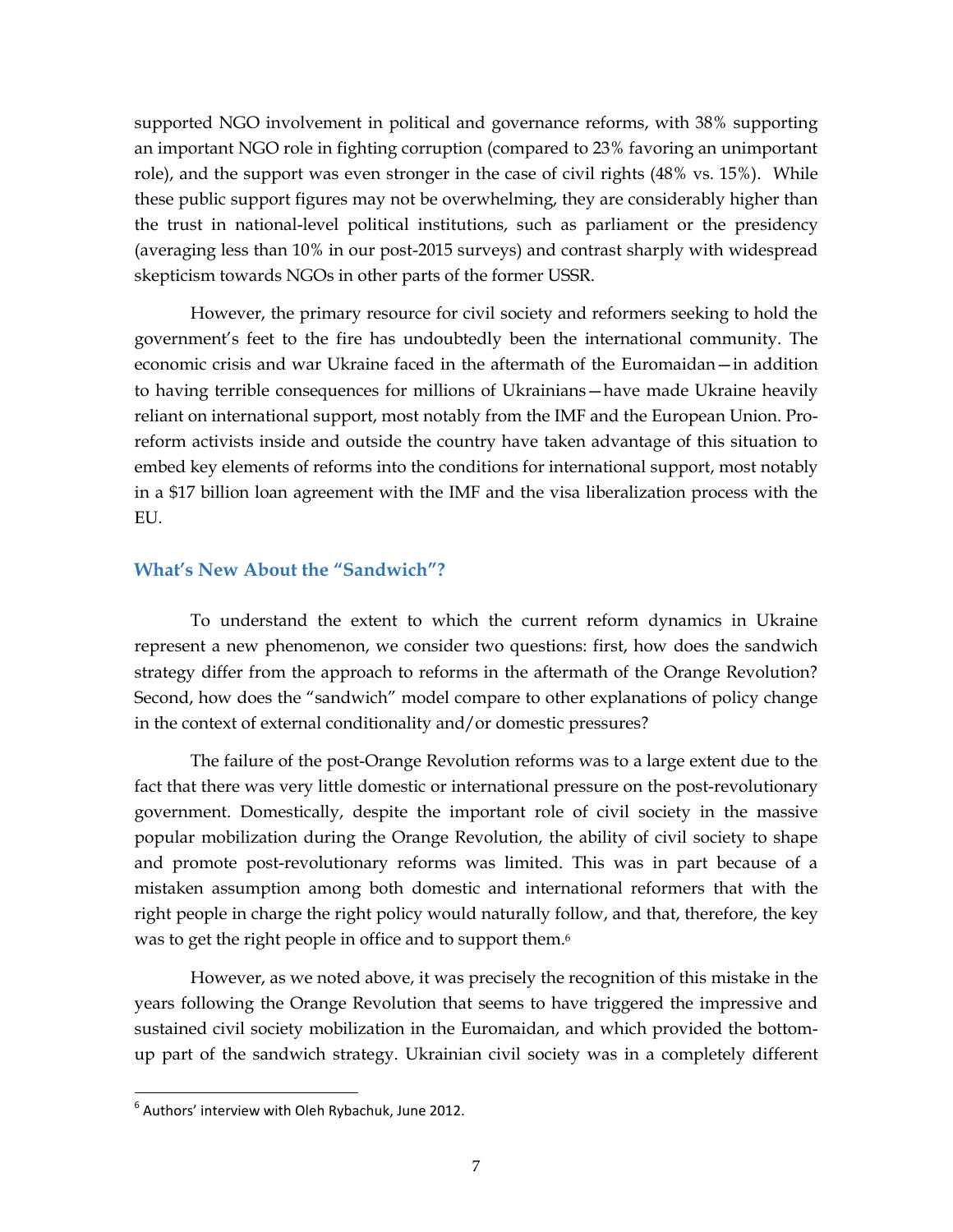supported NGO involvement in political and governance reforms, with 38% supporting an important NGO role in fighting corruption (compared to 23% favoring an unimportant role), and the support was even stronger in the case of civil rights (48% vs. 15%). While these public support figures may not be overwhelming, they are considerably higher than the trust in national-level political institutions, such as parliament or the presidency (averaging less than 10% in our post-2015 surveys) and contrast sharply with widespread skepticism towards NGOs in other parts of the former USSR.

However, the primary resource for civil society and reformers seeking to hold the government's feet to the fire has undoubtedly been the international community. The economic crisis and war Ukraine faced in the aftermath of the Euromaidan—in addition to having terrible consequences for millions of Ukrainians—have made Ukraine heavily reliant on international support, most notably from the IMF and the European Union. Pro-reform activists inside and outside the country have taken advantage of this situation to embed key elements of reforms into the conditions for international support, most notably in a $17 billion loan agreement with the IMF and the visa liberalization process with the EU.

### What's New About the "Sandwich"?

To understand the extent to which the current reform dynamics in Ukraine represent a new phenomenon, we consider two questions: first, how does the sandwich strategy differ from the approach to reforms in the aftermath of the Orange Revolution? Second, how does the "sandwich" model compare to other explanations of policy change in the context of external conditionality and/or domestic pressures?

The failure of the post-Orange Revolution reforms was to a large extent due to the fact that there was very little domestic or international pressure on the post-revolutionary government. Domestically, despite the important role of civil society in the massive popular mobilization during the Orange Revolution, the ability of civil society to shape and promote post-revolutionary reforms was limited. This was in part because of a mistaken assumption among both domestic and international reformers that with the right people in charge the right policy would naturally follow, and that, therefore, the key was to get the right people in office and to support them.[6]

However, as we noted above, it was precisely the recognition of this mistake in the years following the Orange Revolution that seems to have triggered the impressive and sustained civil society mobilization in the Euromaidan, and which provided the bottom-up part of the sandwich strategy. Ukrainian civil society was in a completely different

[6] Authors' interview with Oleh Rybachuk, June 2012.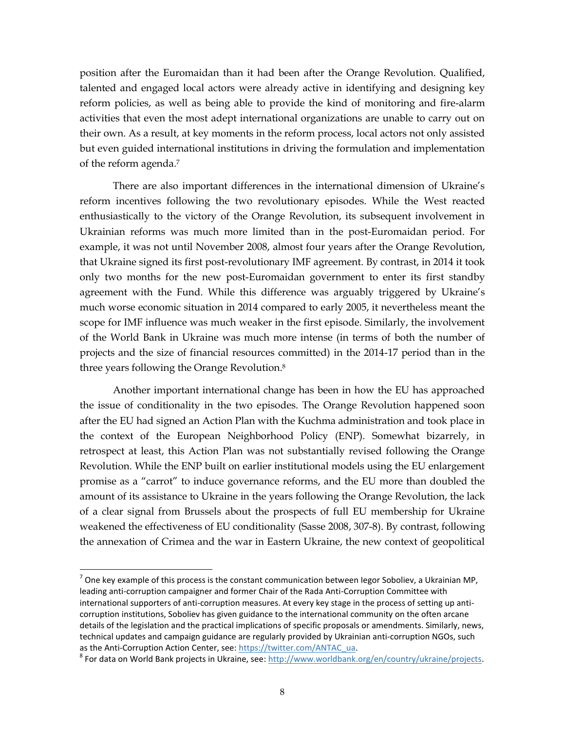position after the Euromaidan than it had been after the Orange Revolution. Qualified, talented and engaged local actors were already active in identifying and designing key reform policies, as well as being able to provide the kind of monitoring and fire-alarm activities that even the most adept international organizations are unable to carry out on their own. As a result, at key moments in the reform process, local actors not only assisted but even guided international institutions in driving the formulation and implementation of the reform agenda.[7]

There are also important differences in the international dimension of Ukraine's reform incentives following the two revolutionary episodes. While the West reacted enthusiastically to the victory of the Orange Revolution, its subsequent involvement in Ukrainian reforms was much more limited than in the post-Euromaidan period. For example, it was not until November 2008, almost four years after the Orange Revolution, that Ukraine signed its first post-revolutionary IMF agreement. By contrast, in 2014 it took only two months for the new post-Euromaidan government to enter its first standby agreement with the Fund. While this difference was arguably triggered by Ukraine's much worse economic situation in 2014 compared to early 2005, it nevertheless meant the scope for IMF influence was much weaker in the first episode. Similarly, the involvement of the World Bank in Ukraine was much more intense (in terms of both the number of projects and the size of financial resources committed) in the 2014-17 period than in the three years following the Orange Revolution.[8]

Another important international change has been in how the EU has approached the issue of conditionality in the two episodes. The Orange Revolution happened soon after the EU had signed an Action Plan with the Kuchma administration and took place in the context of the European Neighborhood Policy (ENP). Somewhat bizarrely, in retrospect at least, this Action Plan was not substantially revised following the Orange Revolution. While the ENP built on earlier institutional models using the EU enlargement promise as a "carrot" to induce governance reforms, and the EU more than doubled the amount of its assistance to Ukraine in the years following the Orange Revolution, the lack of a clear signal from Brussels about the prospects of full EU membership for Ukraine weakened the effectiveness of EU conditionality (Sasse 2008, 307-8). By contrast, following the annexation of Crimea and the war in Eastern Ukraine, the new context of geopolitical

---

[7] One key example of this process is the constant communication between Iegor Soboliev, a Ukrainian MP, leading anti-corruption campaigner and former Chair of the Rada Anti-Corruption Committee with international supporters of anti-corruption measures. At every key stage in the process of setting up anti-corruption institutions, Soboliev has given guidance to the international community on the often arcane details of the legislation and the practical implications of specific proposals or amendments. Similarly, news, technical updates and campaign guidance are regularly provided by Ukrainian anti-corruption NGOs, such as the Anti-Corruption Action Center, see: https://twitter.com/ANTAC_ua.

[8] For data on World Bank projects in Ukraine, see: http://www.worldbank.org/en/country/ukraine/projects.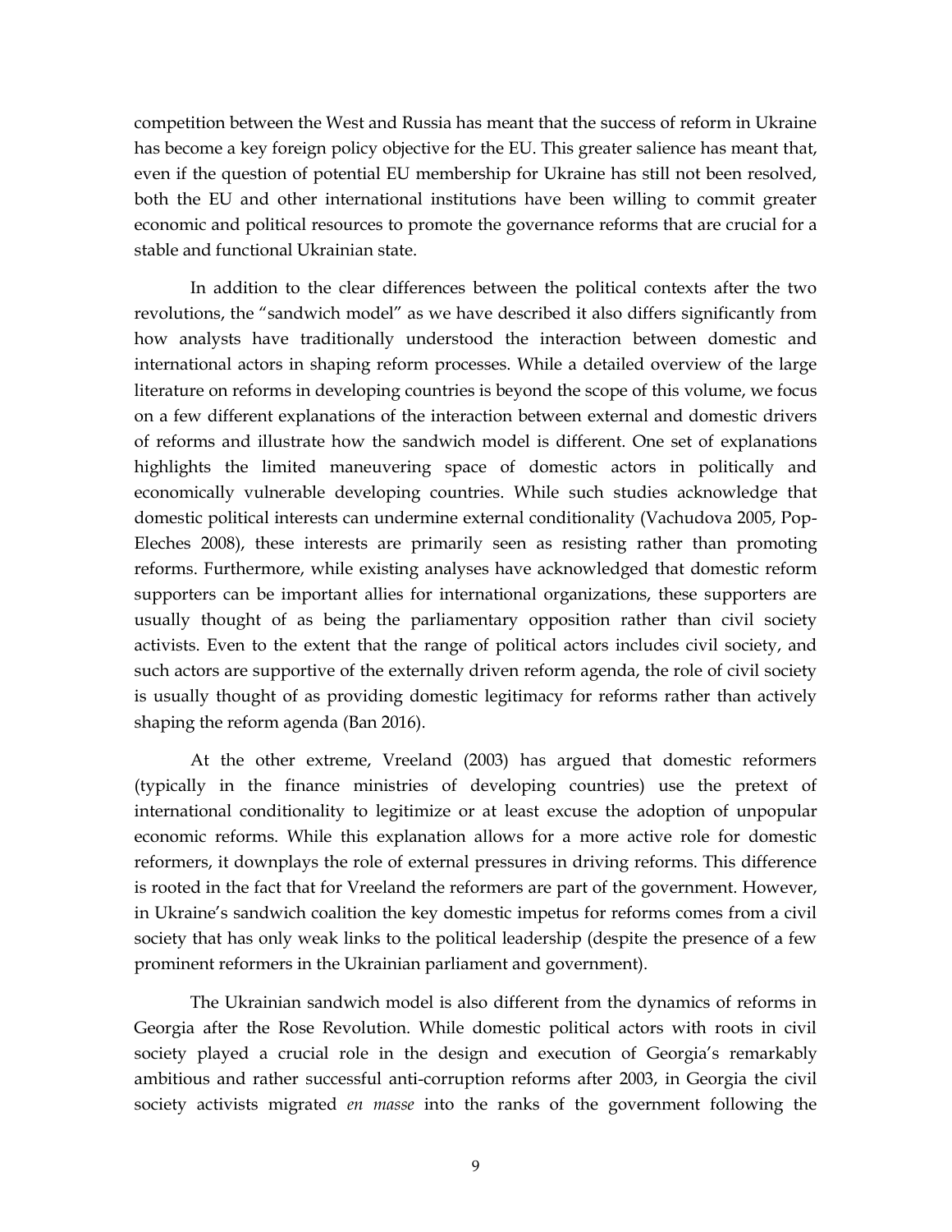competition between the West and Russia has meant that the success of reform in Ukraine has become a key foreign policy objective for the EU. This greater salience has meant that, even if the question of potential EU membership for Ukraine has still not been resolved, both the EU and other international institutions have been willing to commit greater economic and political resources to promote the governance reforms that are crucial for a stable and functional Ukrainian state.

In addition to the clear differences between the political contexts after the two revolutions, the "sandwich model" as we have described it also differs significantly from how analysts have traditionally understood the interaction between domestic and international actors in shaping reform processes. While a detailed overview of the large literature on reforms in developing countries is beyond the scope of this volume, we focus on a few different explanations of the interaction between external and domestic drivers of reforms and illustrate how the sandwich model is different. One set of explanations highlights the limited maneuvering space of domestic actors in politically and economically vulnerable developing countries. While such studies acknowledge that domestic political interests can undermine external conditionality (Vachudova 2005, Pop-Eleches 2008), these interests are primarily seen as resisting rather than promoting reforms. Furthermore, while existing analyses have acknowledged that domestic reform supporters can be important allies for international organizations, these supporters are usually thought of as being the parliamentary opposition rather than civil society activists. Even to the extent that the range of political actors includes civil society, and such actors are supportive of the externally driven reform agenda, the role of civil society is usually thought of as providing domestic legitimacy for reforms rather than actively shaping the reform agenda (Ban 2016).

At the other extreme, Vreeland (2003) has argued that domestic reformers (typically in the finance ministries of developing countries) use the pretext of international conditionality to legitimize or at least excuse the adoption of unpopular economic reforms. While this explanation allows for a more active role for domestic reformers, it downplays the role of external pressures in driving reforms. This difference is rooted in the fact that for Vreeland the reformers are part of the government. However, in Ukraine's sandwich coalition the key domestic impetus for reforms comes from a civil society that has only weak links to the political leadership (despite the presence of a few prominent reformers in the Ukrainian parliament and government).

The Ukrainian sandwich model is also different from the dynamics of reforms in Georgia after the Rose Revolution. While domestic political actors with roots in civil society played a crucial role in the design and execution of Georgia's remarkably ambitious and rather successful anti-corruption reforms after 2003, in Georgia the civil society activists migrated *en masse* into the ranks of the government following the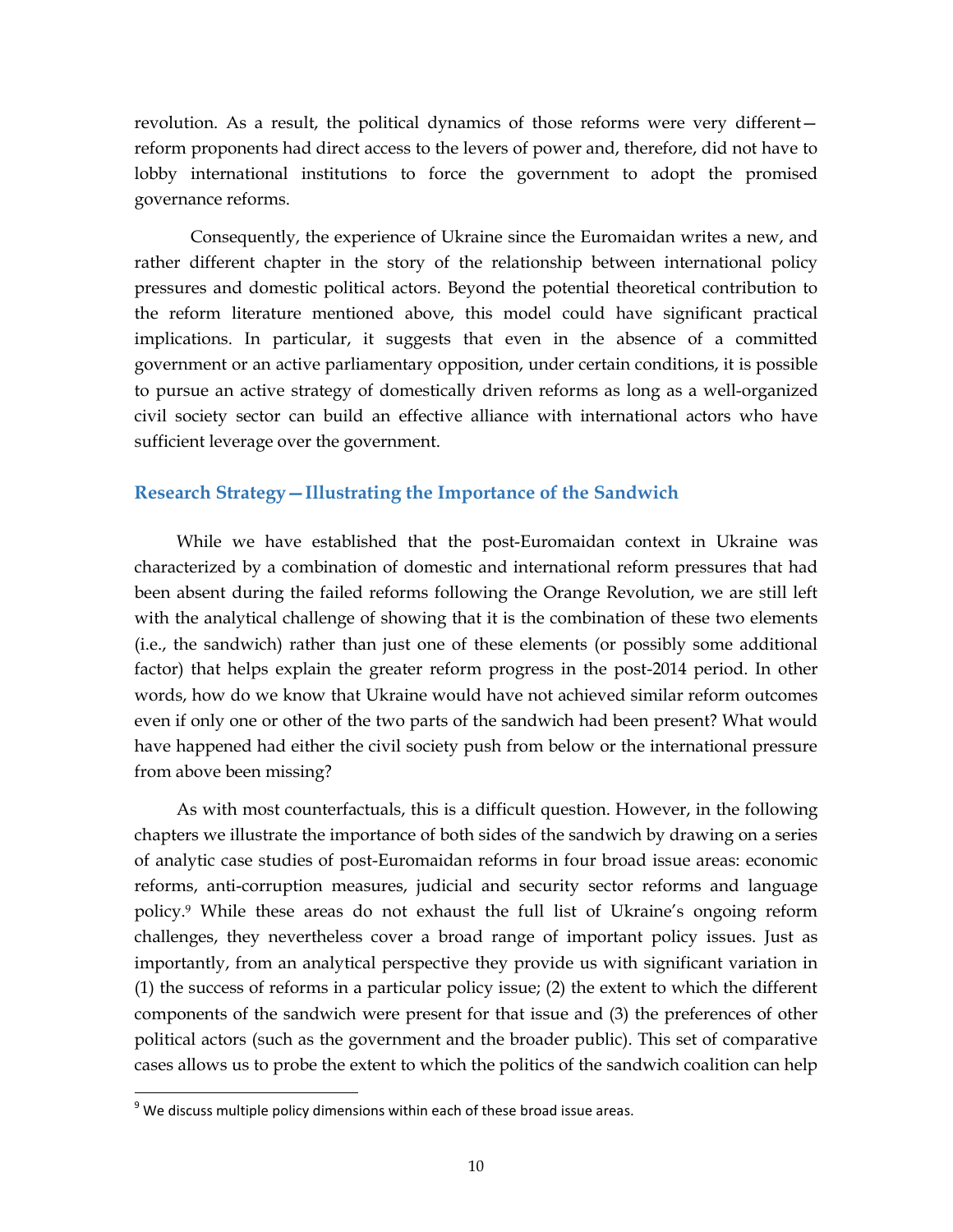revolution. As a result, the political dynamics of those reforms were very different—reform proponents had direct access to the levers of power and, therefore, did not have to lobby international institutions to force the government to adopt the promised governance reforms.

Consequently, the experience of Ukraine since the Euromaidan writes a new, and rather different chapter in the story of the relationship between international policy pressures and domestic political actors. Beyond the potential theoretical contribution to the reform literature mentioned above, this model could have significant practical implications. In particular, it suggests that even in the absence of a committed government or an active parliamentary opposition, under certain conditions, it is possible to pursue an active strategy of domestically driven reforms as long as a well-organized civil society sector can build an effective alliance with international actors who have sufficient leverage over the government.

## Research Strategy—Illustrating the Importance of the Sandwich

While we have established that the post-Euromaidan context in Ukraine was characterized by a combination of domestic and international reform pressures that had been absent during the failed reforms following the Orange Revolution, we are still left with the analytical challenge of showing that it is the combination of these two elements (i.e., the sandwich) rather than just one of these elements (or possibly some additional factor) that helps explain the greater reform progress in the post-2014 period. In other words, how do we know that Ukraine would have not achieved similar reform outcomes even if only one or other of the two parts of the sandwich had been present? What would have happened had either the civil society push from below or the international pressure from above been missing?

As with most counterfactuals, this is a difficult question. However, in the following chapters we illustrate the importance of both sides of the sandwich by drawing on a series of analytic case studies of post-Euromaidan reforms in four broad issue areas: economic reforms, anti-corruption measures, judicial and security sector reforms and language policy.[9] While these areas do not exhaust the full list of Ukraine's ongoing reform challenges, they nevertheless cover a broad range of important policy issues. Just as importantly, from an analytical perspective they provide us with significant variation in (1) the success of reforms in a particular policy issue; (2) the extent to which the different components of the sandwich were present for that issue and (3) the preferences of other political actors (such as the government and the broader public). This set of comparative cases allows us to probe the extent to which the politics of the sandwich coalition can help

[9] We discuss multiple policy dimensions within each of these broad issue areas.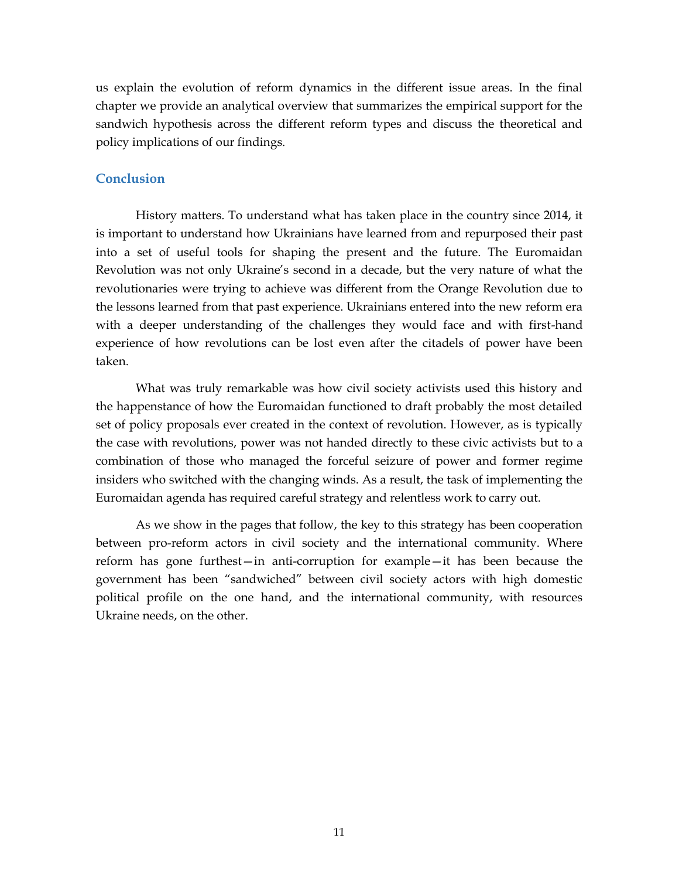us explain the evolution of reform dynamics in the different issue areas. In the final chapter we provide an analytical overview that summarizes the empirical support for the sandwich hypothesis across the different reform types and discuss the theoretical and policy implications of our findings.

## Conclusion

History matters. To understand what has taken place in the country since 2014, it is important to understand how Ukrainians have learned from and repurposed their past into a set of useful tools for shaping the present and the future. The Euromaidan Revolution was not only Ukraine's second in a decade, but the very nature of what the revolutionaries were trying to achieve was different from the Orange Revolution due to the lessons learned from that past experience. Ukrainians entered into the new reform era with a deeper understanding of the challenges they would face and with first-hand experience of how revolutions can be lost even after the citadels of power have been taken.

What was truly remarkable was how civil society activists used this history and the happenstance of how the Euromaidan functioned to draft probably the most detailed set of policy proposals ever created in the context of revolution. However, as is typically the case with revolutions, power was not handed directly to these civic activists but to a combination of those who managed the forceful seizure of power and former regime insiders who switched with the changing winds. As a result, the task of implementing the Euromaidan agenda has required careful strategy and relentless work to carry out.

As we show in the pages that follow, the key to this strategy has been cooperation between pro-reform actors in civil society and the international community. Where reform has gone furthest—in anti-corruption for example—it has been because the government has been "sandwiched" between civil society actors with high domestic political profile on the one hand, and the international community, with resources Ukraine needs, on the other.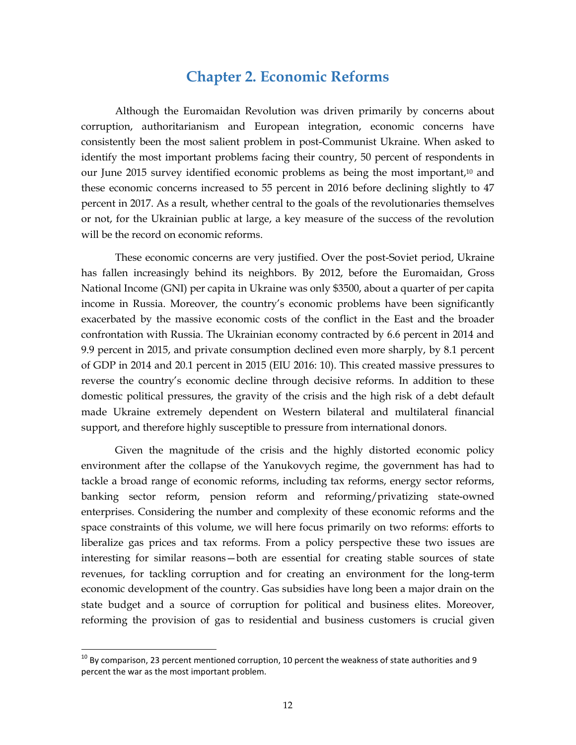# Chapter 2. Economic Reforms

Although the Euromaidan Revolution was driven primarily by concerns about corruption, authoritarianism and European integration, economic concerns have consistently been the most salient problem in post-Communist Ukraine. When asked to identify the most important problems facing their country, 50 percent of respondents in our June 2015 survey identified economic problems as being the most important,[10] and these economic concerns increased to 55 percent in 2016 before declining slightly to 47 percent in 2017. As a result, whether central to the goals of the revolutionaries themselves or not, for the Ukrainian public at large, a key measure of the success of the revolution will be the record on economic reforms.

These economic concerns are very justified. Over the post-Soviet period, Ukraine has fallen increasingly behind its neighbors. By 2012, before the Euromaidan, Gross National Income (GNI) per capita in Ukraine was only $3500, about a quarter of per capita income in Russia. Moreover, the country's economic problems have been significantly exacerbated by the massive economic costs of the conflict in the East and the broader confrontation with Russia. The Ukrainian economy contracted by 6.6 percent in 2014 and 9.9 percent in 2015, and private consumption declined even more sharply, by 8.1 percent of GDP in 2014 and 20.1 percent in 2015 (EIU 2016: 10). This created massive pressures to reverse the country's economic decline through decisive reforms. In addition to these domestic political pressures, the gravity of the crisis and the high risk of a debt default made Ukraine extremely dependent on Western bilateral and multilateral financial support, and therefore highly susceptible to pressure from international donors.

Given the magnitude of the crisis and the highly distorted economic policy environment after the collapse of the Yanukovych regime, the government has had to tackle a broad range of economic reforms, including tax reforms, energy sector reforms, banking sector reform, pension reform and reforming/privatizing state-owned enterprises. Considering the number and complexity of these economic reforms and the space constraints of this volume, we will here focus primarily on two reforms: efforts to liberalize gas prices and tax reforms. From a policy perspective these two issues are interesting for similar reasons—both are essential for creating stable sources of state revenues, for tackling corruption and for creating an environment for the long-term economic development of the country. Gas subsidies have long been a major drain on the state budget and a source of corruption for political and business elites. Moreover, reforming the provision of gas to residential and business customers is crucial given

[10] By comparison, 23 percent mentioned corruption, 10 percent the weakness of state authorities and 9 percent the war as the most important problem.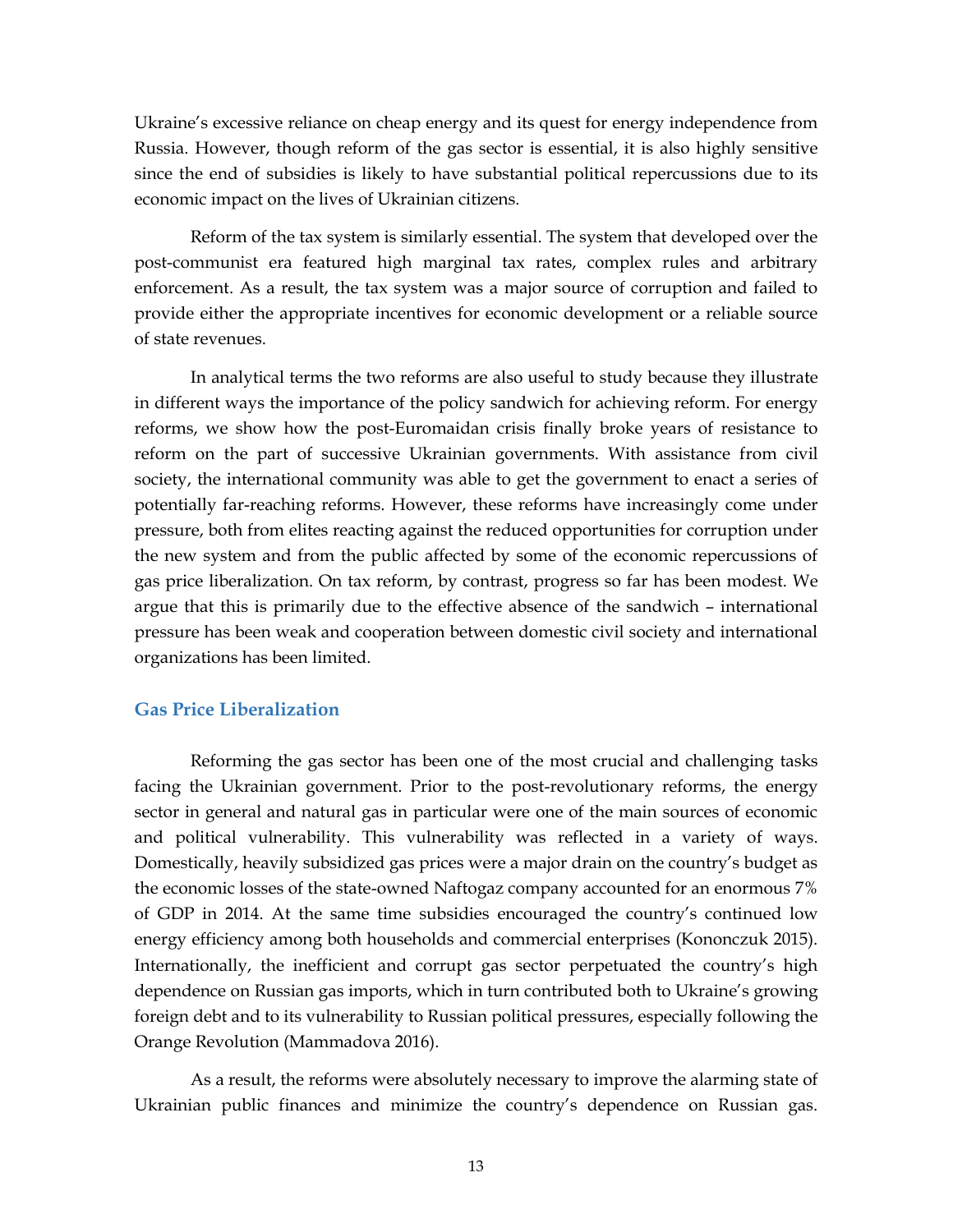Ukraine's excessive reliance on cheap energy and its quest for energy independence from Russia. However, though reform of the gas sector is essential, it is also highly sensitive since the end of subsidies is likely to have substantial political repercussions due to its economic impact on the lives of Ukrainian citizens.

Reform of the tax system is similarly essential. The system that developed over the post-communist era featured high marginal tax rates, complex rules and arbitrary enforcement. As a result, the tax system was a major source of corruption and failed to provide either the appropriate incentives for economic development or a reliable source of state revenues.

In analytical terms the two reforms are also useful to study because they illustrate in different ways the importance of the policy sandwich for achieving reform. For energy reforms, we show how the post-Euromaidan crisis finally broke years of resistance to reform on the part of successive Ukrainian governments. With assistance from civil society, the international community was able to get the government to enact a series of potentially far-reaching reforms. However, these reforms have increasingly come under pressure, both from elites reacting against the reduced opportunities for corruption under the new system and from the public affected by some of the economic repercussions of gas price liberalization. On tax reform, by contrast, progress so far has been modest. We argue that this is primarily due to the effective absence of the sandwich – international pressure has been weak and cooperation between domestic civil society and international organizations has been limited.

## Gas Price Liberalization

Reforming the gas sector has been one of the most crucial and challenging tasks facing the Ukrainian government. Prior to the post-revolutionary reforms, the energy sector in general and natural gas in particular were one of the main sources of economic and political vulnerability. This vulnerability was reflected in a variety of ways. Domestically, heavily subsidized gas prices were a major drain on the country's budget as the economic losses of the state-owned Naftogaz company accounted for an enormous 7% of GDP in 2014. At the same time subsidies encouraged the country's continued low energy efficiency among both households and commercial enterprises (Kononczuk 2015). Internationally, the inefficient and corrupt gas sector perpetuated the country's high dependence on Russian gas imports, which in turn contributed both to Ukraine's growing foreign debt and to its vulnerability to Russian political pressures, especially following the Orange Revolution (Mammadova 2016).

As a result, the reforms were absolutely necessary to improve the alarming state of Ukrainian public finances and minimize the country's dependence on Russian gas.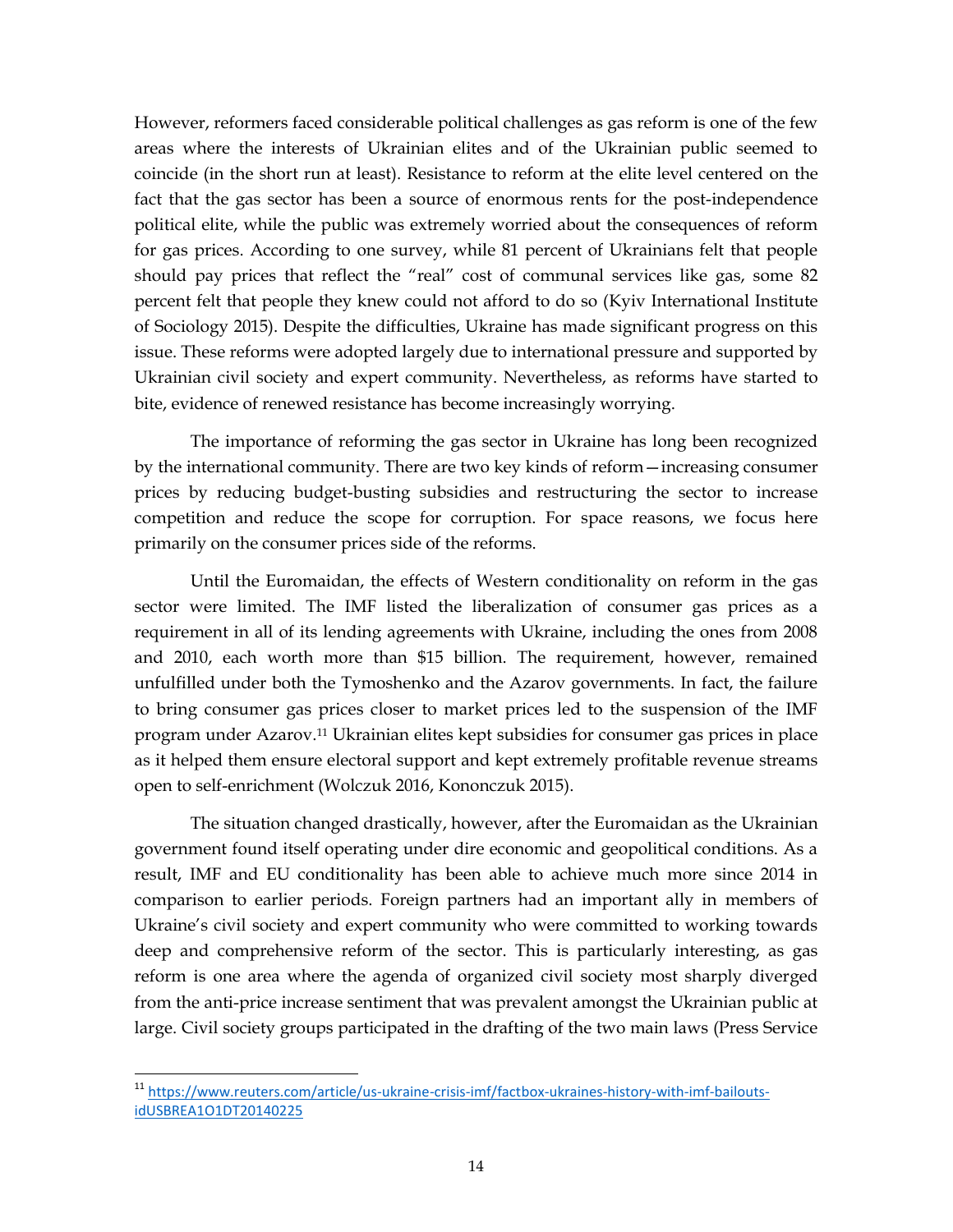However, reformers faced considerable political challenges as gas reform is one of the few areas where the interests of Ukrainian elites and of the Ukrainian public seemed to coincide (in the short run at least). Resistance to reform at the elite level centered on the fact that the gas sector has been a source of enormous rents for the post-independence political elite, while the public was extremely worried about the consequences of reform for gas prices. According to one survey, while 81 percent of Ukrainians felt that people should pay prices that reflect the "real" cost of communal services like gas, some 82 percent felt that people they knew could not afford to do so (Kyiv International Institute of Sociology 2015). Despite the difficulties, Ukraine has made significant progress on this issue. These reforms were adopted largely due to international pressure and supported by Ukrainian civil society and expert community. Nevertheless, as reforms have started to bite, evidence of renewed resistance has become increasingly worrying.

The importance of reforming the gas sector in Ukraine has long been recognized by the international community. There are two key kinds of reform—increasing consumer prices by reducing budget-busting subsidies and restructuring the sector to increase competition and reduce the scope for corruption. For space reasons, we focus here primarily on the consumer prices side of the reforms.

Until the Euromaidan, the effects of Western conditionality on reform in the gas sector were limited. The IMF listed the liberalization of consumer gas prices as a requirement in all of its lending agreements with Ukraine, including the ones from 2008 and 2010, each worth more than $15 billion. The requirement, however, remained unfulfilled under both the Tymoshenko and the Azarov governments. In fact, the failure to bring consumer gas prices closer to market prices led to the suspension of the IMF program under Azarov.[11] Ukrainian elites kept subsidies for consumer gas prices in place as it helped them ensure electoral support and kept extremely profitable revenue streams open to self-enrichment (Wolczuk 2016, Kononczuk 2015).

The situation changed drastically, however, after the Euromaidan as the Ukrainian government found itself operating under dire economic and geopolitical conditions. As a result, IMF and EU conditionality has been able to achieve much more since 2014 in comparison to earlier periods. Foreign partners had an important ally in members of Ukraine's civil society and expert community who were committed to working towards deep and comprehensive reform of the sector. This is particularly interesting, as gas reform is one area where the agenda of organized civil society most sharply diverged from the anti-price increase sentiment that was prevalent amongst the Ukrainian public at large. Civil society groups participated in the drafting of the two main laws (Press Service

[11] https://www.reuters.com/article/us-ukraine-crisis-imf/factbox-ukraines-history-with-imf-bailouts-idUSBREA1O1DT20140225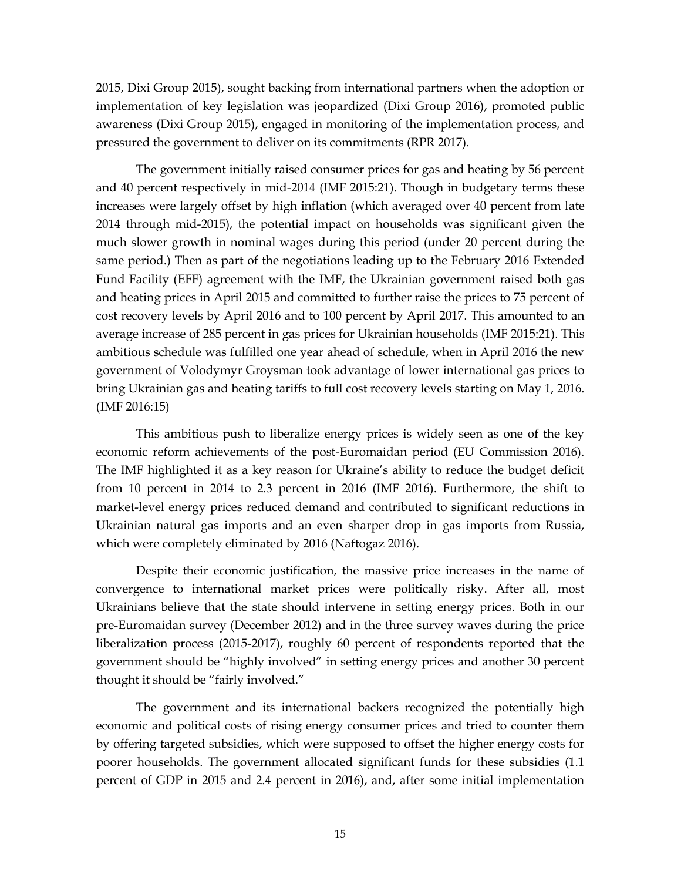2015, Dixi Group 2015), sought backing from international partners when the adoption or implementation of key legislation was jeopardized (Dixi Group 2016), promoted public awareness (Dixi Group 2015), engaged in monitoring of the implementation process, and pressured the government to deliver on its commitments (RPR 2017).

The government initially raised consumer prices for gas and heating by 56 percent and 40 percent respectively in mid-2014 (IMF 2015:21). Though in budgetary terms these increases were largely offset by high inflation (which averaged over 40 percent from late 2014 through mid-2015), the potential impact on households was significant given the much slower growth in nominal wages during this period (under 20 percent during the same period.) Then as part of the negotiations leading up to the February 2016 Extended Fund Facility (EFF) agreement with the IMF, the Ukrainian government raised both gas and heating prices in April 2015 and committed to further raise the prices to 75 percent of cost recovery levels by April 2016 and to 100 percent by April 2017. This amounted to an average increase of 285 percent in gas prices for Ukrainian households (IMF 2015:21). This ambitious schedule was fulfilled one year ahead of schedule, when in April 2016 the new government of Volodymyr Groysman took advantage of lower international gas prices to bring Ukrainian gas and heating tariffs to full cost recovery levels starting on May 1, 2016. (IMF 2016:15)

This ambitious push to liberalize energy prices is widely seen as one of the key economic reform achievements of the post-Euromaidan period (EU Commission 2016). The IMF highlighted it as a key reason for Ukraine's ability to reduce the budget deficit from 10 percent in 2014 to 2.3 percent in 2016 (IMF 2016). Furthermore, the shift to market-level energy prices reduced demand and contributed to significant reductions in Ukrainian natural gas imports and an even sharper drop in gas imports from Russia, which were completely eliminated by 2016 (Naftogaz 2016).

Despite their economic justification, the massive price increases in the name of convergence to international market prices were politically risky. After all, most Ukrainians believe that the state should intervene in setting energy prices. Both in our pre-Euromaidan survey (December 2012) and in the three survey waves during the price liberalization process (2015-2017), roughly 60 percent of respondents reported that the government should be "highly involved" in setting energy prices and another 30 percent thought it should be "fairly involved."

The government and its international backers recognized the potentially high economic and political costs of rising energy consumer prices and tried to counter them by offering targeted subsidies, which were supposed to offset the higher energy costs for poorer households. The government allocated significant funds for these subsidies (1.1 percent of GDP in 2015 and 2.4 percent in 2016), and, after some initial implementation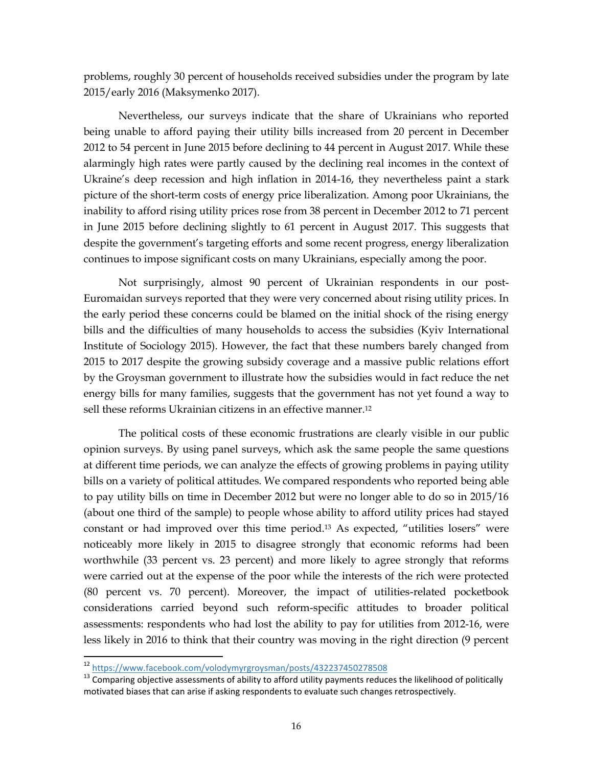problems, roughly 30 percent of households received subsidies under the program by late 2015/early 2016 (Maksymenko 2017).

Nevertheless, our surveys indicate that the share of Ukrainians who reported being unable to afford paying their utility bills increased from 20 percent in December 2012 to 54 percent in June 2015 before declining to 44 percent in August 2017. While these alarmingly high rates were partly caused by the declining real incomes in the context of Ukraine's deep recession and high inflation in 2014-16, they nevertheless paint a stark picture of the short-term costs of energy price liberalization. Among poor Ukrainians, the inability to afford rising utility prices rose from 38 percent in December 2012 to 71 percent in June 2015 before declining slightly to 61 percent in August 2017. This suggests that despite the government's targeting efforts and some recent progress, energy liberalization continues to impose significant costs on many Ukrainians, especially among the poor.

Not surprisingly, almost 90 percent of Ukrainian respondents in our post-Euromaidan surveys reported that they were very concerned about rising utility prices. In the early period these concerns could be blamed on the initial shock of the rising energy bills and the difficulties of many households to access the subsidies (Kyiv International Institute of Sociology 2015). However, the fact that these numbers barely changed from 2015 to 2017 despite the growing subsidy coverage and a massive public relations effort by the Groysman government to illustrate how the subsidies would in fact reduce the net energy bills for many families, suggests that the government has not yet found a way to sell these reforms Ukrainian citizens in an effective manner.[12]

The political costs of these economic frustrations are clearly visible in our public opinion surveys. By using panel surveys, which ask the same people the same questions at different time periods, we can analyze the effects of growing problems in paying utility bills on a variety of political attitudes. We compared respondents who reported being able to pay utility bills on time in December 2012 but were no longer able to do so in 2015/16 (about one third of the sample) to people whose ability to afford utility prices had stayed constant or had improved over this time period.[13] As expected, "utilities losers" were noticeably more likely in 2015 to disagree strongly that economic reforms had been worthwhile (33 percent vs. 23 percent) and more likely to agree strongly that reforms were carried out at the expense of the poor while the interests of the rich were protected (80 percent vs. 70 percent). Moreover, the impact of utilities-related pocketbook considerations carried beyond such reform-specific attitudes to broader political assessments: respondents who had lost the ability to pay for utilities from 2012-16, were less likely in 2016 to think that their country was moving in the right direction (9 percent

[12] https://www.facebook.com/volodymyrgroysman/posts/432237450278508

[13] Comparing objective assessments of ability to afford utility payments reduces the likelihood of politically motivated biases that can arise if asking respondents to evaluate such changes retrospectively.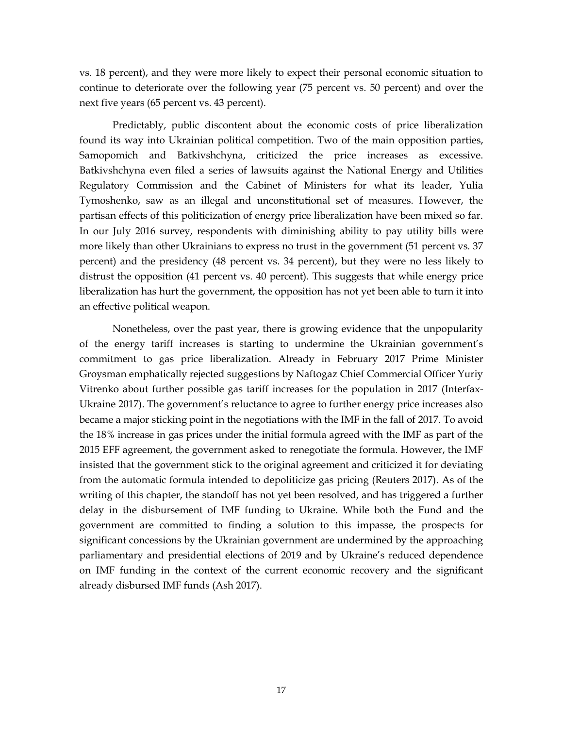vs. 18 percent), and they were more likely to expect their personal economic situation to continue to deteriorate over the following year (75 percent vs. 50 percent) and over the next five years (65 percent vs. 43 percent).

Predictably, public discontent about the economic costs of price liberalization found its way into Ukrainian political competition. Two of the main opposition parties, Samopomich and Batkivshchyna, criticized the price increases as excessive. Batkivshchyna even filed a series of lawsuits against the National Energy and Utilities Regulatory Commission and the Cabinet of Ministers for what its leader, Yulia Tymoshenko, saw as an illegal and unconstitutional set of measures. However, the partisan effects of this politicization of energy price liberalization have been mixed so far. In our July 2016 survey, respondents with diminishing ability to pay utility bills were more likely than other Ukrainians to express no trust in the government (51 percent vs. 37 percent) and the presidency (48 percent vs. 34 percent), but they were no less likely to distrust the opposition (41 percent vs. 40 percent). This suggests that while energy price liberalization has hurt the government, the opposition has not yet been able to turn it into an effective political weapon.

Nonetheless, over the past year, there is growing evidence that the unpopularity of the energy tariff increases is starting to undermine the Ukrainian government's commitment to gas price liberalization. Already in February 2017 Prime Minister Groysman emphatically rejected suggestions by Naftogaz Chief Commercial Officer Yuriy Vitrenko about further possible gas tariff increases for the population in 2017 (Interfax-Ukraine 2017). The government's reluctance to agree to further energy price increases also became a major sticking point in the negotiations with the IMF in the fall of 2017. To avoid the 18% increase in gas prices under the initial formula agreed with the IMF as part of the 2015 EFF agreement, the government asked to renegotiate the formula. However, the IMF insisted that the government stick to the original agreement and criticized it for deviating from the automatic formula intended to depoliticize gas pricing (Reuters 2017). As of the writing of this chapter, the standoff has not yet been resolved, and has triggered a further delay in the disbursement of IMF funding to Ukraine. While both the Fund and the government are committed to finding a solution to this impasse, the prospects for significant concessions by the Ukrainian government are undermined by the approaching parliamentary and presidential elections of 2019 and by Ukraine's reduced dependence on IMF funding in the context of the current economic recovery and the significant already disbursed IMF funds (Ash 2017).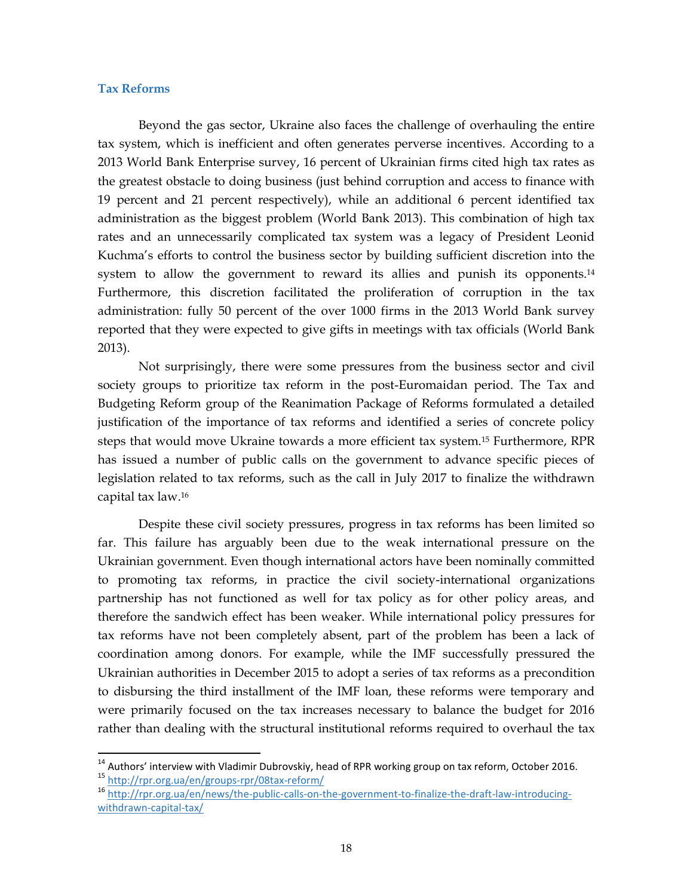### Tax Reforms

Beyond the gas sector, Ukraine also faces the challenge of overhauling the entire tax system, which is inefficient and often generates perverse incentives. According to a 2013 World Bank Enterprise survey, 16 percent of Ukrainian firms cited high tax rates as the greatest obstacle to doing business (just behind corruption and access to finance with 19 percent and 21 percent respectively), while an additional 6 percent identified tax administration as the biggest problem (World Bank 2013). This combination of high tax rates and an unnecessarily complicated tax system was a legacy of President Leonid Kuchma's efforts to control the business sector by building sufficient discretion into the system to allow the government to reward its allies and punish its opponents.[14] Furthermore, this discretion facilitated the proliferation of corruption in the tax administration: fully 50 percent of the over 1000 firms in the 2013 World Bank survey reported that they were expected to give gifts in meetings with tax officials (World Bank 2013).

Not surprisingly, there were some pressures from the business sector and civil society groups to prioritize tax reform in the post-Euromaidan period. The Tax and Budgeting Reform group of the Reanimation Package of Reforms formulated a detailed justification of the importance of tax reforms and identified a series of concrete policy steps that would move Ukraine towards a more efficient tax system.[15] Furthermore, RPR has issued a number of public calls on the government to advance specific pieces of legislation related to tax reforms, such as the call in July 2017 to finalize the withdrawn capital tax law.[16]

Despite these civil society pressures, progress in tax reforms has been limited so far. This failure has arguably been due to the weak international pressure on the Ukrainian government. Even though international actors have been nominally committed to promoting tax reforms, in practice the civil society-international organizations partnership has not functioned as well for tax policy as for other policy areas, and therefore the sandwich effect has been weaker. While international policy pressures for tax reforms have not been completely absent, part of the problem has been a lack of coordination among donors. For example, while the IMF successfully pressured the Ukrainian authorities in December 2015 to adopt a series of tax reforms as a precondition to disbursing the third installment of the IMF loan, these reforms were temporary and were primarily focused on the tax increases necessary to balance the budget for 2016 rather than dealing with the structural institutional reforms required to overhaul the tax

---

[14] Authors' interview with Vladimir Dubrovskiy, head of RPR working group on tax reform, October 2016.

[15] http://rpr.org.ua/en/groups-rpr/08tax-reform/

[16] http://rpr.org.ua/en/news/the-public-calls-on-the-government-to-finalize-the-draft-law-introducing-withdrawn-capital-tax/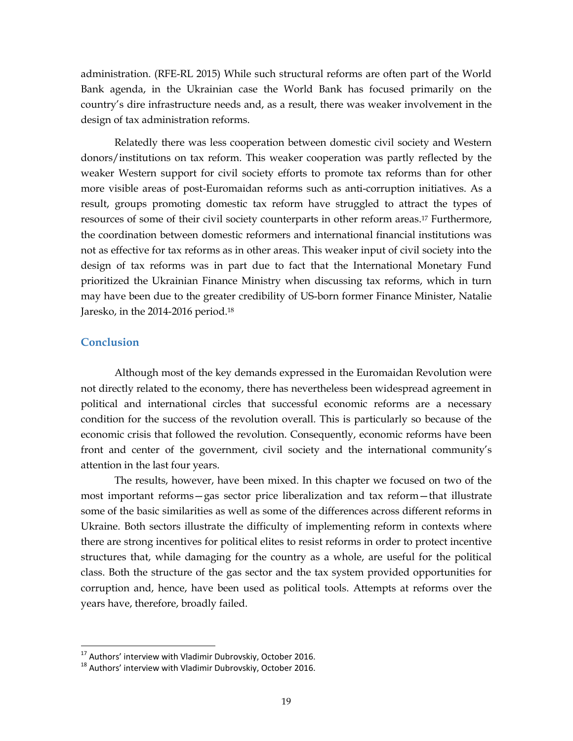administration. (RFE-RL 2015) While such structural reforms are often part of the World Bank agenda, in the Ukrainian case the World Bank has focused primarily on the country's dire infrastructure needs and, as a result, there was weaker involvement in the design of tax administration reforms.

Relatedly there was less cooperation between domestic civil society and Western donors/institutions on tax reform. This weaker cooperation was partly reflected by the weaker Western support for civil society efforts to promote tax reforms than for other more visible areas of post-Euromaidan reforms such as anti-corruption initiatives. As a result, groups promoting domestic tax reform have struggled to attract the types of resources of some of their civil society counterparts in other reform areas.[17] Furthermore, the coordination between domestic reformers and international financial institutions was not as effective for tax reforms as in other areas. This weaker input of civil society into the design of tax reforms was in part due to fact that the International Monetary Fund prioritized the Ukrainian Finance Ministry when discussing tax reforms, which in turn may have been due to the greater credibility of US-born former Finance Minister, Natalie Jaresko, in the 2014-2016 period.[18]

## Conclusion

Although most of the key demands expressed in the Euromaidan Revolution were not directly related to the economy, there has nevertheless been widespread agreement in political and international circles that successful economic reforms are a necessary condition for the success of the revolution overall. This is particularly so because of the economic crisis that followed the revolution. Consequently, economic reforms have been front and center of the government, civil society and the international community's attention in the last four years.

The results, however, have been mixed. In this chapter we focused on two of the most important reforms—gas sector price liberalization and tax reform—that illustrate some of the basic similarities as well as some of the differences across different reforms in Ukraine. Both sectors illustrate the difficulty of implementing reform in contexts where there are strong incentives for political elites to resist reforms in order to protect incentive structures that, while damaging for the country as a whole, are useful for the political class. Both the structure of the gas sector and the tax system provided opportunities for corruption and, hence, have been used as political tools. Attempts at reforms over the years have, therefore, broadly failed.

---

[17] Authors' interview with Vladimir Dubrovskiy, October 2016.

[18] Authors' interview with Vladimir Dubrovskiy, October 2016.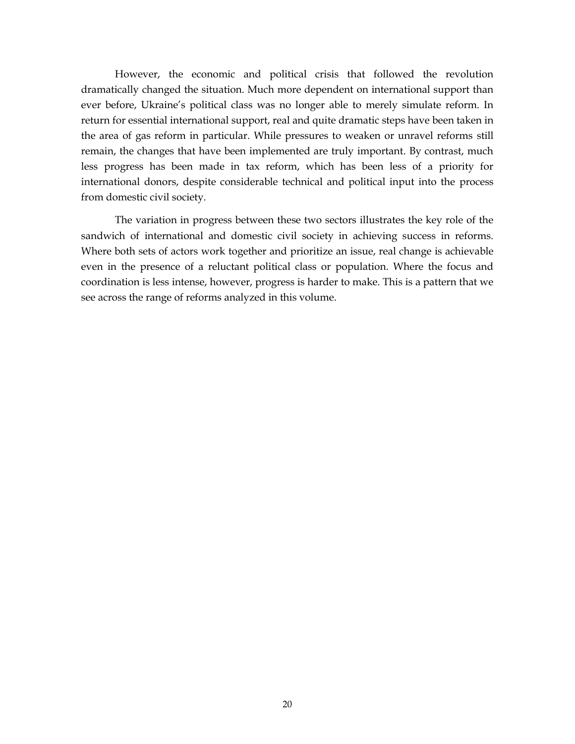However, the economic and political crisis that followed the revolution dramatically changed the situation. Much more dependent on international support than ever before, Ukraine's political class was no longer able to merely simulate reform. In return for essential international support, real and quite dramatic steps have been taken in the area of gas reform in particular. While pressures to weaken or unravel reforms still remain, the changes that have been implemented are truly important. By contrast, much less progress has been made in tax reform, which has been less of a priority for international donors, despite considerable technical and political input into the process from domestic civil society.

The variation in progress between these two sectors illustrates the key role of the sandwich of international and domestic civil society in achieving success in reforms. Where both sets of actors work together and prioritize an issue, real change is achievable even in the presence of a reluctant political class or population. Where the focus and coordination is less intense, however, progress is harder to make. This is a pattern that we see across the range of reforms analyzed in this volume.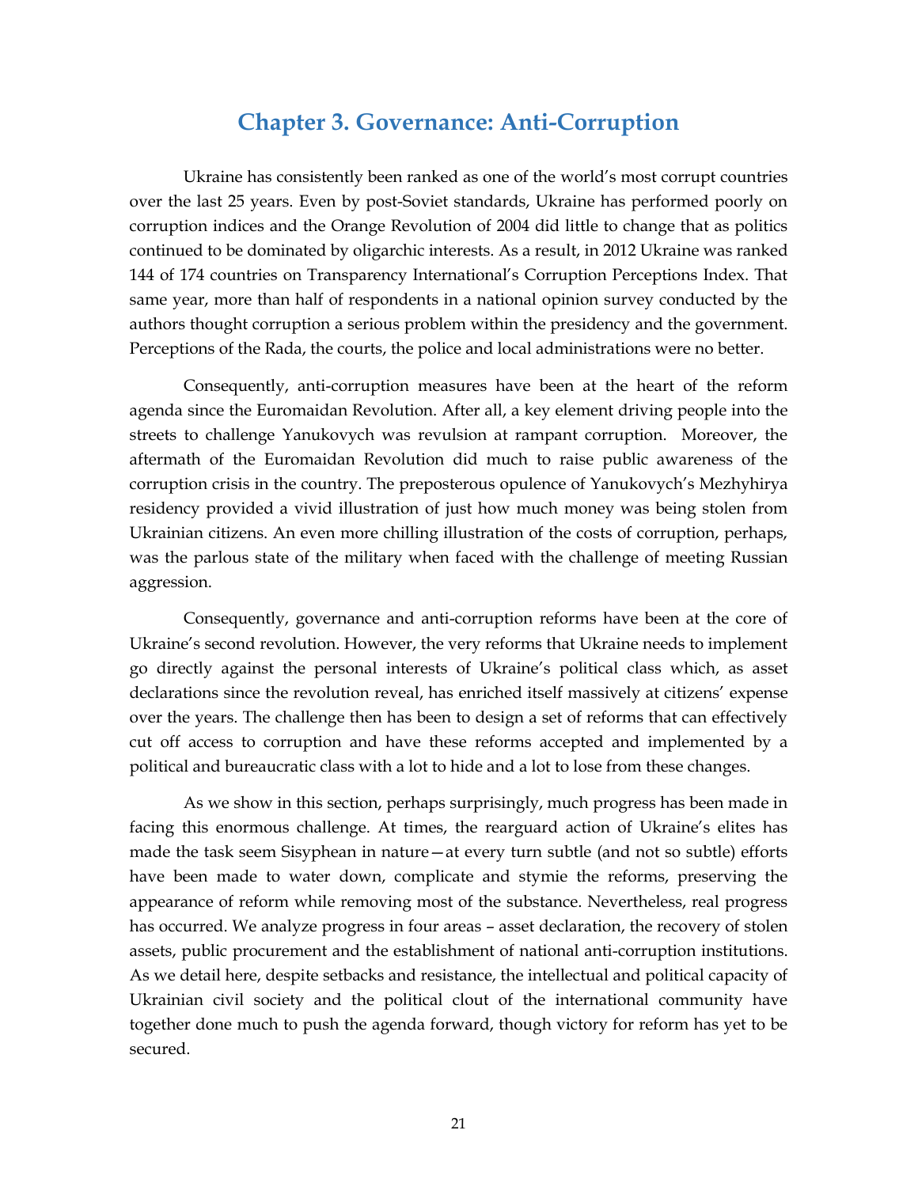# Chapter 3. Governance: Anti-Corruption

Ukraine has consistently been ranked as one of the world's most corrupt countries over the last 25 years. Even by post-Soviet standards, Ukraine has performed poorly on corruption indices and the Orange Revolution of 2004 did little to change that as politics continued to be dominated by oligarchic interests. As a result, in 2012 Ukraine was ranked 144 of 174 countries on Transparency International's Corruption Perceptions Index. That same year, more than half of respondents in a national opinion survey conducted by the authors thought corruption a serious problem within the presidency and the government. Perceptions of the Rada, the courts, the police and local administrations were no better.

Consequently, anti-corruption measures have been at the heart of the reform agenda since the Euromaidan Revolution. After all, a key element driving people into the streets to challenge Yanukovych was revulsion at rampant corruption. Moreover, the aftermath of the Euromaidan Revolution did much to raise public awareness of the corruption crisis in the country. The preposterous opulence of Yanukovych's Mezhyhirya residency provided a vivid illustration of just how much money was being stolen from Ukrainian citizens. An even more chilling illustration of the costs of corruption, perhaps, was the parlous state of the military when faced with the challenge of meeting Russian aggression.

Consequently, governance and anti-corruption reforms have been at the core of Ukraine's second revolution. However, the very reforms that Ukraine needs to implement go directly against the personal interests of Ukraine's political class which, as asset declarations since the revolution reveal, has enriched itself massively at citizens' expense over the years. The challenge then has been to design a set of reforms that can effectively cut off access to corruption and have these reforms accepted and implemented by a political and bureaucratic class with a lot to hide and a lot to lose from these changes.

As we show in this section, perhaps surprisingly, much progress has been made in facing this enormous challenge. At times, the rearguard action of Ukraine's elites has made the task seem Sisyphean in nature—at every turn subtle (and not so subtle) efforts have been made to water down, complicate and stymie the reforms, preserving the appearance of reform while removing most of the substance. Nevertheless, real progress has occurred. We analyze progress in four areas – asset declaration, the recovery of stolen assets, public procurement and the establishment of national anti-corruption institutions. As we detail here, despite setbacks and resistance, the intellectual and political capacity of Ukrainian civil society and the political clout of the international community have together done much to push the agenda forward, though victory for reform has yet to be secured.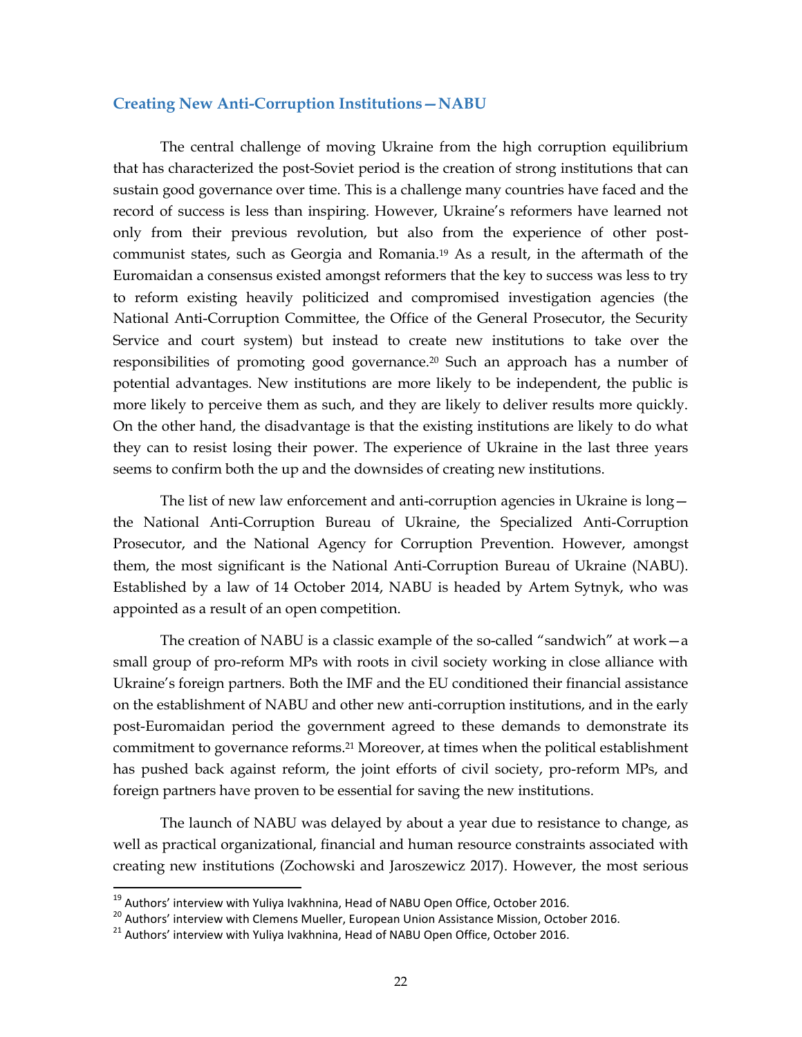### Creating New Anti-Corruption Institutions—NABU

The central challenge of moving Ukraine from the high corruption equilibrium that has characterized the post-Soviet period is the creation of strong institutions that can sustain good governance over time. This is a challenge many countries have faced and the record of success is less than inspiring. However, Ukraine's reformers have learned not only from their previous revolution, but also from the experience of other post-communist states, such as Georgia and Romania.[19] As a result, in the aftermath of the Euromaidan a consensus existed amongst reformers that the key to success was less to try to reform existing heavily politicized and compromised investigation agencies (the National Anti-Corruption Committee, the Office of the General Prosecutor, the Security Service and court system) but instead to create new institutions to take over the responsibilities of promoting good governance.[20] Such an approach has a number of potential advantages. New institutions are more likely to be independent, the public is more likely to perceive them as such, and they are likely to deliver results more quickly. On the other hand, the disadvantage is that the existing institutions are likely to do what they can to resist losing their power. The experience of Ukraine in the last three years seems to confirm both the up and the downsides of creating new institutions.

The list of new law enforcement and anti-corruption agencies in Ukraine is long—the National Anti-Corruption Bureau of Ukraine, the Specialized Anti-Corruption Prosecutor, and the National Agency for Corruption Prevention. However, amongst them, the most significant is the National Anti-Corruption Bureau of Ukraine (NABU). Established by a law of 14 October 2014, NABU is headed by Artem Sytnyk, who was appointed as a result of an open competition.

The creation of NABU is a classic example of the so-called "sandwich" at work—a small group of pro-reform MPs with roots in civil society working in close alliance with Ukraine's foreign partners. Both the IMF and the EU conditioned their financial assistance on the establishment of NABU and other new anti-corruption institutions, and in the early post-Euromaidan period the government agreed to these demands to demonstrate its commitment to governance reforms.[21] Moreover, at times when the political establishment has pushed back against reform, the joint efforts of civil society, pro-reform MPs, and foreign partners have proven to be essential for saving the new institutions.

The launch of NABU was delayed by about a year due to resistance to change, as well as practical organizational, financial and human resource constraints associated with creating new institutions (Zochowski and Jaroszewicz 2017). However, the most serious

---

[19] Authors' interview with Yuliya Ivakhnina, Head of NABU Open Office, October 2016.

[20] Authors' interview with Clemens Mueller, European Union Assistance Mission, October 2016.

[21] Authors' interview with Yuliya Ivakhnina, Head of NABU Open Office, October 2016.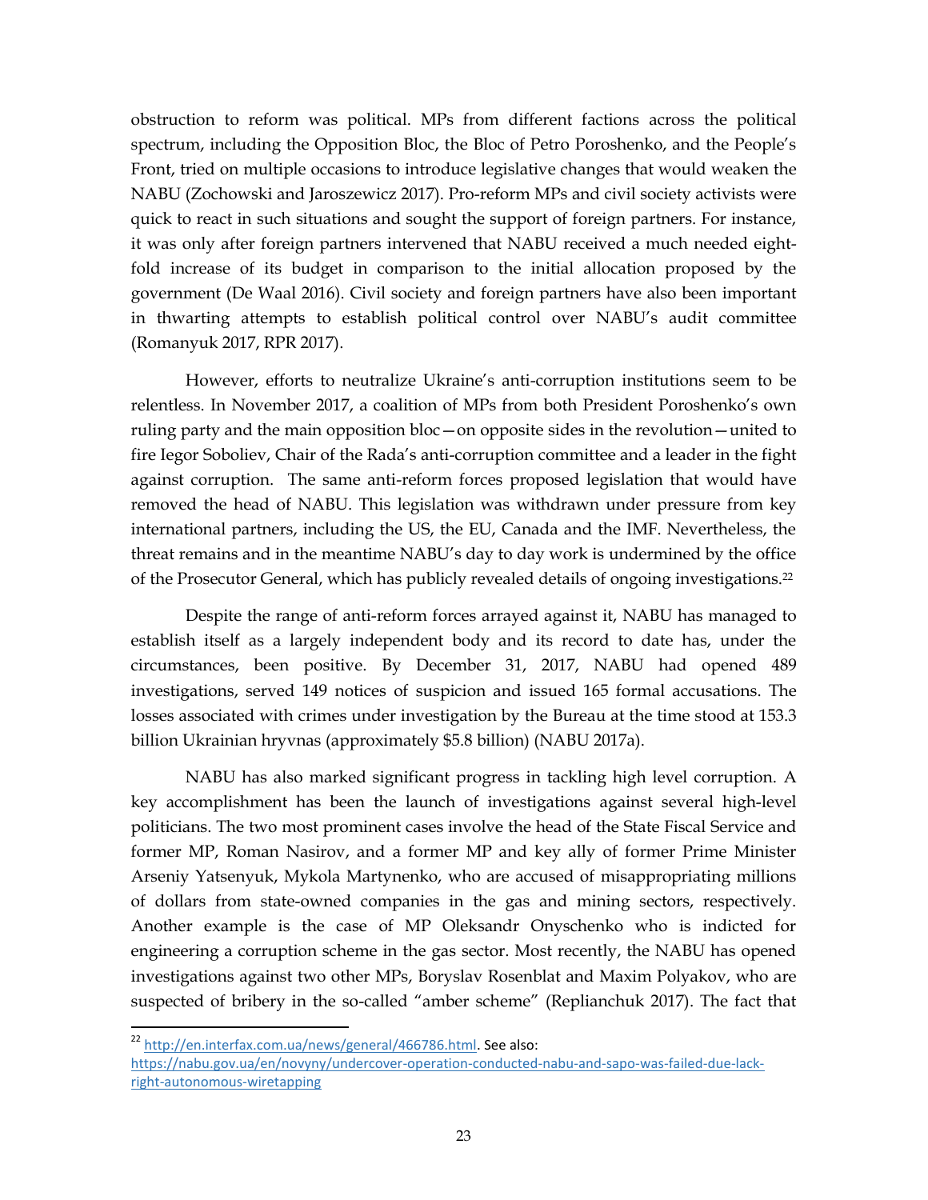obstruction to reform was political. MPs from different factions across the political spectrum, including the Opposition Bloc, the Bloc of Petro Poroshenko, and the People's Front, tried on multiple occasions to introduce legislative changes that would weaken the NABU (Zochowski and Jaroszewicz 2017). Pro-reform MPs and civil society activists were quick to react in such situations and sought the support of foreign partners. For instance, it was only after foreign partners intervened that NABU received a much needed eight-fold increase of its budget in comparison to the initial allocation proposed by the government (De Waal 2016). Civil society and foreign partners have also been important in thwarting attempts to establish political control over NABU's audit committee (Romanyuk 2017, RPR 2017).

However, efforts to neutralize Ukraine's anti-corruption institutions seem to be relentless. In November 2017, a coalition of MPs from both President Poroshenko's own ruling party and the main opposition bloc—on opposite sides in the revolution—united to fire Iegor Soboliev, Chair of the Rada's anti-corruption committee and a leader in the fight against corruption. The same anti-reform forces proposed legislation that would have removed the head of NABU. This legislation was withdrawn under pressure from key international partners, including the US, the EU, Canada and the IMF. Nevertheless, the threat remains and in the meantime NABU's day to day work is undermined by the office of the Prosecutor General, which has publicly revealed details of ongoing investigations.[22]

Despite the range of anti-reform forces arrayed against it, NABU has managed to establish itself as a largely independent body and its record to date has, under the circumstances, been positive. By December 31, 2017, NABU had opened 489 investigations, served 149 notices of suspicion and issued 165 formal accusations. The losses associated with crimes under investigation by the Bureau at the time stood at 153.3 billion Ukrainian hryvnas (approximately $5.8 billion) (NABU 2017a).

NABU has also marked significant progress in tackling high level corruption. A key accomplishment has been the launch of investigations against several high-level politicians. The two most prominent cases involve the head of the State Fiscal Service and former MP, Roman Nasirov, and a former MP and key ally of former Prime Minister Arseniy Yatsenyuk, Mykola Martynenko, who are accused of misappropriating millions of dollars from state-owned companies in the gas and mining sectors, respectively. Another example is the case of MP Oleksandr Onyschenko who is indicted for engineering a corruption scheme in the gas sector. Most recently, the NABU has opened investigations against two other MPs, Boryslav Rosenblat and Maxim Polyakov, who are suspected of bribery in the so-called "amber scheme" (Replianchuk 2017). The fact that

[22] http://en.interfax.com.ua/news/general/466786.html. See also: https://nabu.gov.ua/en/novyny/undercover-operation-conducted-nabu-and-sapo-was-failed-due-lack-right-autonomous-wiretapping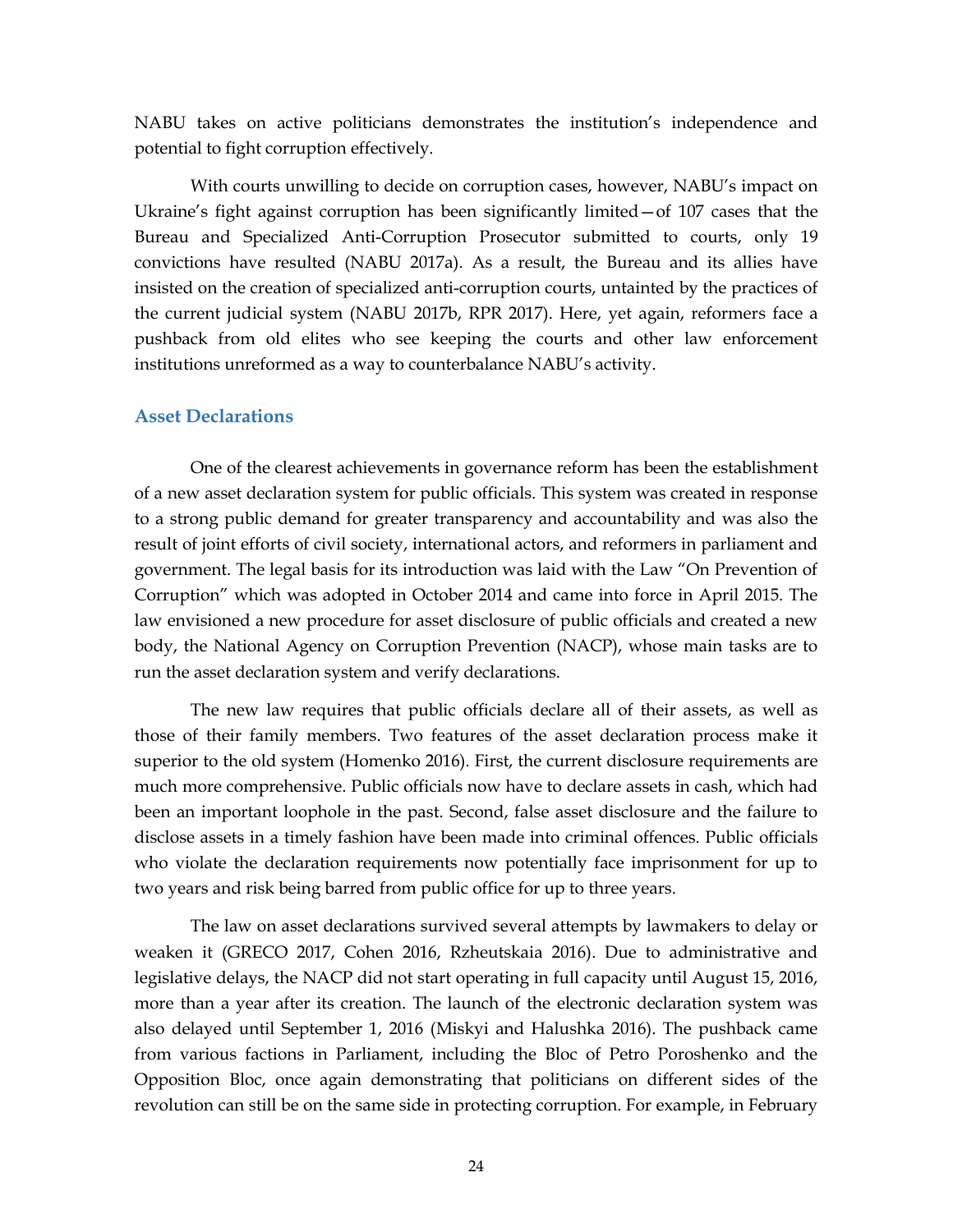NABU takes on active politicians demonstrates the institution's independence and potential to fight corruption effectively.

With courts unwilling to decide on corruption cases, however, NABU's impact on Ukraine's fight against corruption has been significantly limited—of 107 cases that the Bureau and Specialized Anti-Corruption Prosecutor submitted to courts, only 19 convictions have resulted (NABU 2017a). As a result, the Bureau and its allies have insisted on the creation of specialized anti-corruption courts, untainted by the practices of the current judicial system (NABU 2017b, RPR 2017). Here, yet again, reformers face a pushback from old elites who see keeping the courts and other law enforcement institutions unreformed as a way to counterbalance NABU's activity.

### Asset Declarations

One of the clearest achievements in governance reform has been the establishment of a new asset declaration system for public officials. This system was created in response to a strong public demand for greater transparency and accountability and was also the result of joint efforts of civil society, international actors, and reformers in parliament and government. The legal basis for its introduction was laid with the Law "On Prevention of Corruption" which was adopted in October 2014 and came into force in April 2015. The law envisioned a new procedure for asset disclosure of public officials and created a new body, the National Agency on Corruption Prevention (NACP), whose main tasks are to run the asset declaration system and verify declarations.

The new law requires that public officials declare all of their assets, as well as those of their family members. Two features of the asset declaration process make it superior to the old system (Homenko 2016). First, the current disclosure requirements are much more comprehensive. Public officials now have to declare assets in cash, which had been an important loophole in the past. Second, false asset disclosure and the failure to disclose assets in a timely fashion have been made into criminal offences. Public officials who violate the declaration requirements now potentially face imprisonment for up to two years and risk being barred from public office for up to three years.

The law on asset declarations survived several attempts by lawmakers to delay or weaken it (GRECO 2017, Cohen 2016, Rzheutskaia 2016). Due to administrative and legislative delays, the NACP did not start operating in full capacity until August 15, 2016, more than a year after its creation. The launch of the electronic declaration system was also delayed until September 1, 2016 (Miskyi and Halushka 2016). The pushback came from various factions in Parliament, including the Bloc of Petro Poroshenko and the Opposition Bloc, once again demonstrating that politicians on different sides of the revolution can still be on the same side in protecting corruption. For example, in February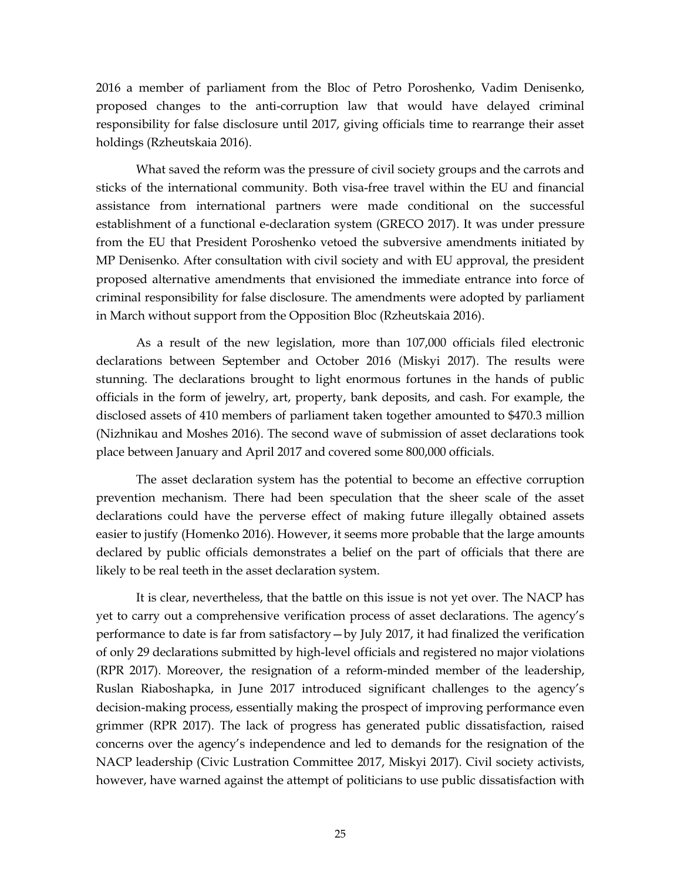2016 a member of parliament from the Bloc of Petro Poroshenko, Vadim Denisenko, proposed changes to the anti-corruption law that would have delayed criminal responsibility for false disclosure until 2017, giving officials time to rearrange their asset holdings (Rzheutskaia 2016).

What saved the reform was the pressure of civil society groups and the carrots and sticks of the international community. Both visa-free travel within the EU and financial assistance from international partners were made conditional on the successful establishment of a functional e-declaration system (GRECO 2017). It was under pressure from the EU that President Poroshenko vetoed the subversive amendments initiated by MP Denisenko. After consultation with civil society and with EU approval, the president proposed alternative amendments that envisioned the immediate entrance into force of criminal responsibility for false disclosure. The amendments were adopted by parliament in March without support from the Opposition Bloc (Rzheutskaia 2016).

As a result of the new legislation, more than 107,000 officials filed electronic declarations between September and October 2016 (Miskyi 2017). The results were stunning. The declarations brought to light enormous fortunes in the hands of public officials in the form of jewelry, art, property, bank deposits, and cash. For example, the disclosed assets of 410 members of parliament taken together amounted to $470.3 million (Nizhnikau and Moshes 2016). The second wave of submission of asset declarations took place between January and April 2017 and covered some 800,000 officials.

The asset declaration system has the potential to become an effective corruption prevention mechanism. There had been speculation that the sheer scale of the asset declarations could have the perverse effect of making future illegally obtained assets easier to justify (Homenko 2016). However, it seems more probable that the large amounts declared by public officials demonstrates a belief on the part of officials that there are likely to be real teeth in the asset declaration system.

It is clear, nevertheless, that the battle on this issue is not yet over. The NACP has yet to carry out a comprehensive verification process of asset declarations. The agency's performance to date is far from satisfactory—by July 2017, it had finalized the verification of only 29 declarations submitted by high-level officials and registered no major violations (RPR 2017). Moreover, the resignation of a reform-minded member of the leadership, Ruslan Riaboshapka, in June 2017 introduced significant challenges to the agency's decision-making process, essentially making the prospect of improving performance even grimmer (RPR 2017). The lack of progress has generated public dissatisfaction, raised concerns over the agency's independence and led to demands for the resignation of the NACP leadership (Civic Lustration Committee 2017, Miskyi 2017). Civil society activists, however, have warned against the attempt of politicians to use public dissatisfaction with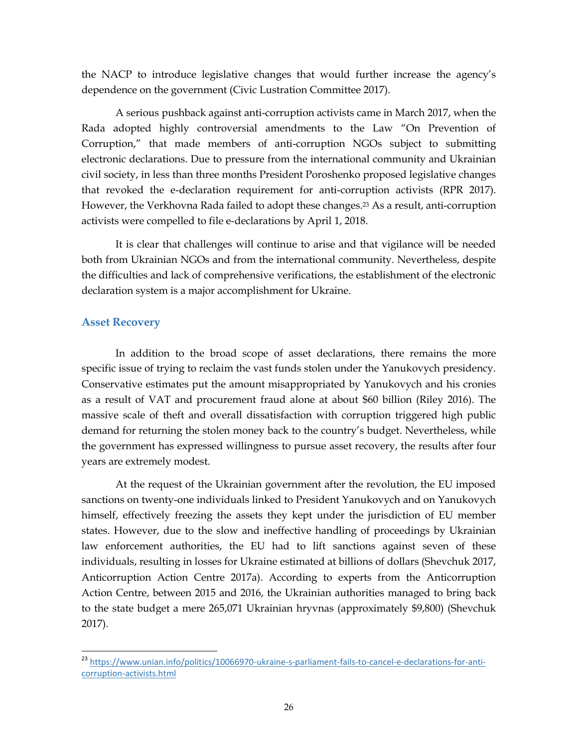the NACP to introduce legislative changes that would further increase the agency's dependence on the government (Civic Lustration Committee 2017).

A serious pushback against anti-corruption activists came in March 2017, when the Rada adopted highly controversial amendments to the Law "On Prevention of Corruption," that made members of anti-corruption NGOs subject to submitting electronic declarations. Due to pressure from the international community and Ukrainian civil society, in less than three months President Poroshenko proposed legislative changes that revoked the e-declaration requirement for anti-corruption activists (RPR 2017). However, the Verkhovna Rada failed to adopt these changes.[23] As a result, anti-corruption activists were compelled to file e-declarations by April 1, 2018.

It is clear that challenges will continue to arise and that vigilance will be needed both from Ukrainian NGOs and from the international community. Nevertheless, despite the difficulties and lack of comprehensive verifications, the establishment of the electronic declaration system is a major accomplishment for Ukraine.

## Asset Recovery

In addition to the broad scope of asset declarations, there remains the more specific issue of trying to reclaim the vast funds stolen under the Yanukovych presidency. Conservative estimates put the amount misappropriated by Yanukovych and his cronies as a result of VAT and procurement fraud alone at about $60 billion (Riley 2016). The massive scale of theft and overall dissatisfaction with corruption triggered high public demand for returning the stolen money back to the country's budget. Nevertheless, while the government has expressed willingness to pursue asset recovery, the results after four years are extremely modest.

At the request of the Ukrainian government after the revolution, the EU imposed sanctions on twenty-one individuals linked to President Yanukovych and on Yanukovych himself, effectively freezing the assets they kept under the jurisdiction of EU member states. However, due to the slow and ineffective handling of proceedings by Ukrainian law enforcement authorities, the EU had to lift sanctions against seven of these individuals, resulting in losses for Ukraine estimated at billions of dollars (Shevchuk 2017, Anticorruption Action Centre 2017a). According to experts from the Anticorruption Action Centre, between 2015 and 2016, the Ukrainian authorities managed to bring back to the state budget a mere 265,071 Ukrainian hryvnas (approximately $9,800) (Shevchuk 2017).

[23] https://www.unian.info/politics/10066970-ukraine-s-parliament-fails-to-cancel-e-declarations-for-anti-corruption-activists.html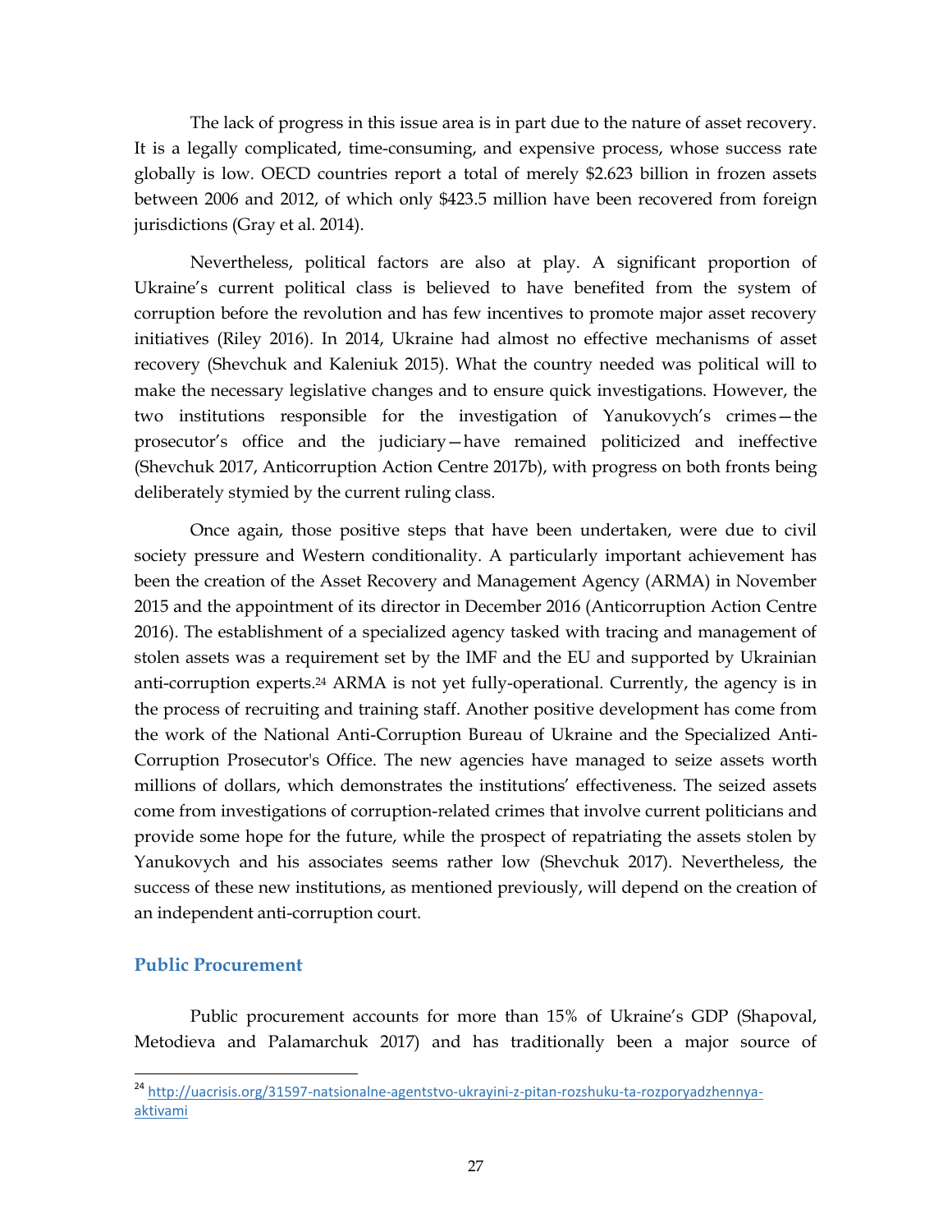The lack of progress in this issue area is in part due to the nature of asset recovery. It is a legally complicated, time-consuming, and expensive process, whose success rate globally is low. OECD countries report a total of merely $2.623 billion in frozen assets between 2006 and 2012, of which only $423.5 million have been recovered from foreign jurisdictions (Gray et al. 2014).

Nevertheless, political factors are also at play. A significant proportion of Ukraine's current political class is believed to have benefited from the system of corruption before the revolution and has few incentives to promote major asset recovery initiatives (Riley 2016). In 2014, Ukraine had almost no effective mechanisms of asset recovery (Shevchuk and Kaleniuk 2015). What the country needed was political will to make the necessary legislative changes and to ensure quick investigations. However, the two institutions responsible for the investigation of Yanukovych's crimes—the prosecutor's office and the judiciary—have remained politicized and ineffective (Shevchuk 2017, Anticorruption Action Centre 2017b), with progress on both fronts being deliberately stymied by the current ruling class.

Once again, those positive steps that have been undertaken, were due to civil society pressure and Western conditionality. A particularly important achievement has been the creation of the Asset Recovery and Management Agency (ARMA) in November 2015 and the appointment of its director in December 2016 (Anticorruption Action Centre 2016). The establishment of a specialized agency tasked with tracing and management of stolen assets was a requirement set by the IMF and the EU and supported by Ukrainian anti-corruption experts.[24] ARMA is not yet fully-operational. Currently, the agency is in the process of recruiting and training staff. Another positive development has come from the work of the National Anti-Corruption Bureau of Ukraine and the Specialized Anti-Corruption Prosecutor's Office. The new agencies have managed to seize assets worth millions of dollars, which demonstrates the institutions' effectiveness. The seized assets come from investigations of corruption-related crimes that involve current politicians and provide some hope for the future, while the prospect of repatriating the assets stolen by Yanukovych and his associates seems rather low (Shevchuk 2017). Nevertheless, the success of these new institutions, as mentioned previously, will depend on the creation of an independent anti-corruption court.

### Public Procurement

Public procurement accounts for more than 15% of Ukraine's GDP (Shapoval, Metodieva and Palamarchuk 2017) and has traditionally been a major source of

[24] http://uacrisis.org/31597-natsionalne-agentstvo-ukrayini-z-pitan-rozshuku-ta-rozporyadzhennya-aktivami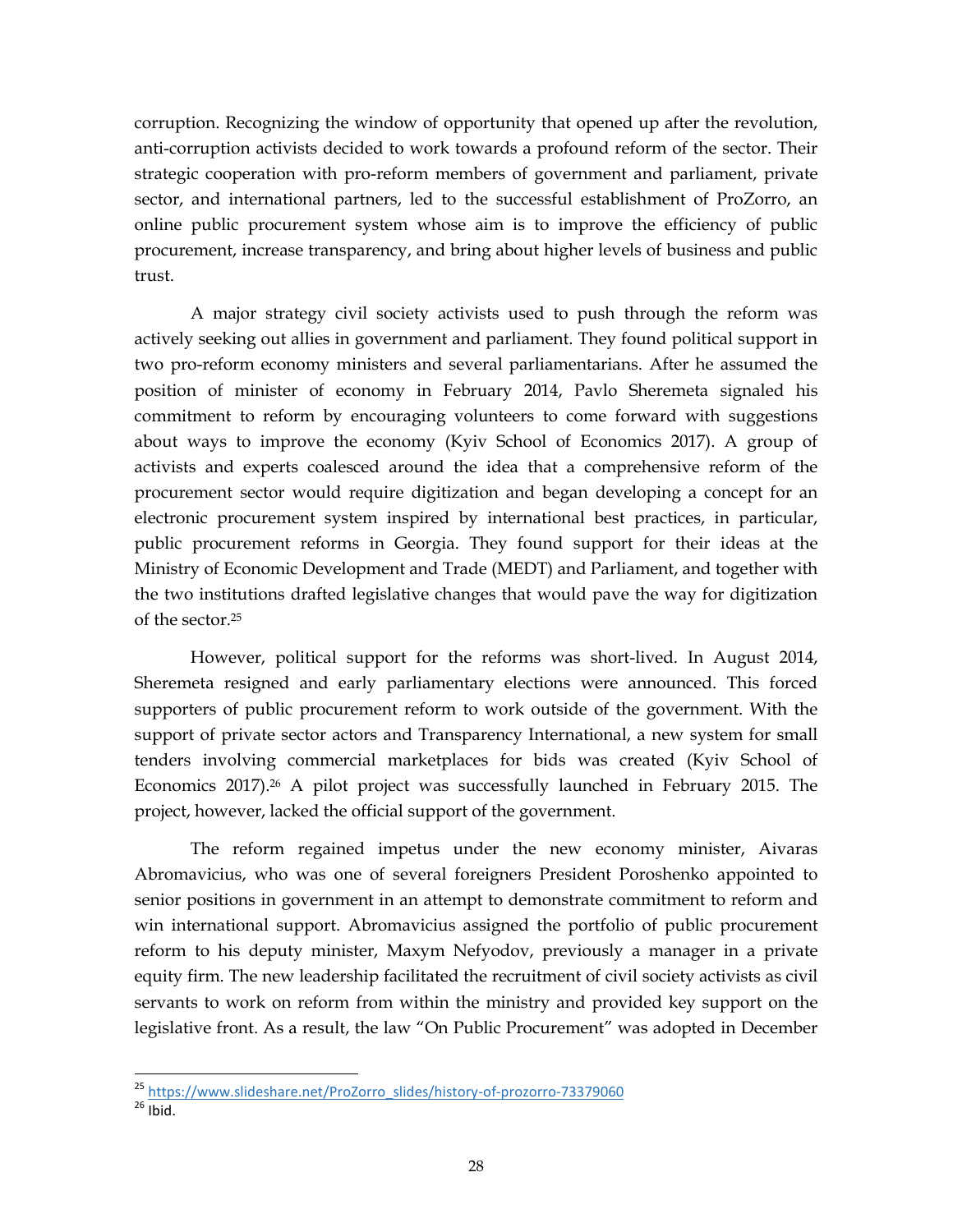corruption. Recognizing the window of opportunity that opened up after the revolution, anti-corruption activists decided to work towards a profound reform of the sector. Their strategic cooperation with pro-reform members of government and parliament, private sector, and international partners, led to the successful establishment of ProZorro, an online public procurement system whose aim is to improve the efficiency of public procurement, increase transparency, and bring about higher levels of business and public trust.

A major strategy civil society activists used to push through the reform was actively seeking out allies in government and parliament. They found political support in two pro-reform economy ministers and several parliamentarians. After he assumed the position of minister of economy in February 2014, Pavlo Sheremeta signaled his commitment to reform by encouraging volunteers to come forward with suggestions about ways to improve the economy (Kyiv School of Economics 2017). A group of activists and experts coalesced around the idea that a comprehensive reform of the procurement sector would require digitization and began developing a concept for an electronic procurement system inspired by international best practices, in particular, public procurement reforms in Georgia. They found support for their ideas at the Ministry of Economic Development and Trade (MEDT) and Parliament, and together with the two institutions drafted legislative changes that would pave the way for digitization of the sector.[25]

However, political support for the reforms was short-lived. In August 2014, Sheremeta resigned and early parliamentary elections were announced. This forced supporters of public procurement reform to work outside of the government. With the support of private sector actors and Transparency International, a new system for small tenders involving commercial marketplaces for bids was created (Kyiv School of Economics 2017).[26] A pilot project was successfully launched in February 2015. The project, however, lacked the official support of the government.

The reform regained impetus under the new economy minister, Aivaras Abromavicius, who was one of several foreigners President Poroshenko appointed to senior positions in government in an attempt to demonstrate commitment to reform and win international support. Abromavicius assigned the portfolio of public procurement reform to his deputy minister, Maxym Nefyodov, previously a manager in a private equity firm. The new leadership facilitated the recruitment of civil society activists as civil servants to work on reform from within the ministry and provided key support on the legislative front. As a result, the law "On Public Procurement" was adopted in December

[25] https://www.slideshare.net/ProZorro_slides/history-of-prozorro-73379060

[26] Ibid.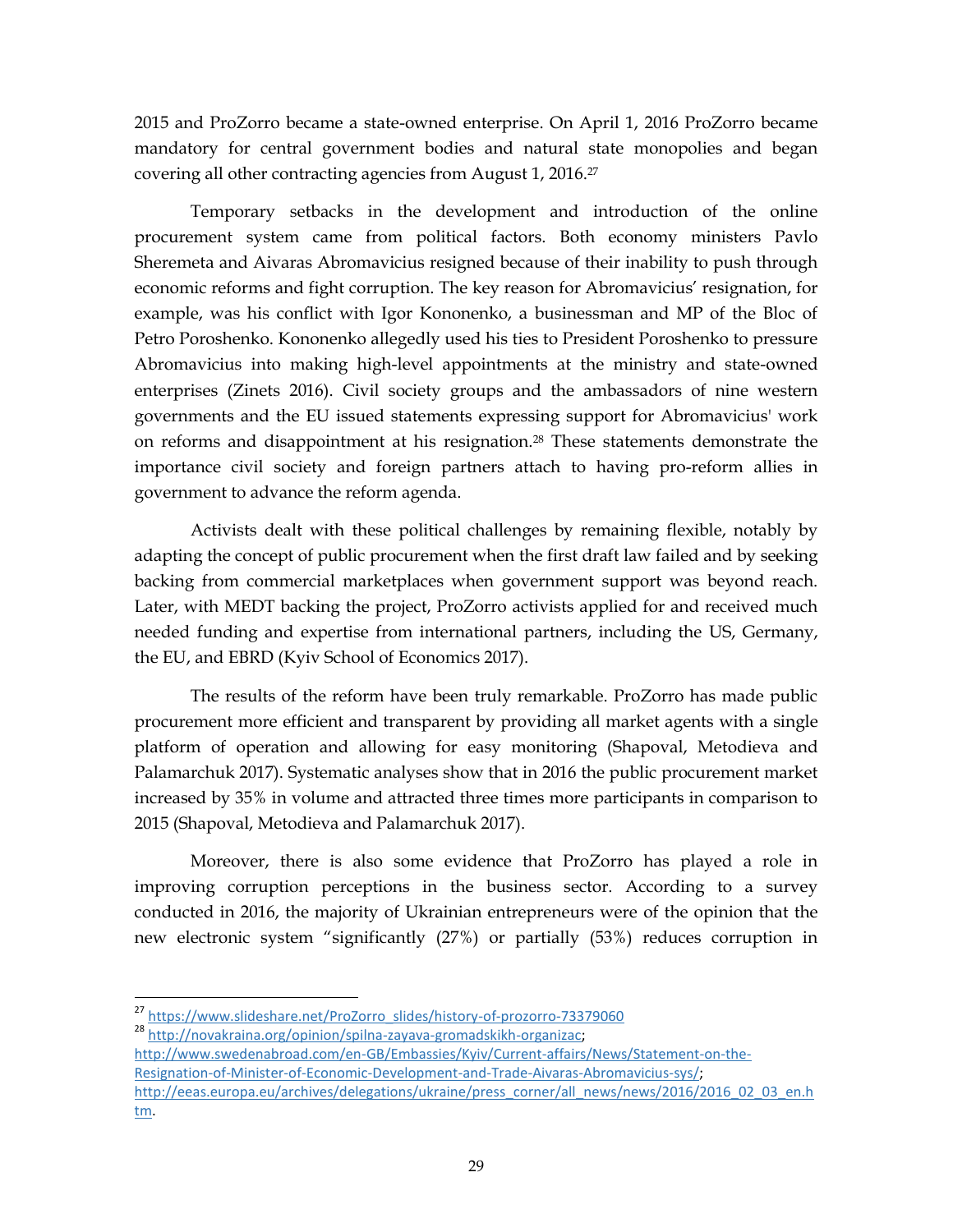2015 and ProZorro became a state-owned enterprise. On April 1, 2016 ProZorro became mandatory for central government bodies and natural state monopolies and began covering all other contracting agencies from August 1, 2016.[27]

Temporary setbacks in the development and introduction of the online procurement system came from political factors. Both economy ministers Pavlo Sheremeta and Aivaras Abromavicius resigned because of their inability to push through economic reforms and fight corruption. The key reason for Abromavicius' resignation, for example, was his conflict with Igor Kononenko, a businessman and MP of the Bloc of Petro Poroshenko. Kononenko allegedly used his ties to President Poroshenko to pressure Abromavicius into making high-level appointments at the ministry and state-owned enterprises (Zinets 2016). Civil society groups and the ambassadors of nine western governments and the EU issued statements expressing support for Abromavicius' work on reforms and disappointment at his resignation.[28] These statements demonstrate the importance civil society and foreign partners attach to having pro-reform allies in government to advance the reform agenda.

Activists dealt with these political challenges by remaining flexible, notably by adapting the concept of public procurement when the first draft law failed and by seeking backing from commercial marketplaces when government support was beyond reach. Later, with MEDT backing the project, ProZorro activists applied for and received much needed funding and expertise from international partners, including the US, Germany, the EU, and EBRD (Kyiv School of Economics 2017).

The results of the reform have been truly remarkable. ProZorro has made public procurement more efficient and transparent by providing all market agents with a single platform of operation and allowing for easy monitoring (Shapoval, Metodieva and Palamarchuk 2017). Systematic analyses show that in 2016 the public procurement market increased by 35% in volume and attracted three times more participants in comparison to 2015 (Shapoval, Metodieva and Palamarchuk 2017).

Moreover, there is also some evidence that ProZorro has played a role in improving corruption perceptions in the business sector. According to a survey conducted in 2016, the majority of Ukrainian entrepreneurs were of the opinion that the new electronic system "significantly (27%) or partially (53%) reduces corruption in

---

[27] https://www.slideshare.net/ProZorro_slides/history-of-prozorro-73379060

[28] http://novakraina.org/opinion/spilna-zayava-gromadskikh-organizac; http://www.swedenabroad.com/en-GB/Embassies/Kyiv/Current-affairs/News/Statement-on-the-Resignation-of-Minister-of-Economic-Development-and-Trade-Aivaras-Abromavicius-sys/; http://eeas.europa.eu/archives/delegations/ukraine/press_corner/all_news/news/2016/2016_02_03_en.htm.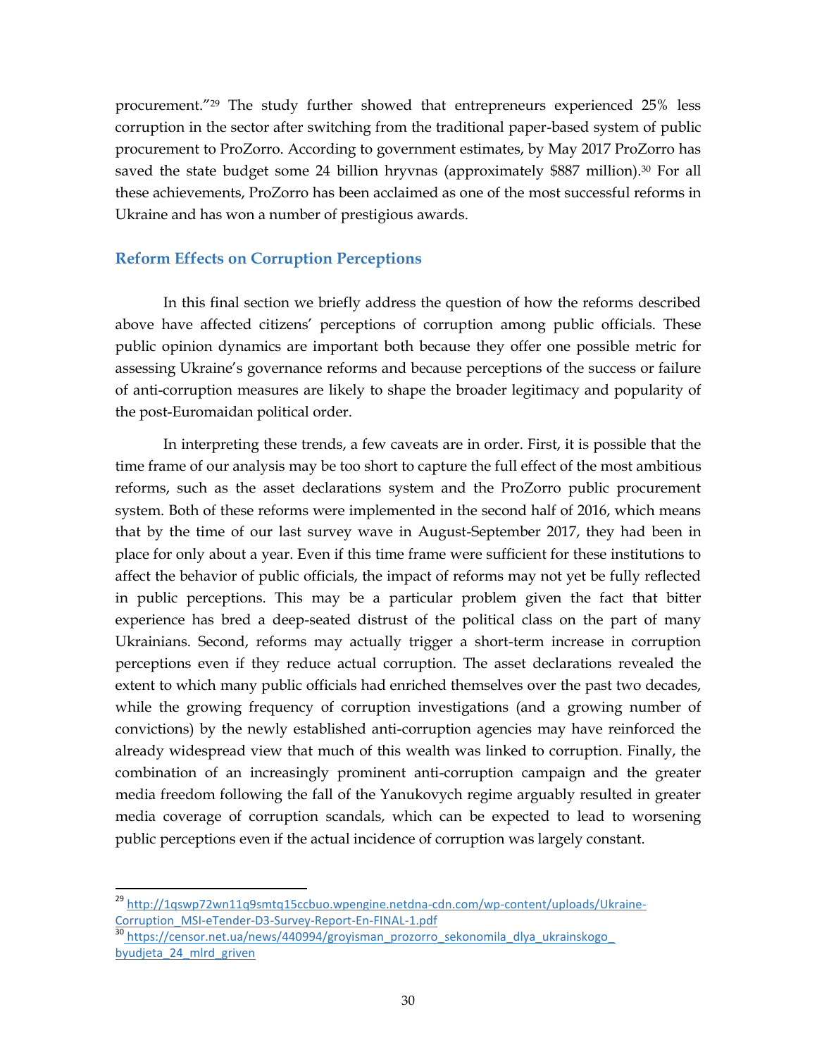procurement."[29] The study further showed that entrepreneurs experienced 25% less corruption in the sector after switching from the traditional paper-based system of public procurement to ProZorro. According to government estimates, by May 2017 ProZorro has saved the state budget some 24 billion hryvnas (approximately $887 million).[30] For all these achievements, ProZorro has been acclaimed as one of the most successful reforms in Ukraine and has won a number of prestigious awards.

## Reform Effects on Corruption Perceptions

In this final section we briefly address the question of how the reforms described above have affected citizens' perceptions of corruption among public officials. These public opinion dynamics are important both because they offer one possible metric for assessing Ukraine's governance reforms and because perceptions of the success or failure of anti-corruption measures are likely to shape the broader legitimacy and popularity of the post-Euromaidan political order.

In interpreting these trends, a few caveats are in order. First, it is possible that the time frame of our analysis may be too short to capture the full effect of the most ambitious reforms, such as the asset declarations system and the ProZorro public procurement system. Both of these reforms were implemented in the second half of 2016, which means that by the time of our last survey wave in August-September 2017, they had been in place for only about a year. Even if this time frame were sufficient for these institutions to affect the behavior of public officials, the impact of reforms may not yet be fully reflected in public perceptions. This may be a particular problem given the fact that bitter experience has bred a deep-seated distrust of the political class on the part of many Ukrainians. Second, reforms may actually trigger a short-term increase in corruption perceptions even if they reduce actual corruption. The asset declarations revealed the extent to which many public officials had enriched themselves over the past two decades, while the growing frequency of corruption investigations (and a growing number of convictions) by the newly established anti-corruption agencies may have reinforced the already widespread view that much of this wealth was linked to corruption. Finally, the combination of an increasingly prominent anti-corruption campaign and the greater media freedom following the fall of the Yanukovych regime arguably resulted in greater media coverage of corruption scandals, which can be expected to lead to worsening public perceptions even if the actual incidence of corruption was largely constant.

---

[29] http://1qswp72wn11q9smtq15ccbuo.wpengine.netdna-cdn.com/wp-content/uploads/Ukraine-Corruption_MSI-eTender-D3-Survey-Report-En-FINAL-1.pdf

[30] https://censor.net.ua/news/440994/groyisman_prozorro_sekonomila_dlya_ukrainskogo_byudjeta_24_mlrd_griven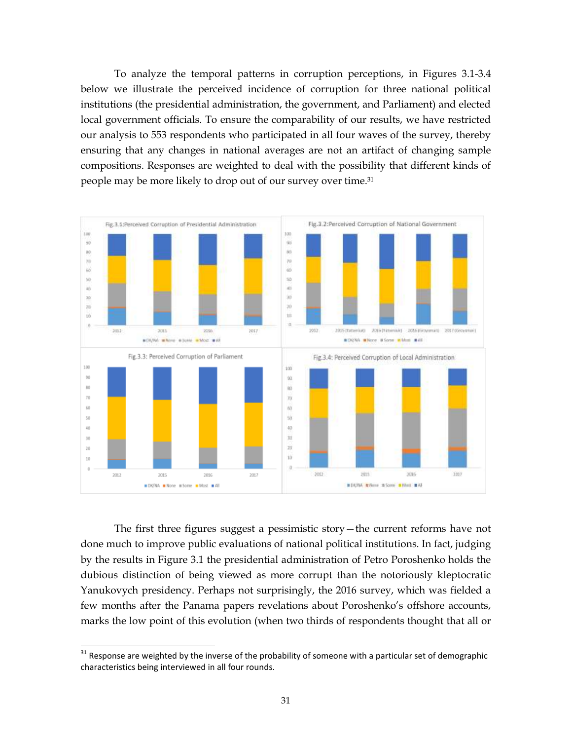To analyze the temporal patterns in corruption perceptions, in Figures 3.1-3.4 below we illustrate the perceived incidence of corruption for three national political institutions (the presidential administration, the government, and Parliament) and elected local government officials. To ensure the comparability of our results, we have restricted our analysis to 553 respondents who participated in all four waves of the survey, thereby ensuring that any changes in national averages are not an artifact of changing sample compositions. Responses are weighted to deal with the possibility that different kinds of people may be more likely to drop out of our survey over time.[31]

Fig.3.1:Perceived Corruption of Presidential Administration

Fig.3.2:Perceived Corruption of National Government

Fig.3.3: Perceived Corruption of Parliament

Fig.3.4: Perceived Corruption of Local Administration

The first three figures suggest a pessimistic story—the current reforms have not done much to improve public evaluations of national political institutions. In fact, judging by the results in Figure 3.1 the presidential administration of Petro Poroshenko holds the dubious distinction of being viewed as more corrupt than the notoriously kleptocratic Yanukovych presidency. Perhaps not surprisingly, the 2016 survey, which was fielded a few months after the Panama papers revelations about Poroshenko's offshore accounts, marks the low point of this evolution (when two thirds of respondents thought that all or

[31] Response are weighted by the inverse of the probability of someone with a particular set of demographic characteristics being interviewed in all four rounds.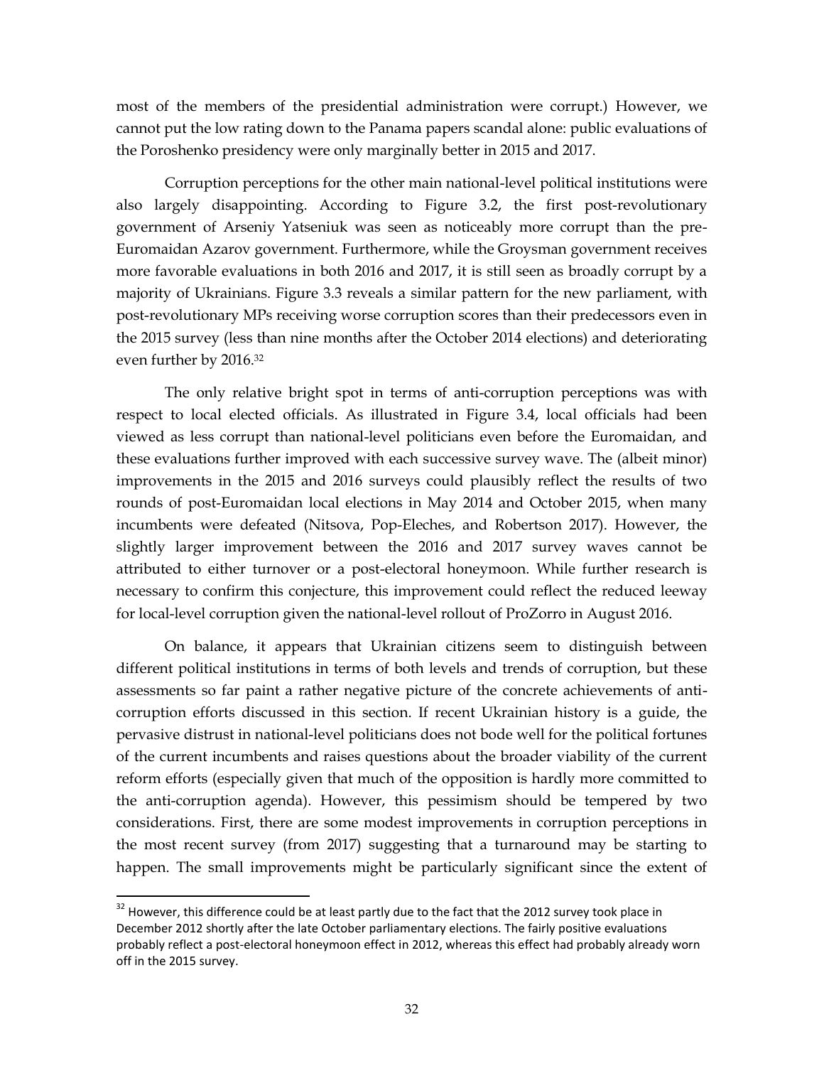most of the members of the presidential administration were corrupt.) However, we cannot put the low rating down to the Panama papers scandal alone: public evaluations of the Poroshenko presidency were only marginally better in 2015 and 2017.

Corruption perceptions for the other main national-level political institutions were also largely disappointing. According to Figure 3.2, the first post-revolutionary government of Arseniy Yatseniuk was seen as noticeably more corrupt than the pre-Euromaidan Azarov government. Furthermore, while the Groysman government receives more favorable evaluations in both 2016 and 2017, it is still seen as broadly corrupt by a majority of Ukrainians. Figure 3.3 reveals a similar pattern for the new parliament, with post-revolutionary MPs receiving worse corruption scores than their predecessors even in the 2015 survey (less than nine months after the October 2014 elections) and deteriorating even further by 2016.[32]

The only relative bright spot in terms of anti-corruption perceptions was with respect to local elected officials. As illustrated in Figure 3.4, local officials had been viewed as less corrupt than national-level politicians even before the Euromaidan, and these evaluations further improved with each successive survey wave. The (albeit minor) improvements in the 2015 and 2016 surveys could plausibly reflect the results of two rounds of post-Euromaidan local elections in May 2014 and October 2015, when many incumbents were defeated (Nitsova, Pop-Eleches, and Robertson 2017). However, the slightly larger improvement between the 2016 and 2017 survey waves cannot be attributed to either turnover or a post-electoral honeymoon. While further research is necessary to confirm this conjecture, this improvement could reflect the reduced leeway for local-level corruption given the national-level rollout of ProZorro in August 2016.

On balance, it appears that Ukrainian citizens seem to distinguish between different political institutions in terms of both levels and trends of corruption, but these assessments so far paint a rather negative picture of the concrete achievements of anti-corruption efforts discussed in this section. If recent Ukrainian history is a guide, the pervasive distrust in national-level politicians does not bode well for the political fortunes of the current incumbents and raises questions about the broader viability of the current reform efforts (especially given that much of the opposition is hardly more committed to the anti-corruption agenda). However, this pessimism should be tempered by two considerations. First, there are some modest improvements in corruption perceptions in the most recent survey (from 2017) suggesting that a turnaround may be starting to happen. The small improvements might be particularly significant since the extent of

[32] However, this difference could be at least partly due to the fact that the 2012 survey took place in December 2012 shortly after the late October parliamentary elections. The fairly positive evaluations probably reflect a post-electoral honeymoon effect in 2012, whereas this effect had probably already worn off in the 2015 survey.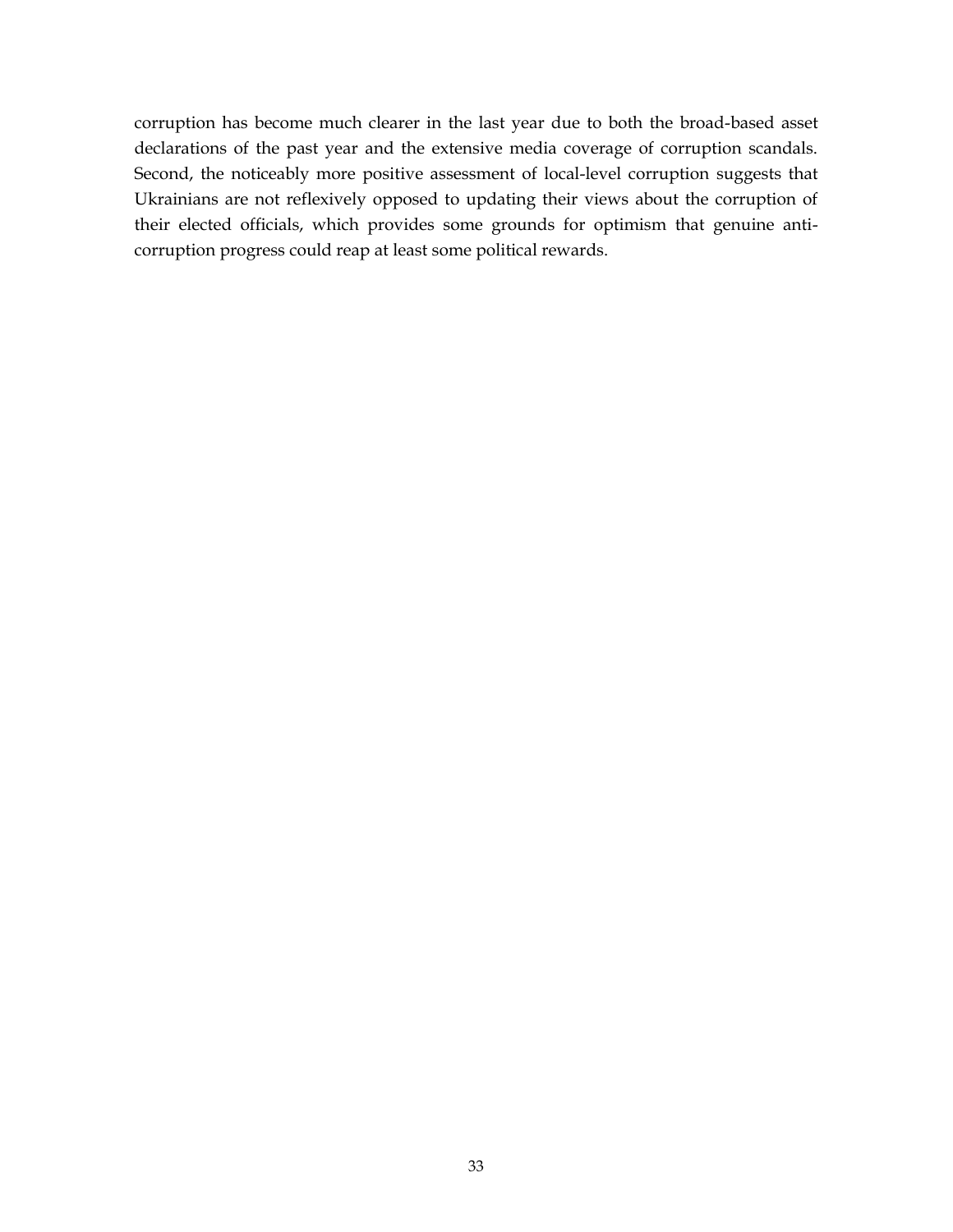corruption has become much clearer in the last year due to both the broad-based asset declarations of the past year and the extensive media coverage of corruption scandals. Second, the noticeably more positive assessment of local-level corruption suggests that Ukrainians are not reflexively opposed to updating their views about the corruption of their elected officials, which provides some grounds for optimism that genuine anti-corruption progress could reap at least some political rewards.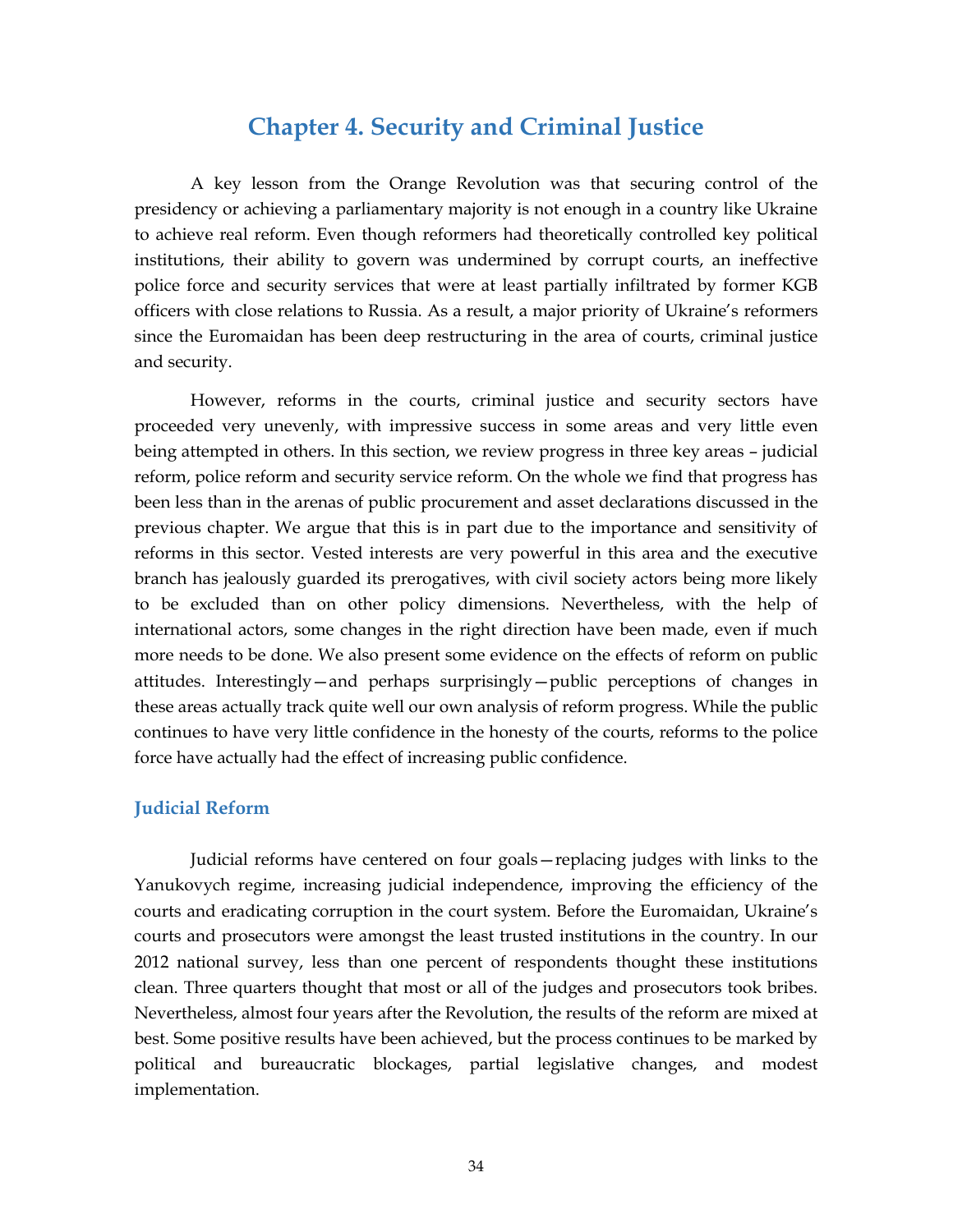# Chapter 4. Security and Criminal Justice

A key lesson from the Orange Revolution was that securing control of the presidency or achieving a parliamentary majority is not enough in a country like Ukraine to achieve real reform. Even though reformers had theoretically controlled key political institutions, their ability to govern was undermined by corrupt courts, an ineffective police force and security services that were at least partially infiltrated by former KGB officers with close relations to Russia. As a result, a major priority of Ukraine's reformers since the Euromaidan has been deep restructuring in the area of courts, criminal justice and security.

However, reforms in the courts, criminal justice and security sectors have proceeded very unevenly, with impressive success in some areas and very little even being attempted in others. In this section, we review progress in three key areas – judicial reform, police reform and security service reform. On the whole we find that progress has been less than in the arenas of public procurement and asset declarations discussed in the previous chapter. We argue that this is in part due to the importance and sensitivity of reforms in this sector. Vested interests are very powerful in this area and the executive branch has jealously guarded its prerogatives, with civil society actors being more likely to be excluded than on other policy dimensions. Nevertheless, with the help of international actors, some changes in the right direction have been made, even if much more needs to be done. We also present some evidence on the effects of reform on public attitudes. Interestingly—and perhaps surprisingly—public perceptions of changes in these areas actually track quite well our own analysis of reform progress. While the public continues to have very little confidence in the honesty of the courts, reforms to the police force have actually had the effect of increasing public confidence.

## Judicial Reform

Judicial reforms have centered on four goals—replacing judges with links to the Yanukovych regime, increasing judicial independence, improving the efficiency of the courts and eradicating corruption in the court system. Before the Euromaidan, Ukraine's courts and prosecutors were amongst the least trusted institutions in the country. In our 2012 national survey, less than one percent of respondents thought these institutions clean. Three quarters thought that most or all of the judges and prosecutors took bribes. Nevertheless, almost four years after the Revolution, the results of the reform are mixed at best. Some positive results have been achieved, but the process continues to be marked by political and bureaucratic blockages, partial legislative changes, and modest implementation.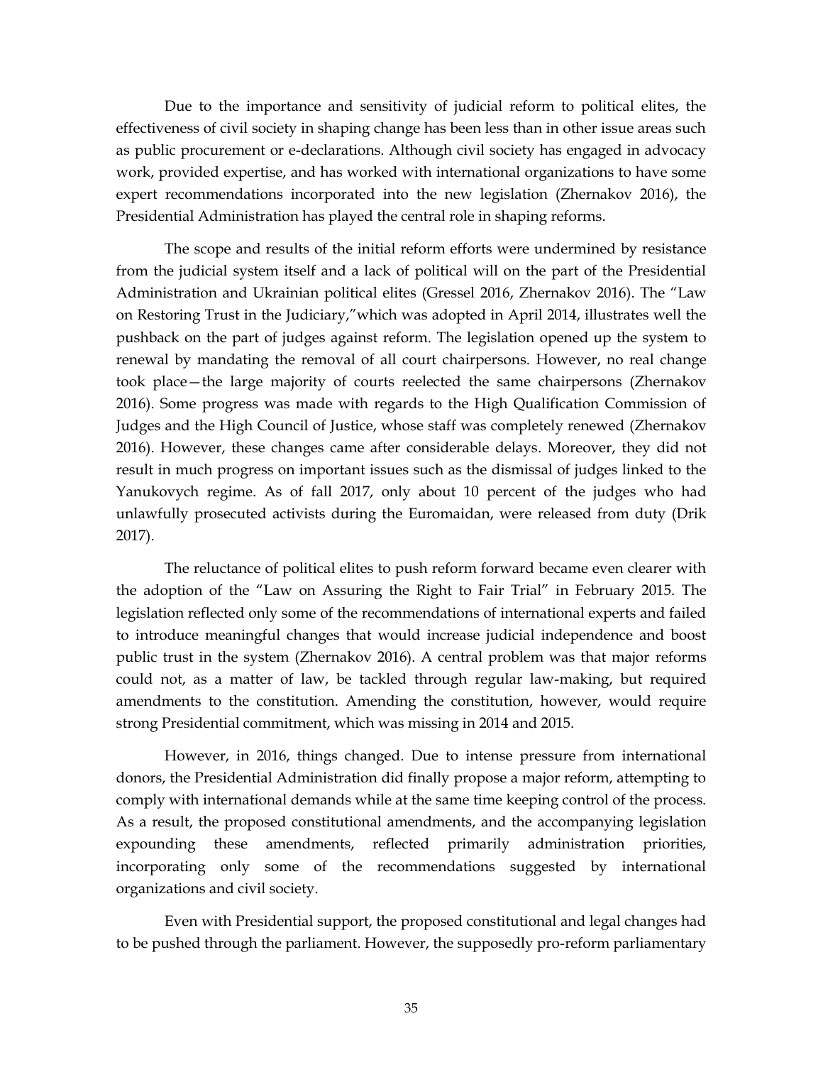Due to the importance and sensitivity of judicial reform to political elites, the effectiveness of civil society in shaping change has been less than in other issue areas such as public procurement or e-declarations. Although civil society has engaged in advocacy work, provided expertise, and has worked with international organizations to have some expert recommendations incorporated into the new legislation (Zhernakov 2016), the Presidential Administration has played the central role in shaping reforms.

The scope and results of the initial reform efforts were undermined by resistance from the judicial system itself and a lack of political will on the part of the Presidential Administration and Ukrainian political elites (Gressel 2016, Zhernakov 2016). The "Law on Restoring Trust in the Judiciary,"which was adopted in April 2014, illustrates well the pushback on the part of judges against reform. The legislation opened up the system to renewal by mandating the removal of all court chairpersons. However, no real change took place—the large majority of courts reelected the same chairpersons (Zhernakov 2016). Some progress was made with regards to the High Qualification Commission of Judges and the High Council of Justice, whose staff was completely renewed (Zhernakov 2016). However, these changes came after considerable delays. Moreover, they did not result in much progress on important issues such as the dismissal of judges linked to the Yanukovych regime. As of fall 2017, only about 10 percent of the judges who had unlawfully prosecuted activists during the Euromaidan, were released from duty (Drik 2017).

The reluctance of political elites to push reform forward became even clearer with the adoption of the "Law on Assuring the Right to Fair Trial" in February 2015. The legislation reflected only some of the recommendations of international experts and failed to introduce meaningful changes that would increase judicial independence and boost public trust in the system (Zhernakov 2016). A central problem was that major reforms could not, as a matter of law, be tackled through regular law-making, but required amendments to the constitution. Amending the constitution, however, would require strong Presidential commitment, which was missing in 2014 and 2015.

However, in 2016, things changed. Due to intense pressure from international donors, the Presidential Administration did finally propose a major reform, attempting to comply with international demands while at the same time keeping control of the process. As a result, the proposed constitutional amendments, and the accompanying legislation expounding these amendments, reflected primarily administration priorities, incorporating only some of the recommendations suggested by international organizations and civil society.

Even with Presidential support, the proposed constitutional and legal changes had to be pushed through the parliament. However, the supposedly pro-reform parliamentary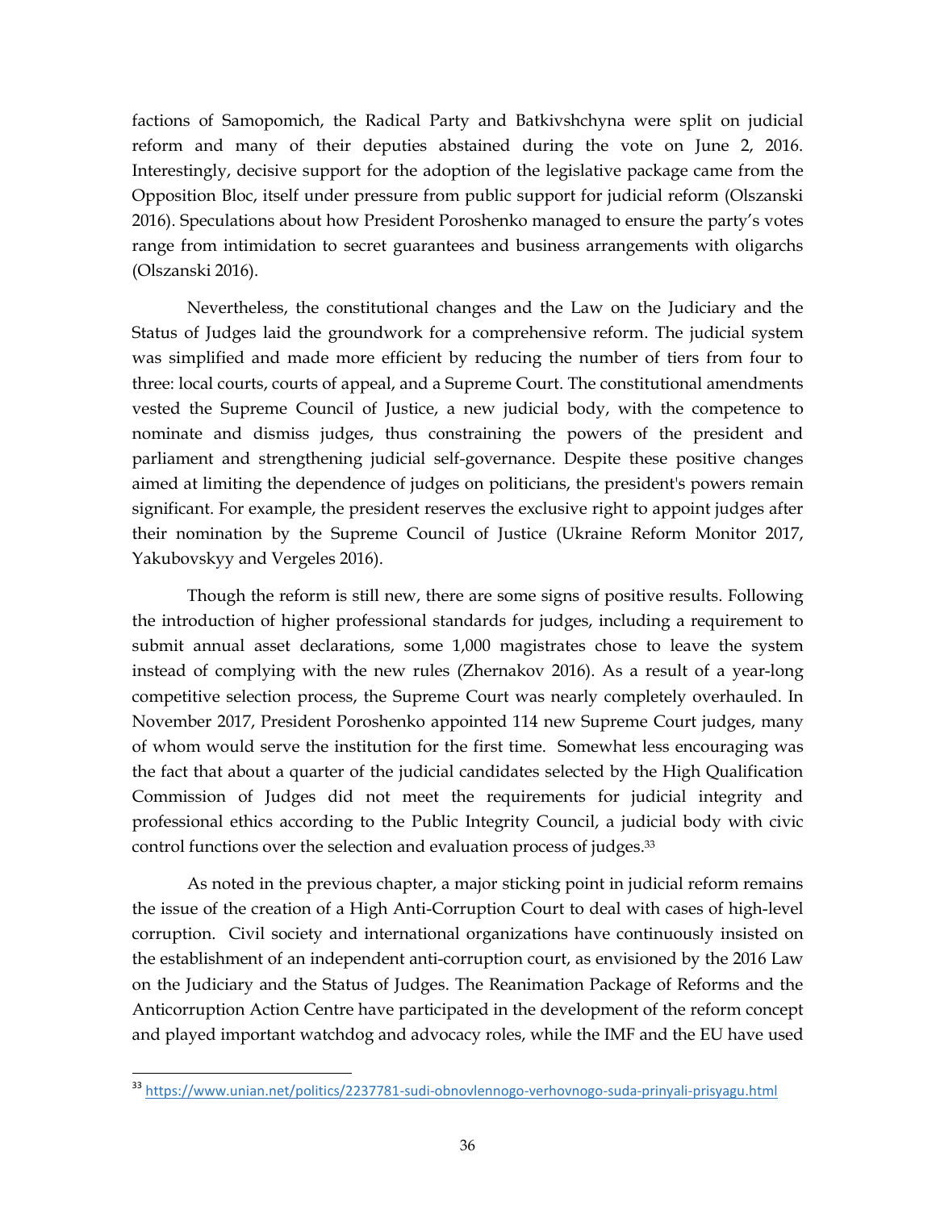factions of Samopomich, the Radical Party and Batkivshchyna were split on judicial reform and many of their deputies abstained during the vote on June 2, 2016. Interestingly, decisive support for the adoption of the legislative package came from the Opposition Bloc, itself under pressure from public support for judicial reform (Olszanski 2016). Speculations about how President Poroshenko managed to ensure the party's votes range from intimidation to secret guarantees and business arrangements with oligarchs (Olszanski 2016).

Nevertheless, the constitutional changes and the Law on the Judiciary and the Status of Judges laid the groundwork for a comprehensive reform. The judicial system was simplified and made more efficient by reducing the number of tiers from four to three: local courts, courts of appeal, and a Supreme Court. The constitutional amendments vested the Supreme Council of Justice, a new judicial body, with the competence to nominate and dismiss judges, thus constraining the powers of the president and parliament and strengthening judicial self-governance. Despite these positive changes aimed at limiting the dependence of judges on politicians, the president's powers remain significant. For example, the president reserves the exclusive right to appoint judges after their nomination by the Supreme Council of Justice (Ukraine Reform Monitor 2017, Yakubovskyy and Vergeles 2016).

Though the reform is still new, there are some signs of positive results. Following the introduction of higher professional standards for judges, including a requirement to submit annual asset declarations, some 1,000 magistrates chose to leave the system instead of complying with the new rules (Zhernakov 2016). As a result of a year-long competitive selection process, the Supreme Court was nearly completely overhauled. In November 2017, President Poroshenko appointed 114 new Supreme Court judges, many of whom would serve the institution for the first time. Somewhat less encouraging was the fact that about a quarter of the judicial candidates selected by the High Qualification Commission of Judges did not meet the requirements for judicial integrity and professional ethics according to the Public Integrity Council, a judicial body with civic control functions over the selection and evaluation process of judges.[33]

As noted in the previous chapter, a major sticking point in judicial reform remains the issue of the creation of a High Anti-Corruption Court to deal with cases of high-level corruption. Civil society and international organizations have continuously insisted on the establishment of an independent anti-corruption court, as envisioned by the 2016 Law on the Judiciary and the Status of Judges. The Reanimation Package of Reforms and the Anticorruption Action Centre have participated in the development of the reform concept and played important watchdog and advocacy roles, while the IMF and the EU have used

[33] https://www.unian.net/politics/2237781-sudi-obnovlennogo-verhovnogo-suda-prinyali-prisyagu.html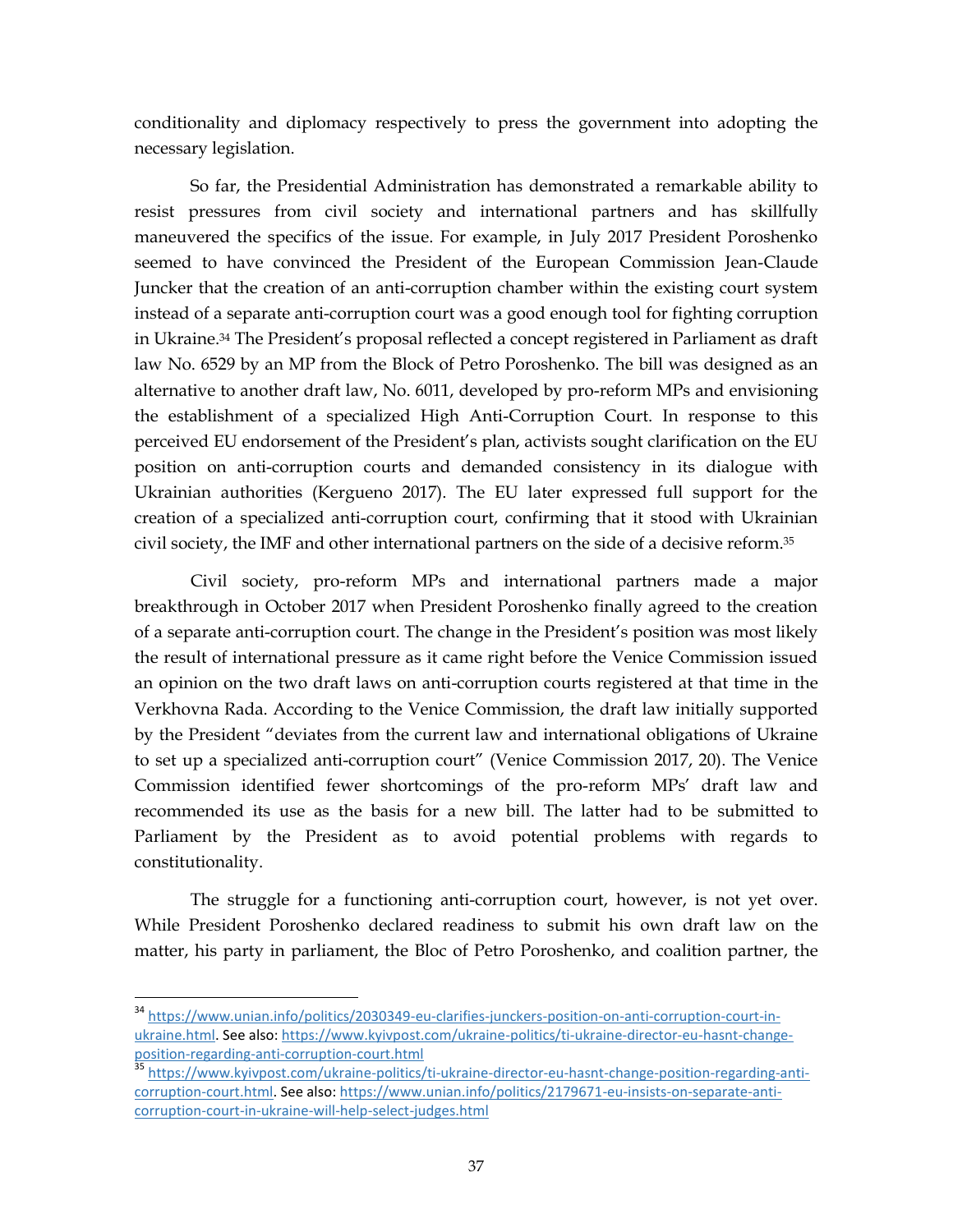conditionality and diplomacy respectively to press the government into adopting the necessary legislation.

So far, the Presidential Administration has demonstrated a remarkable ability to resist pressures from civil society and international partners and has skillfully maneuvered the specifics of the issue. For example, in July 2017 President Poroshenko seemed to have convinced the President of the European Commission Jean-Claude Juncker that the creation of an anti-corruption chamber within the existing court system instead of a separate anti-corruption court was a good enough tool for fighting corruption in Ukraine.[34] The President's proposal reflected a concept registered in Parliament as draft law No. 6529 by an MP from the Block of Petro Poroshenko. The bill was designed as an alternative to another draft law, No. 6011, developed by pro-reform MPs and envisioning the establishment of a specialized High Anti-Corruption Court. In response to this perceived EU endorsement of the President's plan, activists sought clarification on the EU position on anti-corruption courts and demanded consistency in its dialogue with Ukrainian authorities (Kergueno 2017). The EU later expressed full support for the creation of a specialized anti-corruption court, confirming that it stood with Ukrainian civil society, the IMF and other international partners on the side of a decisive reform.[35]

Civil society, pro-reform MPs and international partners made a major breakthrough in October 2017 when President Poroshenko finally agreed to the creation of a separate anti-corruption court. The change in the President's position was most likely the result of international pressure as it came right before the Venice Commission issued an opinion on the two draft laws on anti-corruption courts registered at that time in the Verkhovna Rada. According to the Venice Commission, the draft law initially supported by the President "deviates from the current law and international obligations of Ukraine to set up a specialized anti-corruption court" (Venice Commission 2017, 20). The Venice Commission identified fewer shortcomings of the pro-reform MPs' draft law and recommended its use as the basis for a new bill. The latter had to be submitted to Parliament by the President as to avoid potential problems with regards to constitutionality.

The struggle for a functioning anti-corruption court, however, is not yet over. While President Poroshenko declared readiness to submit his own draft law on the matter, his party in parliament, the Bloc of Petro Poroshenko, and coalition partner, the

---

[34] https://www.unian.info/politics/2030349-eu-clarifies-junckers-position-on-anti-corruption-court-in-ukraine.html. See also: https://www.kyivpost.com/ukraine-politics/ti-ukraine-director-eu-hasnt-change-position-regarding-anti-corruption-court.html

[35] https://www.kyivpost.com/ukraine-politics/ti-ukraine-director-eu-hasnt-change-position-regarding-anti-corruption-court.html. See also: https://www.unian.info/politics/2179671-eu-insists-on-separate-anti-corruption-court-in-ukraine-will-help-select-judges.html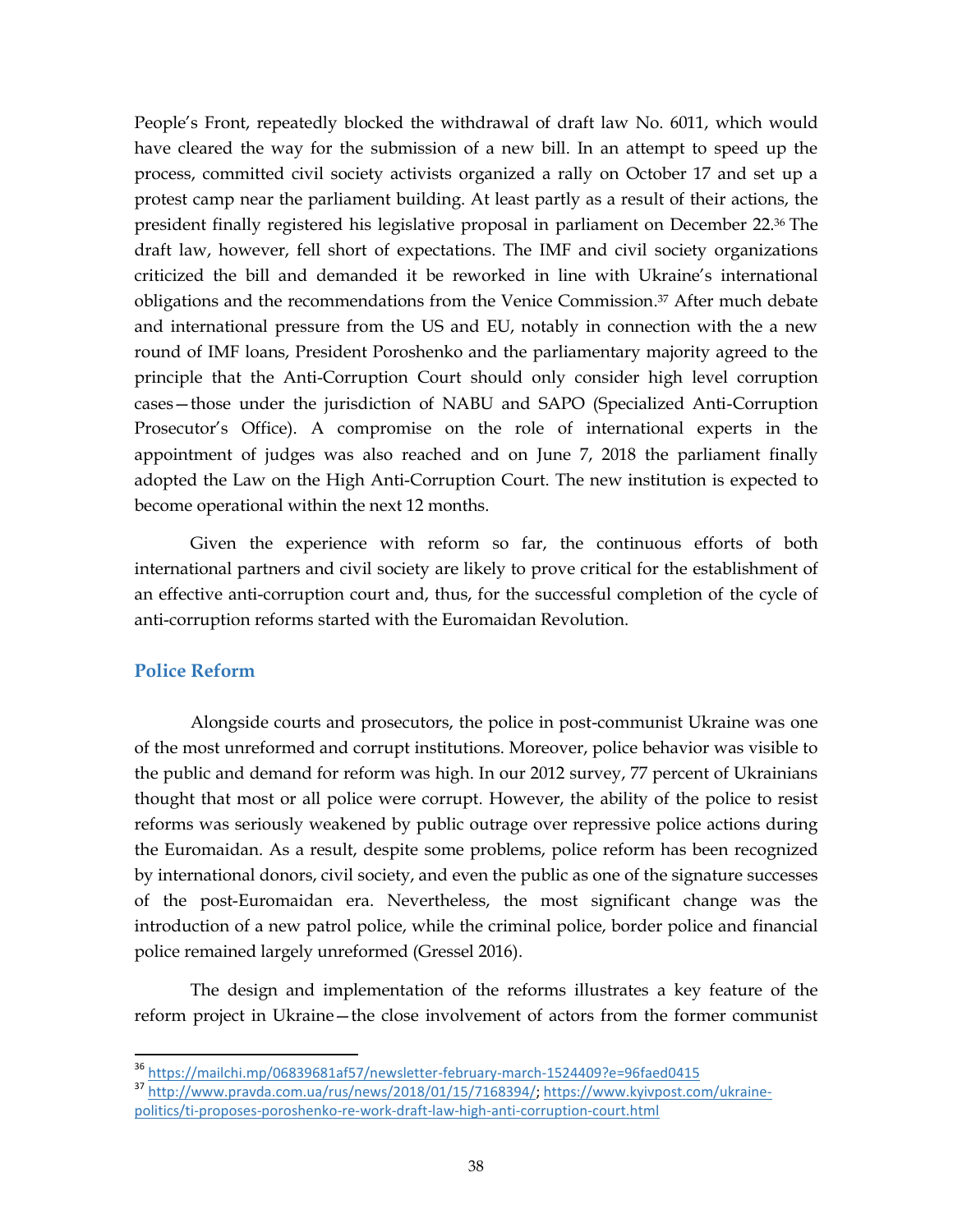People's Front, repeatedly blocked the withdrawal of draft law No. 6011, which would have cleared the way for the submission of a new bill. In an attempt to speed up the process, committed civil society activists organized a rally on October 17 and set up a protest camp near the parliament building. At least partly as a result of their actions, the president finally registered his legislative proposal in parliament on December 22.[36] The draft law, however, fell short of expectations. The IMF and civil society organizations criticized the bill and demanded it be reworked in line with Ukraine's international obligations and the recommendations from the Venice Commission.[37] After much debate and international pressure from the US and EU, notably in connection with the a new round of IMF loans, President Poroshenko and the parliamentary majority agreed to the principle that the Anti-Corruption Court should only consider high level corruption cases—those under the jurisdiction of NABU and SAPO (Specialized Anti-Corruption Prosecutor's Office). A compromise on the role of international experts in the appointment of judges was also reached and on June 7, 2018 the parliament finally adopted the Law on the High Anti-Corruption Court. The new institution is expected to become operational within the next 12 months.

Given the experience with reform so far, the continuous efforts of both international partners and civil society are likely to prove critical for the establishment of an effective anti-corruption court and, thus, for the successful completion of the cycle of anti-corruption reforms started with the Euromaidan Revolution.

## Police Reform

Alongside courts and prosecutors, the police in post-communist Ukraine was one of the most unreformed and corrupt institutions. Moreover, police behavior was visible to the public and demand for reform was high. In our 2012 survey, 77 percent of Ukrainians thought that most or all police were corrupt. However, the ability of the police to resist reforms was seriously weakened by public outrage over repressive police actions during the Euromaidan. As a result, despite some problems, police reform has been recognized by international donors, civil society, and even the public as one of the signature successes of the post-Euromaidan era. Nevertheless, the most significant change was the introduction of a new patrol police, while the criminal police, border police and financial police remained largely unreformed (Gressel 2016).

The design and implementation of the reforms illustrates a key feature of the reform project in Ukraine—the close involvement of actors from the former communist

[36] https://mailchi.mp/06839681af57/newsletter-february-march-1524409?e=96faed0415

[37] http://www.pravda.com.ua/rus/news/2018/01/15/7168394/; https://www.kyivpost.com/ukraine-politics/ti-proposes-poroshenko-re-work-draft-law-high-anti-corruption-court.html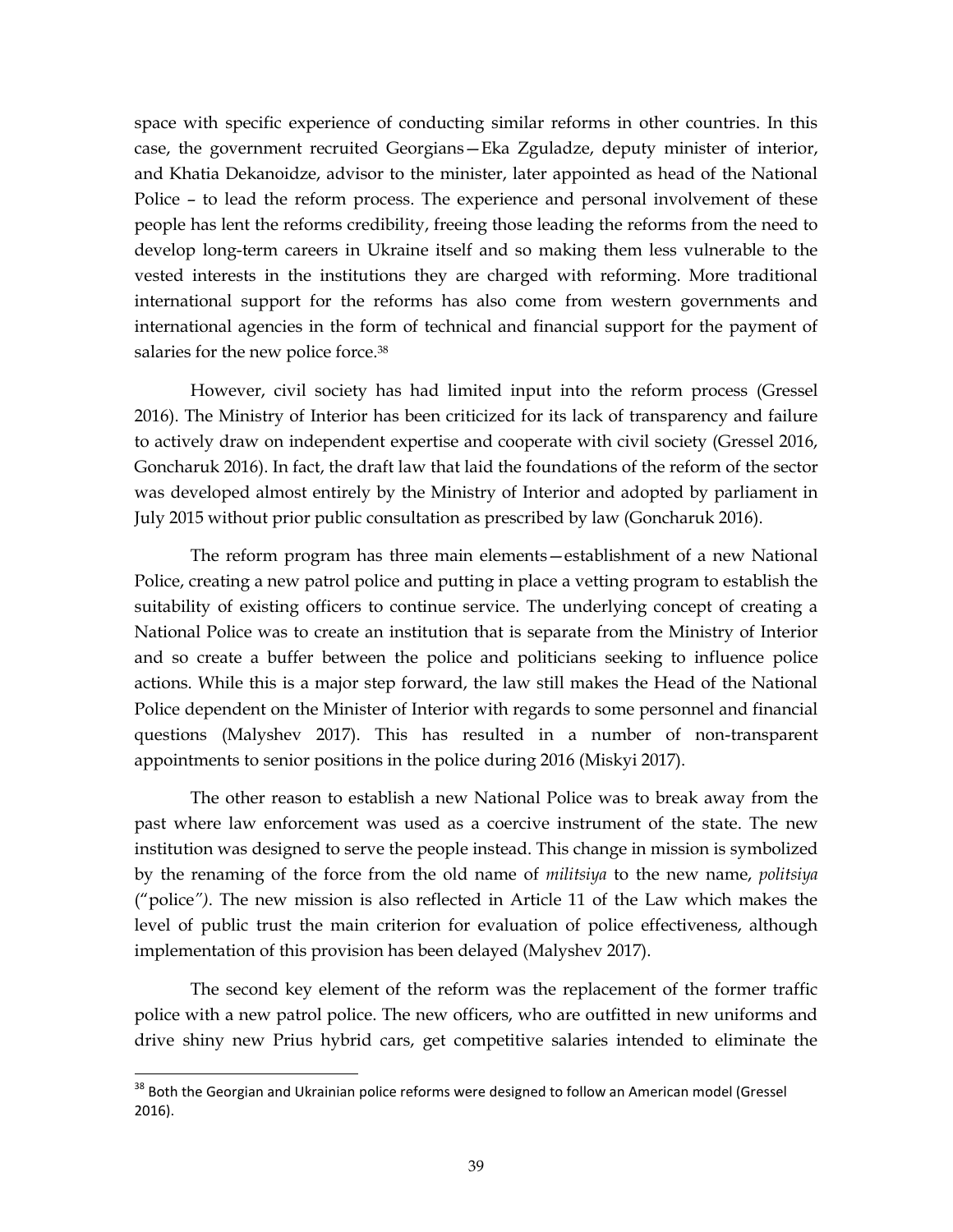space with specific experience of conducting similar reforms in other countries. In this case, the government recruited Georgians—Eka Zguladze, deputy minister of interior, and Khatia Dekanoidze, advisor to the minister, later appointed as head of the National Police – to lead the reform process. The experience and personal involvement of these people has lent the reforms credibility, freeing those leading the reforms from the need to develop long-term careers in Ukraine itself and so making them less vulnerable to the vested interests in the institutions they are charged with reforming. More traditional international support for the reforms has also come from western governments and international agencies in the form of technical and financial support for the payment of salaries for the new police force.[38]

However, civil society has had limited input into the reform process (Gressel 2016). The Ministry of Interior has been criticized for its lack of transparency and failure to actively draw on independent expertise and cooperate with civil society (Gressel 2016, Goncharuk 2016). In fact, the draft law that laid the foundations of the reform of the sector was developed almost entirely by the Ministry of Interior and adopted by parliament in July 2015 without prior public consultation as prescribed by law (Goncharuk 2016).

The reform program has three main elements—establishment of a new National Police, creating a new patrol police and putting in place a vetting program to establish the suitability of existing officers to continue service. The underlying concept of creating a National Police was to create an institution that is separate from the Ministry of Interior and so create a buffer between the police and politicians seeking to influence police actions. While this is a major step forward, the law still makes the Head of the National Police dependent on the Minister of Interior with regards to some personnel and financial questions (Malyshev 2017). This has resulted in a number of non-transparent appointments to senior positions in the police during 2016 (Miskyi 2017).

The other reason to establish a new National Police was to break away from the past where law enforcement was used as a coercive instrument of the state. The new institution was designed to serve the people instead. This change in mission is symbolized by the renaming of the force from the old name of *militsiya* to the new name, *politsiya* ("police"). The new mission is also reflected in Article 11 of the Law which makes the level of public trust the main criterion for evaluation of police effectiveness, although implementation of this provision has been delayed (Malyshev 2017).

The second key element of the reform was the replacement of the former traffic police with a new patrol police. The new officers, who are outfitted in new uniforms and drive shiny new Prius hybrid cars, get competitive salaries intended to eliminate the

---

[38] Both the Georgian and Ukrainian police reforms were designed to follow an American model (Gressel 2016).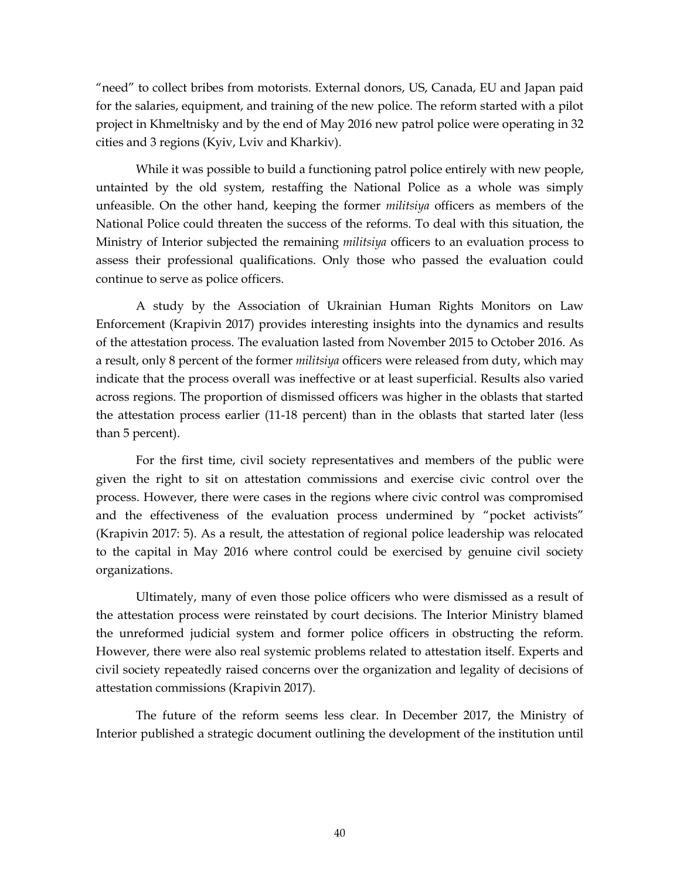"need" to collect bribes from motorists. External donors, US, Canada, EU and Japan paid for the salaries, equipment, and training of the new police. The reform started with a pilot project in Khmeltnisky and by the end of May 2016 new patrol police were operating in 32 cities and 3 regions (Kyiv, Lviv and Kharkiv).

While it was possible to build a functioning patrol police entirely with new people, untainted by the old system, restaffing the National Police as a whole was simply unfeasible. On the other hand, keeping the former *militsiya* officers as members of the National Police could threaten the success of the reforms. To deal with this situation, the Ministry of Interior subjected the remaining *militsiya* officers to an evaluation process to assess their professional qualifications. Only those who passed the evaluation could continue to serve as police officers.

A study by the Association of Ukrainian Human Rights Monitors on Law Enforcement (Krapivin 2017) provides interesting insights into the dynamics and results of the attestation process. The evaluation lasted from November 2015 to October 2016. As a result, only 8 percent of the former *militsiya* officers were released from duty, which may indicate that the process overall was ineffective or at least superficial. Results also varied across regions. The proportion of dismissed officers was higher in the oblasts that started the attestation process earlier (11-18 percent) than in the oblasts that started later (less than 5 percent).

For the first time, civil society representatives and members of the public were given the right to sit on attestation commissions and exercise civic control over the process. However, there were cases in the regions where civic control was compromised and the effectiveness of the evaluation process undermined by "pocket activists" (Krapivin 2017: 5). As a result, the attestation of regional police leadership was relocated to the capital in May 2016 where control could be exercised by genuine civil society organizations.

Ultimately, many of even those police officers who were dismissed as a result of the attestation process were reinstated by court decisions. The Interior Ministry blamed the unreformed judicial system and former police officers in obstructing the reform. However, there were also real systemic problems related to attestation itself. Experts and civil society repeatedly raised concerns over the organization and legality of decisions of attestation commissions (Krapivin 2017).

The future of the reform seems less clear. In December 2017, the Ministry of Interior published a strategic document outlining the development of the institution until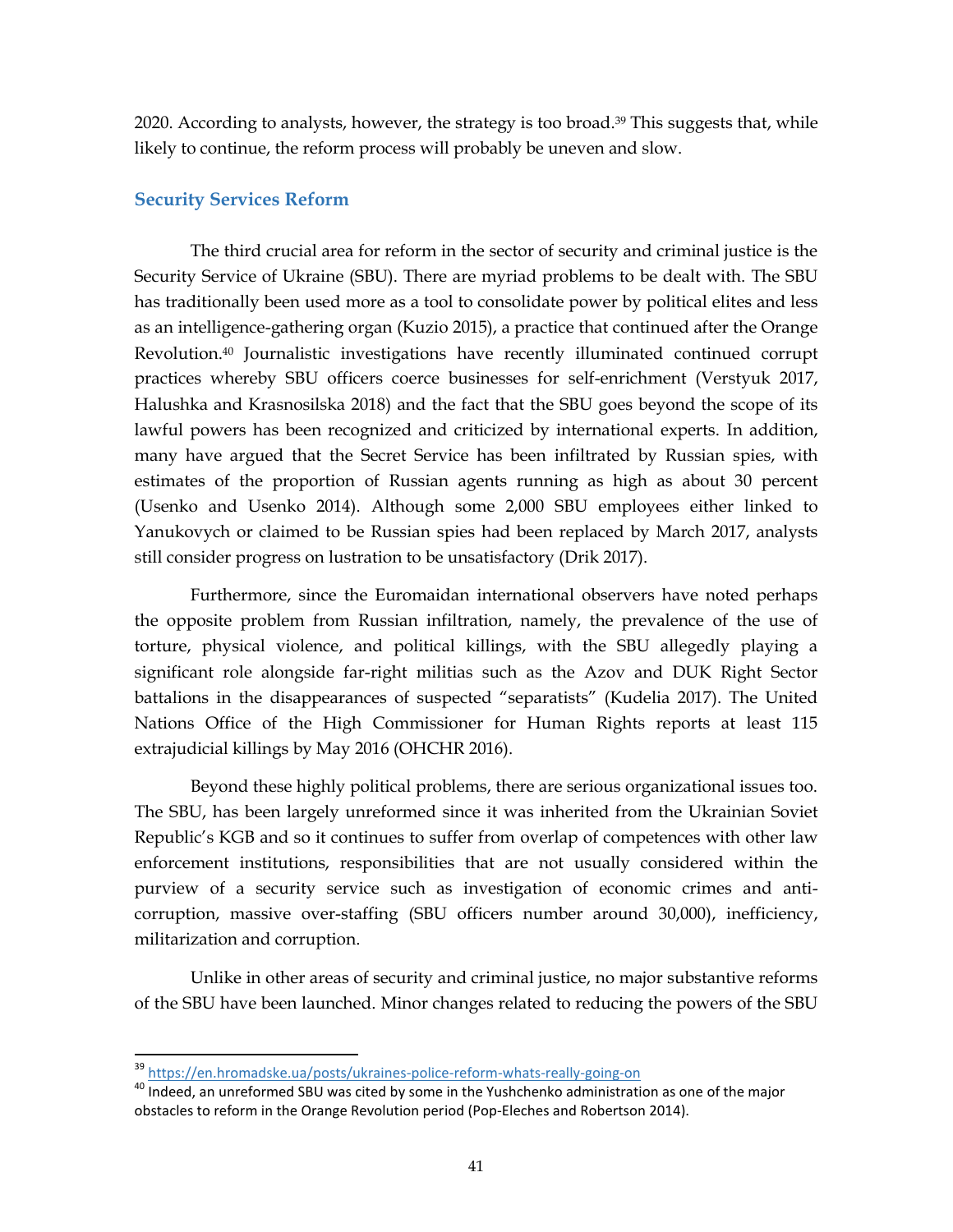2020. According to analysts, however, the strategy is too broad.[39] This suggests that, while likely to continue, the reform process will probably be uneven and slow.

## Security Services Reform

The third crucial area for reform in the sector of security and criminal justice is the Security Service of Ukraine (SBU). There are myriad problems to be dealt with. The SBU has traditionally been used more as a tool to consolidate power by political elites and less as an intelligence-gathering organ (Kuzio 2015), a practice that continued after the Orange Revolution.[40] Journalistic investigations have recently illuminated continued corrupt practices whereby SBU officers coerce businesses for self-enrichment (Verstyuk 2017, Halushka and Krasnosilska 2018) and the fact that the SBU goes beyond the scope of its lawful powers has been recognized and criticized by international experts. In addition, many have argued that the Secret Service has been infiltrated by Russian spies, with estimates of the proportion of Russian agents running as high as about 30 percent (Usenko and Usenko 2014). Although some 2,000 SBU employees either linked to Yanukovych or claimed to be Russian spies had been replaced by March 2017, analysts still consider progress on lustration to be unsatisfactory (Drik 2017).

Furthermore, since the Euromaidan international observers have noted perhaps the opposite problem from Russian infiltration, namely, the prevalence of the use of torture, physical violence, and political killings, with the SBU allegedly playing a significant role alongside far-right militias such as the Azov and DUK Right Sector battalions in the disappearances of suspected "separatists" (Kudelia 2017). The United Nations Office of the High Commissioner for Human Rights reports at least 115 extrajudicial killings by May 2016 (OHCHR 2016).

Beyond these highly political problems, there are serious organizational issues too. The SBU, has been largely unreformed since it was inherited from the Ukrainian Soviet Republic's KGB and so it continues to suffer from overlap of competences with other law enforcement institutions, responsibilities that are not usually considered within the purview of a security service such as investigation of economic crimes and anti-corruption, massive over-staffing (SBU officers number around 30,000), inefficiency, militarization and corruption.

Unlike in other areas of security and criminal justice, no major substantive reforms of the SBU have been launched. Minor changes related to reducing the powers of the SBU

---

[39] https://en.hromadske.ua/posts/ukraines-police-reform-whats-really-going-on

[40] Indeed, an unreformed SBU was cited by some in the Yushchenko administration as one of the major obstacles to reform in the Orange Revolution period (Pop-Eleches and Robertson 2014).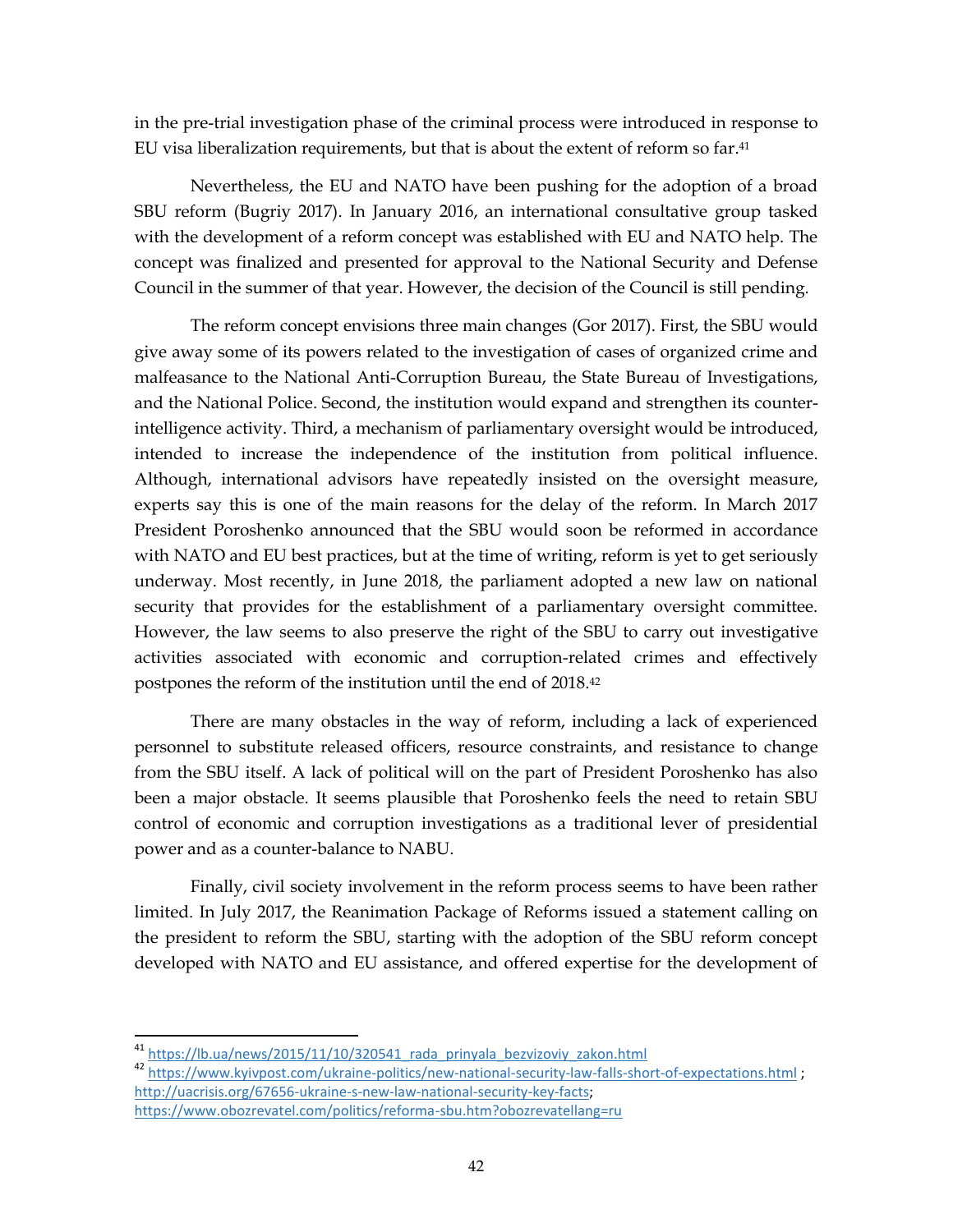in the pre-trial investigation phase of the criminal process were introduced in response to EU visa liberalization requirements, but that is about the extent of reform so far.[41]

Nevertheless, the EU and NATO have been pushing for the adoption of a broad SBU reform (Bugriy 2017). In January 2016, an international consultative group tasked with the development of a reform concept was established with EU and NATO help. The concept was finalized and presented for approval to the National Security and Defense Council in the summer of that year. However, the decision of the Council is still pending.

The reform concept envisions three main changes (Gor 2017). First, the SBU would give away some of its powers related to the investigation of cases of organized crime and malfeasance to the National Anti-Corruption Bureau, the State Bureau of Investigations, and the National Police. Second, the institution would expand and strengthen its counter-intelligence activity. Third, a mechanism of parliamentary oversight would be introduced, intended to increase the independence of the institution from political influence. Although, international advisors have repeatedly insisted on the oversight measure, experts say this is one of the main reasons for the delay of the reform. In March 2017 President Poroshenko announced that the SBU would soon be reformed in accordance with NATO and EU best practices, but at the time of writing, reform is yet to get seriously underway. Most recently, in June 2018, the parliament adopted a new law on national security that provides for the establishment of a parliamentary oversight committee. However, the law seems to also preserve the right of the SBU to carry out investigative activities associated with economic and corruption-related crimes and effectively postpones the reform of the institution until the end of 2018.[42]

There are many obstacles in the way of reform, including a lack of experienced personnel to substitute released officers, resource constraints, and resistance to change from the SBU itself. A lack of political will on the part of President Poroshenko has also been a major obstacle. It seems plausible that Poroshenko feels the need to retain SBU control of economic and corruption investigations as a traditional lever of presidential power and as a counter-balance to NABU.

Finally, civil society involvement in the reform process seems to have been rather limited. In July 2017, the Reanimation Package of Reforms issued a statement calling on the president to reform the SBU, starting with the adoption of the SBU reform concept developed with NATO and EU assistance, and offered expertise for the development of

---

[41] https://lb.ua/news/2015/11/10/320541_rada_prinyala_bezvizoviy_zakon.html

[42] https://www.kyivpost.com/ukraine-politics/new-national-security-law-falls-short-of-expectations.html ; http://uacrisis.org/67656-ukraine-s-new-law-national-security-key-facts; https://www.obozrevatel.com/politics/reforma-sbu.htm?obozrevatellang=ru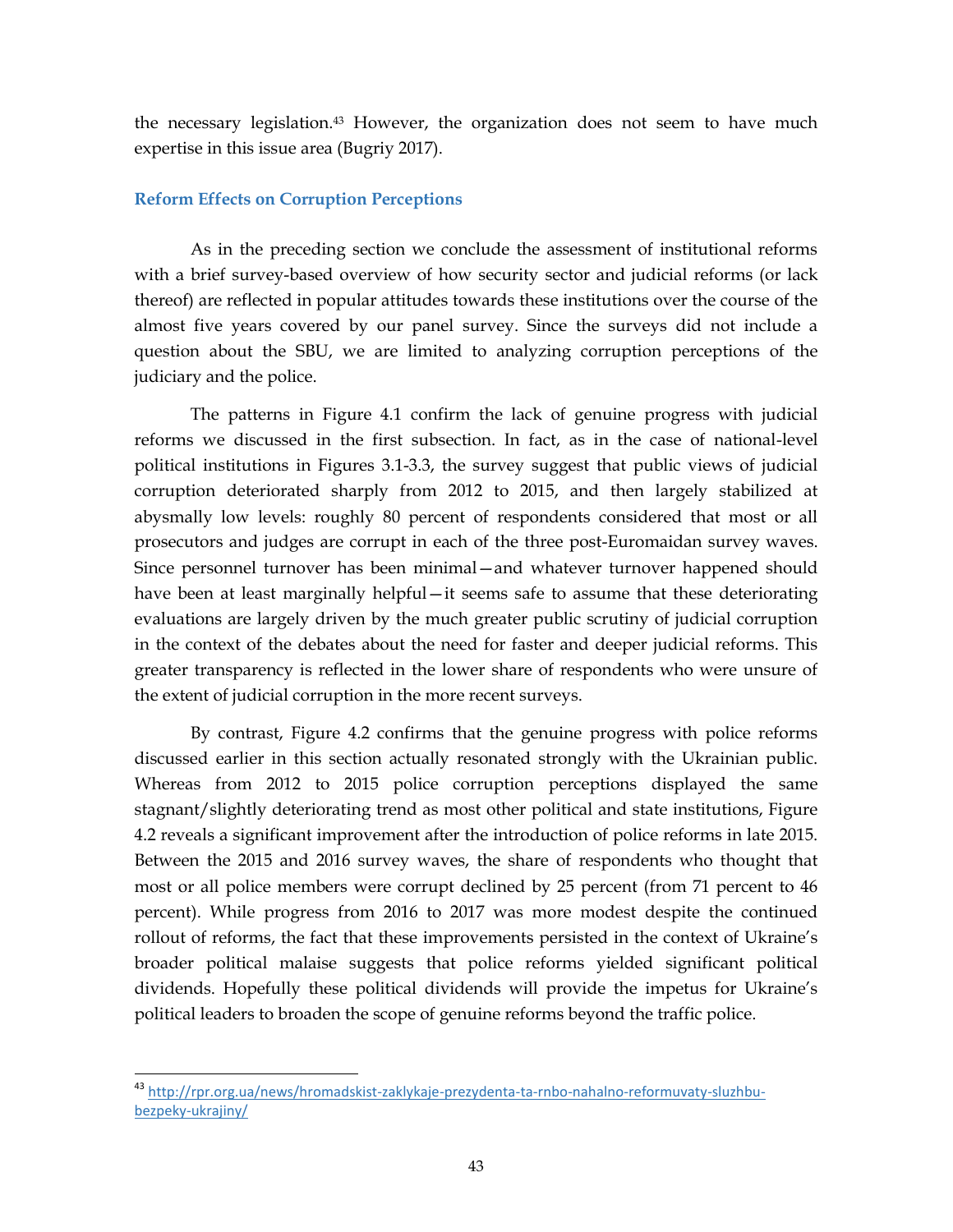the necessary legislation.[43] However, the organization does not seem to have much expertise in this issue area (Bugriy 2017).

### Reform Effects on Corruption Perceptions

As in the preceding section we conclude the assessment of institutional reforms with a brief survey-based overview of how security sector and judicial reforms (or lack thereof) are reflected in popular attitudes towards these institutions over the course of the almost five years covered by our panel survey. Since the surveys did not include a question about the SBU, we are limited to analyzing corruption perceptions of the judiciary and the police.

The patterns in Figure 4.1 confirm the lack of genuine progress with judicial reforms we discussed in the first subsection. In fact, as in the case of national-level political institutions in Figures 3.1-3.3, the survey suggest that public views of judicial corruption deteriorated sharply from 2012 to 2015, and then largely stabilized at abysmally low levels: roughly 80 percent of respondents considered that most or all prosecutors and judges are corrupt in each of the three post-Euromaidan survey waves. Since personnel turnover has been minimal—and whatever turnover happened should have been at least marginally helpful—it seems safe to assume that these deteriorating evaluations are largely driven by the much greater public scrutiny of judicial corruption in the context of the debates about the need for faster and deeper judicial reforms. This greater transparency is reflected in the lower share of respondents who were unsure of the extent of judicial corruption in the more recent surveys.

By contrast, Figure 4.2 confirms that the genuine progress with police reforms discussed earlier in this section actually resonated strongly with the Ukrainian public. Whereas from 2012 to 2015 police corruption perceptions displayed the same stagnant/slightly deteriorating trend as most other political and state institutions, Figure 4.2 reveals a significant improvement after the introduction of police reforms in late 2015. Between the 2015 and 2016 survey waves, the share of respondents who thought that most or all police members were corrupt declined by 25 percent (from 71 percent to 46 percent). While progress from 2016 to 2017 was more modest despite the continued rollout of reforms, the fact that these improvements persisted in the context of Ukraine's broader political malaise suggests that police reforms yielded significant political dividends. Hopefully these political dividends will provide the impetus for Ukraine's political leaders to broaden the scope of genuine reforms beyond the traffic police.

---

[43] http://rpr.org.ua/news/hromadskist-zaklykaje-prezydenta-ta-rnbo-nahalno-reformuvaty-sluzhbu-bezpeky-ukrajiny/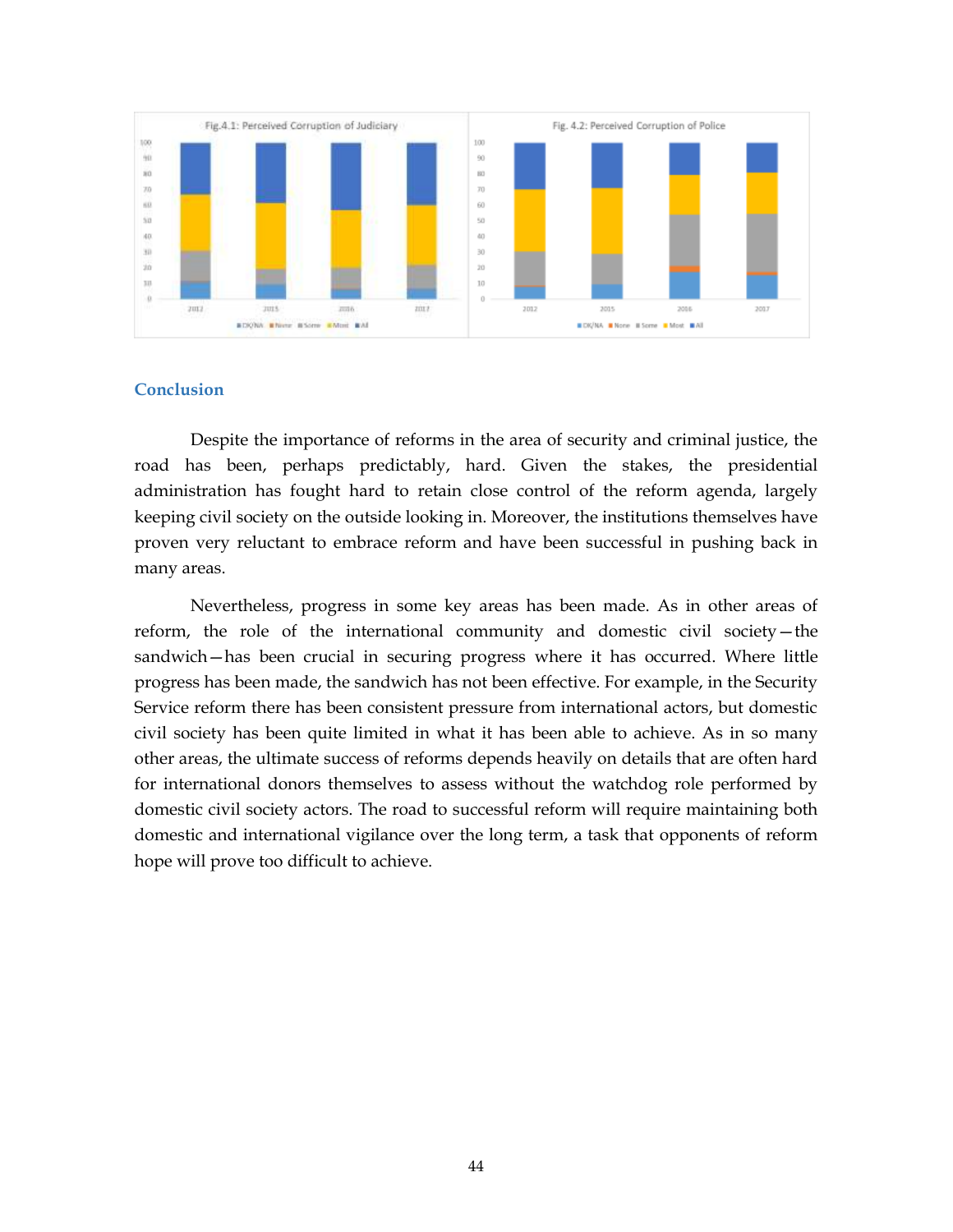Fig.4.1: Perceived Corruption of Judiciary

Fig. 4.2: Perceived Corruption of Police

## Conclusion

Despite the importance of reforms in the area of security and criminal justice, the road has been, perhaps predictably, hard. Given the stakes, the presidential administration has fought hard to retain close control of the reform agenda, largely keeping civil society on the outside looking in. Moreover, the institutions themselves have proven very reluctant to embrace reform and have been successful in pushing back in many areas.

Nevertheless, progress in some key areas has been made. As in other areas of reform, the role of the international community and domestic civil society—the sandwich—has been crucial in securing progress where it has occurred. Where little progress has been made, the sandwich has not been effective. For example, in the Security Service reform there has been consistent pressure from international actors, but domestic civil society has been quite limited in what it has been able to achieve. As in so many other areas, the ultimate success of reforms depends heavily on details that are often hard for international donors themselves to assess without the watchdog role performed by domestic civil society actors. The road to successful reform will require maintaining both domestic and international vigilance over the long term, a task that opponents of reform hope will prove too difficult to achieve.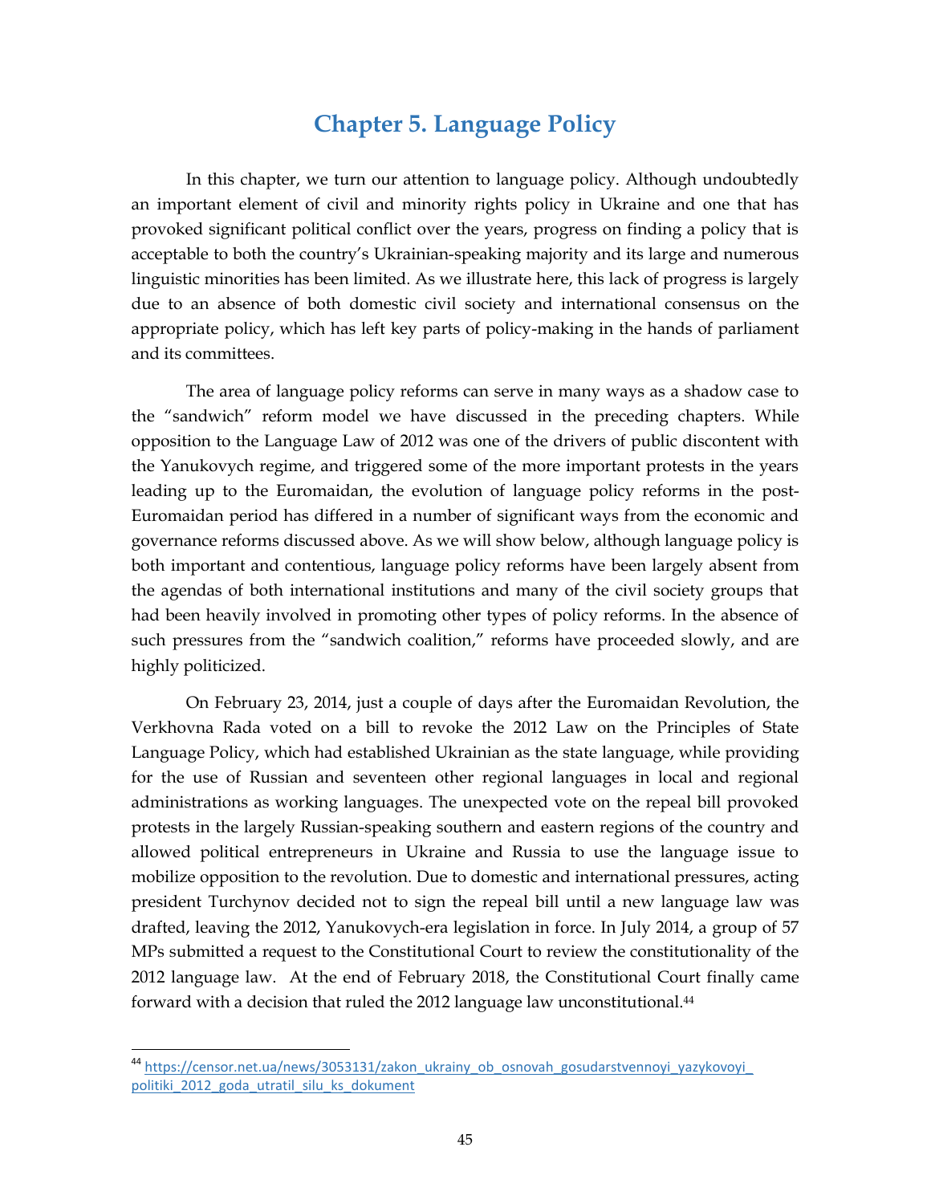# Chapter 5. Language Policy

In this chapter, we turn our attention to language policy. Although undoubtedly an important element of civil and minority rights policy in Ukraine and one that has provoked significant political conflict over the years, progress on finding a policy that is acceptable to both the country's Ukrainian-speaking majority and its large and numerous linguistic minorities has been limited. As we illustrate here, this lack of progress is largely due to an absence of both domestic civil society and international consensus on the appropriate policy, which has left key parts of policy-making in the hands of parliament and its committees.

The area of language policy reforms can serve in many ways as a shadow case to the "sandwich" reform model we have discussed in the preceding chapters. While opposition to the Language Law of 2012 was one of the drivers of public discontent with the Yanukovych regime, and triggered some of the more important protests in the years leading up to the Euromaidan, the evolution of language policy reforms in the post-Euromaidan period has differed in a number of significant ways from the economic and governance reforms discussed above. As we will show below, although language policy is both important and contentious, language policy reforms have been largely absent from the agendas of both international institutions and many of the civil society groups that had been heavily involved in promoting other types of policy reforms. In the absence of such pressures from the "sandwich coalition," reforms have proceeded slowly, and are highly politicized.

On February 23, 2014, just a couple of days after the Euromaidan Revolution, the Verkhovna Rada voted on a bill to revoke the 2012 Law on the Principles of State Language Policy, which had established Ukrainian as the state language, while providing for the use of Russian and seventeen other regional languages in local and regional administrations as working languages. The unexpected vote on the repeal bill provoked protests in the largely Russian-speaking southern and eastern regions of the country and allowed political entrepreneurs in Ukraine and Russia to use the language issue to mobilize opposition to the revolution. Due to domestic and international pressures, acting president Turchynov decided not to sign the repeal bill until a new language law was drafted, leaving the 2012, Yanukovych-era legislation in force. In July 2014, a group of 57 MPs submitted a request to the Constitutional Court to review the constitutionality of the 2012 language law. At the end of February 2018, the Constitutional Court finally came forward with a decision that ruled the 2012 language law unconstitutional.[44]

[44] https://censor.net.ua/news/3053131/zakon_ukrainy_ob_osnovah_gosudarstvennoyi_yazykovoyi_politiki_2012_goda_utratil_silu_ks_dokument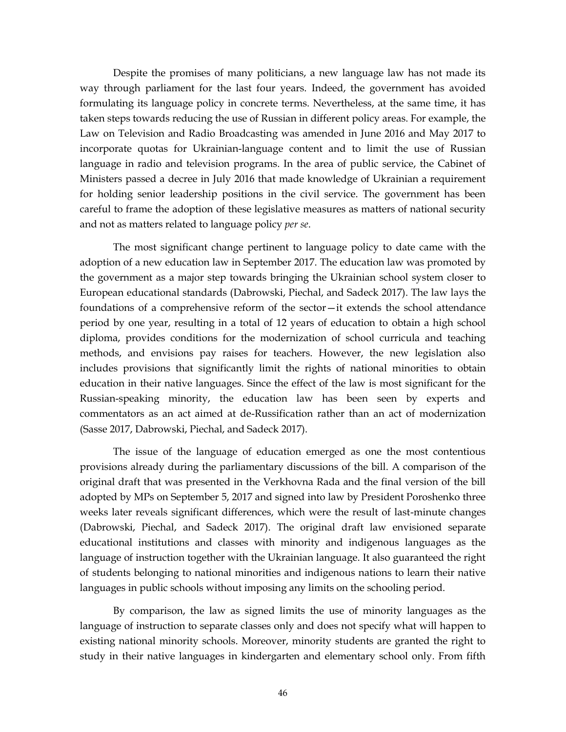Despite the promises of many politicians, a new language law has not made its way through parliament for the last four years. Indeed, the government has avoided formulating its language policy in concrete terms. Nevertheless, at the same time, it has taken steps towards reducing the use of Russian in different policy areas. For example, the Law on Television and Radio Broadcasting was amended in June 2016 and May 2017 to incorporate quotas for Ukrainian-language content and to limit the use of Russian language in radio and television programs. In the area of public service, the Cabinet of Ministers passed a decree in July 2016 that made knowledge of Ukrainian a requirement for holding senior leadership positions in the civil service. The government has been careful to frame the adoption of these legislative measures as matters of national security and not as matters related to language policy *per se*.

The most significant change pertinent to language policy to date came with the adoption of a new education law in September 2017. The education law was promoted by the government as a major step towards bringing the Ukrainian school system closer to European educational standards (Dabrowski, Piechal, and Sadeck 2017). The law lays the foundations of a comprehensive reform of the sector—it extends the school attendance period by one year, resulting in a total of 12 years of education to obtain a high school diploma, provides conditions for the modernization of school curricula and teaching methods, and envisions pay raises for teachers. However, the new legislation also includes provisions that significantly limit the rights of national minorities to obtain education in their native languages. Since the effect of the law is most significant for the Russian-speaking minority, the education law has been seen by experts and commentators as an act aimed at de-Russification rather than an act of modernization (Sasse 2017, Dabrowski, Piechal, and Sadeck 2017).

The issue of the language of education emerged as one the most contentious provisions already during the parliamentary discussions of the bill. A comparison of the original draft that was presented in the Verkhovna Rada and the final version of the bill adopted by MPs on September 5, 2017 and signed into law by President Poroshenko three weeks later reveals significant differences, which were the result of last-minute changes (Dabrowski, Piechal, and Sadeck 2017). The original draft law envisioned separate educational institutions and classes with minority and indigenous languages as the language of instruction together with the Ukrainian language. It also guaranteed the right of students belonging to national minorities and indigenous nations to learn their native languages in public schools without imposing any limits on the schooling period.

By comparison, the law as signed limits the use of minority languages as the language of instruction to separate classes only and does not specify what will happen to existing national minority schools. Moreover, minority students are granted the right to study in their native languages in kindergarten and elementary school only. From fifth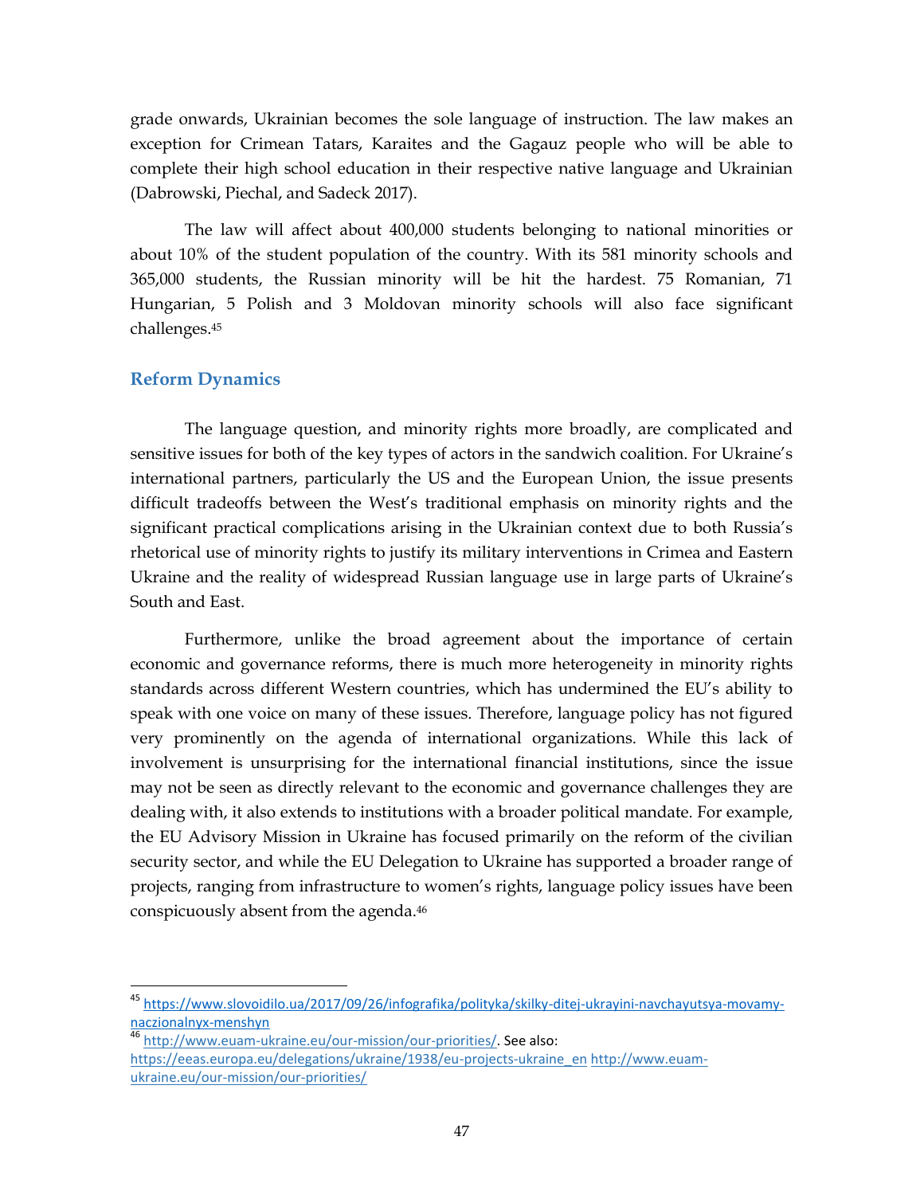grade onwards, Ukrainian becomes the sole language of instruction. The law makes an exception for Crimean Tatars, Karaites and the Gagauz people who will be able to complete their high school education in their respective native language and Ukrainian (Dabrowski, Piechal, and Sadeck 2017).

The law will affect about 400,000 students belonging to national minorities or about 10% of the student population of the country. With its 581 minority schools and 365,000 students, the Russian minority will be hit the hardest. 75 Romanian, 71 Hungarian, 5 Polish and 3 Moldovan minority schools will also face significant challenges.[45]

## Reform Dynamics

The language question, and minority rights more broadly, are complicated and sensitive issues for both of the key types of actors in the sandwich coalition. For Ukraine's international partners, particularly the US and the European Union, the issue presents difficult tradeoffs between the West's traditional emphasis on minority rights and the significant practical complications arising in the Ukrainian context due to both Russia's rhetorical use of minority rights to justify its military interventions in Crimea and Eastern Ukraine and the reality of widespread Russian language use in large parts of Ukraine's South and East.

Furthermore, unlike the broad agreement about the importance of certain economic and governance reforms, there is much more heterogeneity in minority rights standards across different Western countries, which has undermined the EU's ability to speak with one voice on many of these issues. Therefore, language policy has not figured very prominently on the agenda of international organizations. While this lack of involvement is unsurprising for the international financial institutions, since the issue may not be seen as directly relevant to the economic and governance challenges they are dealing with, it also extends to institutions with a broader political mandate. For example, the EU Advisory Mission in Ukraine has focused primarily on the reform of the civilian security sector, and while the EU Delegation to Ukraine has supported a broader range of projects, ranging from infrastructure to women's rights, language policy issues have been conspicuously absent from the agenda.[46]

---

[45] https://www.slovoidilo.ua/2017/09/26/infografika/polityka/skilky-ditej-ukrayini-navchayutsya-movamy-naczionalnyx-menshyn

[46] http://www.euam-ukraine.eu/our-mission/our-priorities/. See also: https://eeas.europa.eu/delegations/ukraine/1938/eu-projects-ukraine_en http://www.euam-ukraine.eu/our-mission/our-priorities/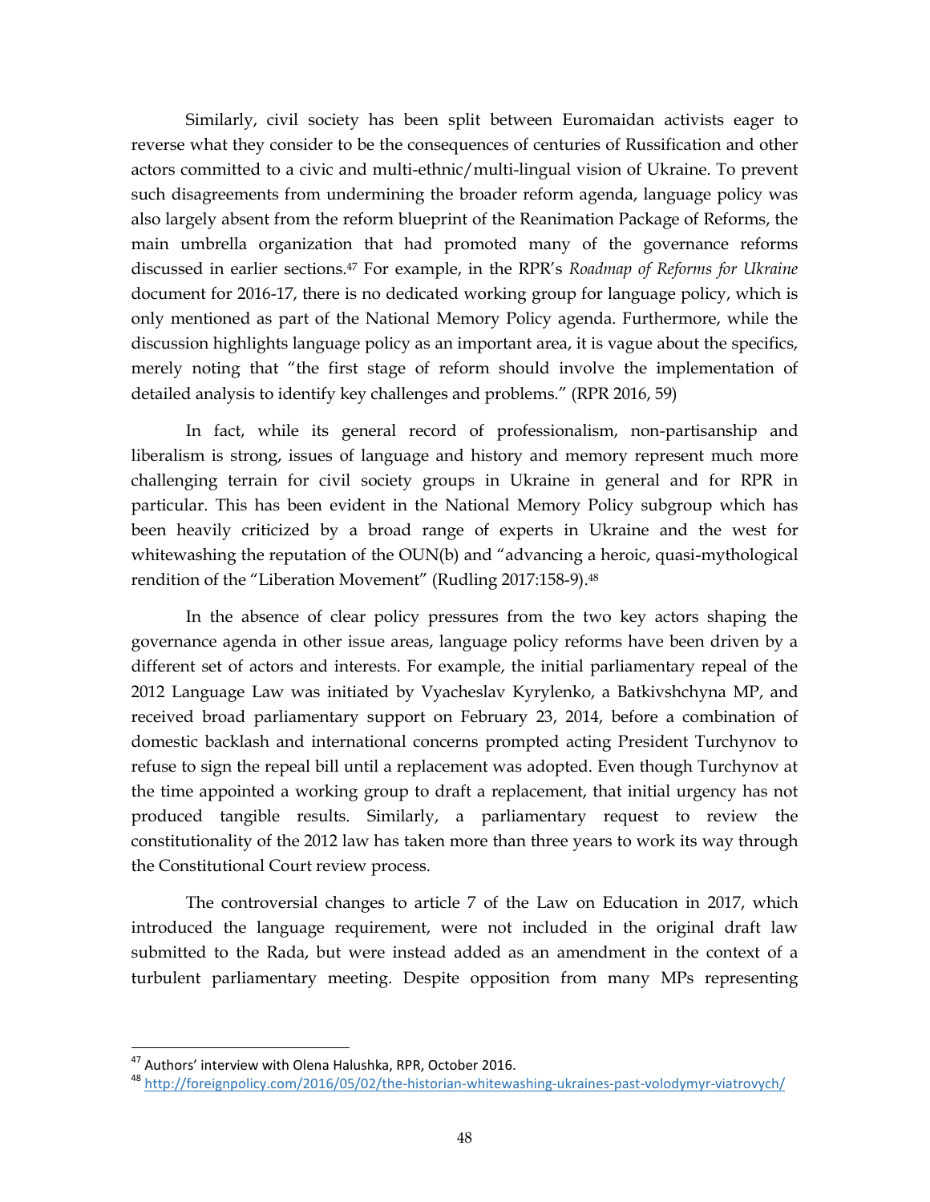Similarly, civil society has been split between Euromaidan activists eager to reverse what they consider to be the consequences of centuries of Russification and other actors committed to a civic and multi-ethnic/multi-lingual vision of Ukraine. To prevent such disagreements from undermining the broader reform agenda, language policy was also largely absent from the reform blueprint of the Reanimation Package of Reforms, the main umbrella organization that had promoted many of the governance reforms discussed in earlier sections.[47] For example, in the RPR's *Roadmap of Reforms for Ukraine* document for 2016-17, there is no dedicated working group for language policy, which is only mentioned as part of the National Memory Policy agenda. Furthermore, while the discussion highlights language policy as an important area, it is vague about the specifics, merely noting that "the first stage of reform should involve the implementation of detailed analysis to identify key challenges and problems." (RPR 2016, 59)

In fact, while its general record of professionalism, non-partisanship and liberalism is strong, issues of language and history and memory represent much more challenging terrain for civil society groups in Ukraine in general and for RPR in particular. This has been evident in the National Memory Policy subgroup which has been heavily criticized by a broad range of experts in Ukraine and the west for whitewashing the reputation of the OUN(b) and "advancing a heroic, quasi-mythological rendition of the "Liberation Movement" (Rudling 2017:158-9).[48]

In the absence of clear policy pressures from the two key actors shaping the governance agenda in other issue areas, language policy reforms have been driven by a different set of actors and interests. For example, the initial parliamentary repeal of the 2012 Language Law was initiated by Vyacheslav Kyrylenko, a Batkivshchyna MP, and received broad parliamentary support on February 23, 2014, before a combination of domestic backlash and international concerns prompted acting President Turchynov to refuse to sign the repeal bill until a replacement was adopted. Even though Turchynov at the time appointed a working group to draft a replacement, that initial urgency has not produced tangible results. Similarly, a parliamentary request to review the constitutionality of the 2012 law has taken more than three years to work its way through the Constitutional Court review process.

The controversial changes to article 7 of the Law on Education in 2017, which introduced the language requirement, were not included in the original draft law submitted to the Rada, but were instead added as an amendment in the context of a turbulent parliamentary meeting. Despite opposition from many MPs representing

---

[47] Authors' interview with Olena Halushka, RPR, October 2016.

[48] http://foreignpolicy.com/2016/05/02/the-historian-whitewashing-ukraines-past-volodymyr-viatrovych/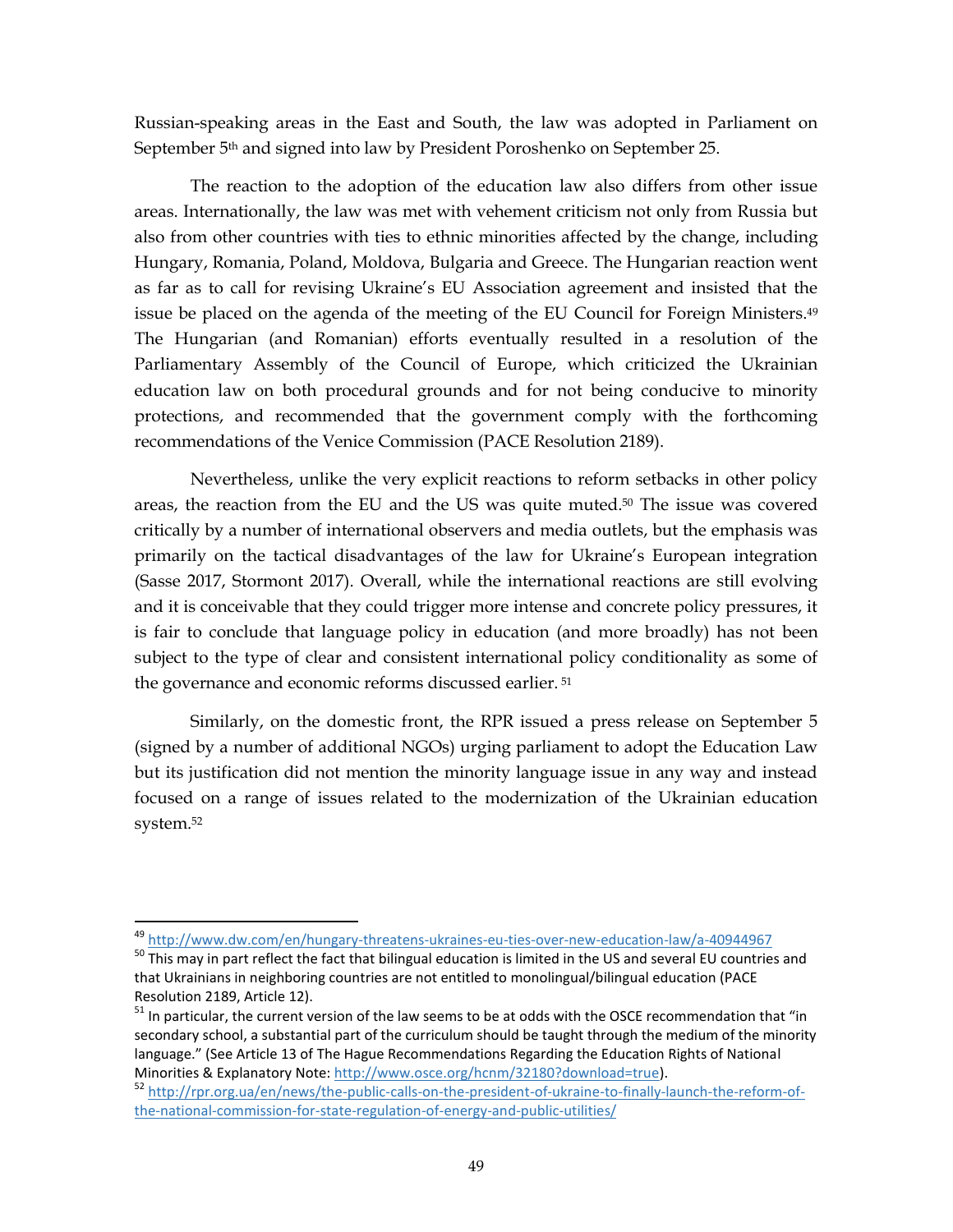Russian-speaking areas in the East and South, the law was adopted in Parliament on September 5th and signed into law by President Poroshenko on September 25.

The reaction to the adoption of the education law also differs from other issue areas. Internationally, the law was met with vehement criticism not only from Russia but also from other countries with ties to ethnic minorities affected by the change, including Hungary, Romania, Poland, Moldova, Bulgaria and Greece. The Hungarian reaction went as far as to call for revising Ukraine's EU Association agreement and insisted that the issue be placed on the agenda of the meeting of the EU Council for Foreign Ministers.[49] The Hungarian (and Romanian) efforts eventually resulted in a resolution of the Parliamentary Assembly of the Council of Europe, which criticized the Ukrainian education law on both procedural grounds and for not being conducive to minority protections, and recommended that the government comply with the forthcoming recommendations of the Venice Commission (PACE Resolution 2189).

Nevertheless, unlike the very explicit reactions to reform setbacks in other policy areas, the reaction from the EU and the US was quite muted.[50] The issue was covered critically by a number of international observers and media outlets, but the emphasis was primarily on the tactical disadvantages of the law for Ukraine's European integration (Sasse 2017, Stormont 2017). Overall, while the international reactions are still evolving and it is conceivable that they could trigger more intense and concrete policy pressures, it is fair to conclude that language policy in education (and more broadly) has not been subject to the type of clear and consistent international policy conditionality as some of the governance and economic reforms discussed earlier.[51]

Similarly, on the domestic front, the RPR issued a press release on September 5 (signed by a number of additional NGOs) urging parliament to adopt the Education Law but its justification did not mention the minority language issue in any way and instead focused on a range of issues related to the modernization of the Ukrainian education system.[52]

---

[49] http://www.dw.com/en/hungary-threatens-ukraines-eu-ties-over-new-education-law/a-40944967

[50] This may in part reflect the fact that bilingual education is limited in the US and several EU countries and that Ukrainians in neighboring countries are not entitled to monolingual/bilingual education (PACE Resolution 2189, Article 12).

[51] In particular, the current version of the law seems to be at odds with the OSCE recommendation that "in secondary school, a substantial part of the curriculum should be taught through the medium of the minority language." (See Article 13 of The Hague Recommendations Regarding the Education Rights of National Minorities & Explanatory Note: http://www.osce.org/hcnm/32180?download=true).

[52] http://rpr.org.ua/en/news/the-public-calls-on-the-president-of-ukraine-to-finally-launch-the-reform-of-the-national-commission-for-state-regulation-of-energy-and-public-utilities/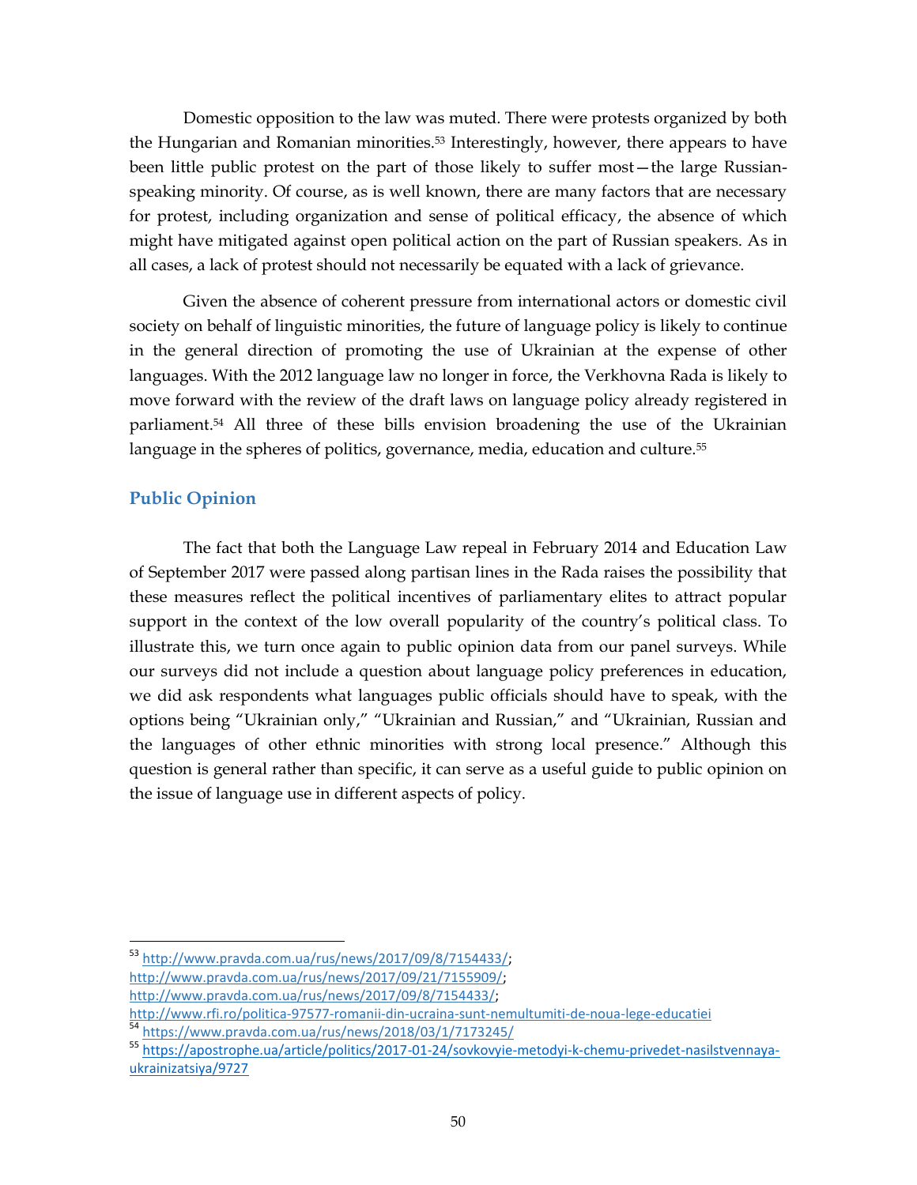Domestic opposition to the law was muted. There were protests organized by both the Hungarian and Romanian minorities.[53] Interestingly, however, there appears to have been little public protest on the part of those likely to suffer most—the large Russian-speaking minority. Of course, as is well known, there are many factors that are necessary for protest, including organization and sense of political efficacy, the absence of which might have mitigated against open political action on the part of Russian speakers. As in all cases, a lack of protest should not necessarily be equated with a lack of grievance.

Given the absence of coherent pressure from international actors or domestic civil society on behalf of linguistic minorities, the future of language policy is likely to continue in the general direction of promoting the use of Ukrainian at the expense of other languages. With the 2012 language law no longer in force, the Verkhovna Rada is likely to move forward with the review of the draft laws on language policy already registered in parliament.[54] All three of these bills envision broadening the use of the Ukrainian language in the spheres of politics, governance, media, education and culture.[55]

## Public Opinion

The fact that both the Language Law repeal in February 2014 and Education Law of September 2017 were passed along partisan lines in the Rada raises the possibility that these measures reflect the political incentives of parliamentary elites to attract popular support in the context of the low overall popularity of the country's political class. To illustrate this, we turn once again to public opinion data from our panel surveys. While our surveys did not include a question about language policy preferences in education, we did ask respondents what languages public officials should have to speak, with the options being "Ukrainian only," "Ukrainian and Russian," and "Ukrainian, Russian and the languages of other ethnic minorities with strong local presence." Although this question is general rather than specific, it can serve as a useful guide to public opinion on the issue of language use in different aspects of policy.

---

[53] http://www.pravda.com.ua/rus/news/2017/09/8/7154433/; http://www.pravda.com.ua/rus/news/2017/09/21/7155909/; http://www.pravda.com.ua/rus/news/2017/09/8/7154433/; http://www.rfi.ro/politica-97577-romanii-din-ucraina-sunt-nemultumiti-de-noua-lege-educatiei

[54] https://www.pravda.com.ua/rus/news/2018/03/1/7173245/

[55] https://apostrophe.ua/article/politics/2017-01-24/sovkovyie-metodyi-k-chemu-privedet-nasilstvennaya-ukrainizatsiya/9727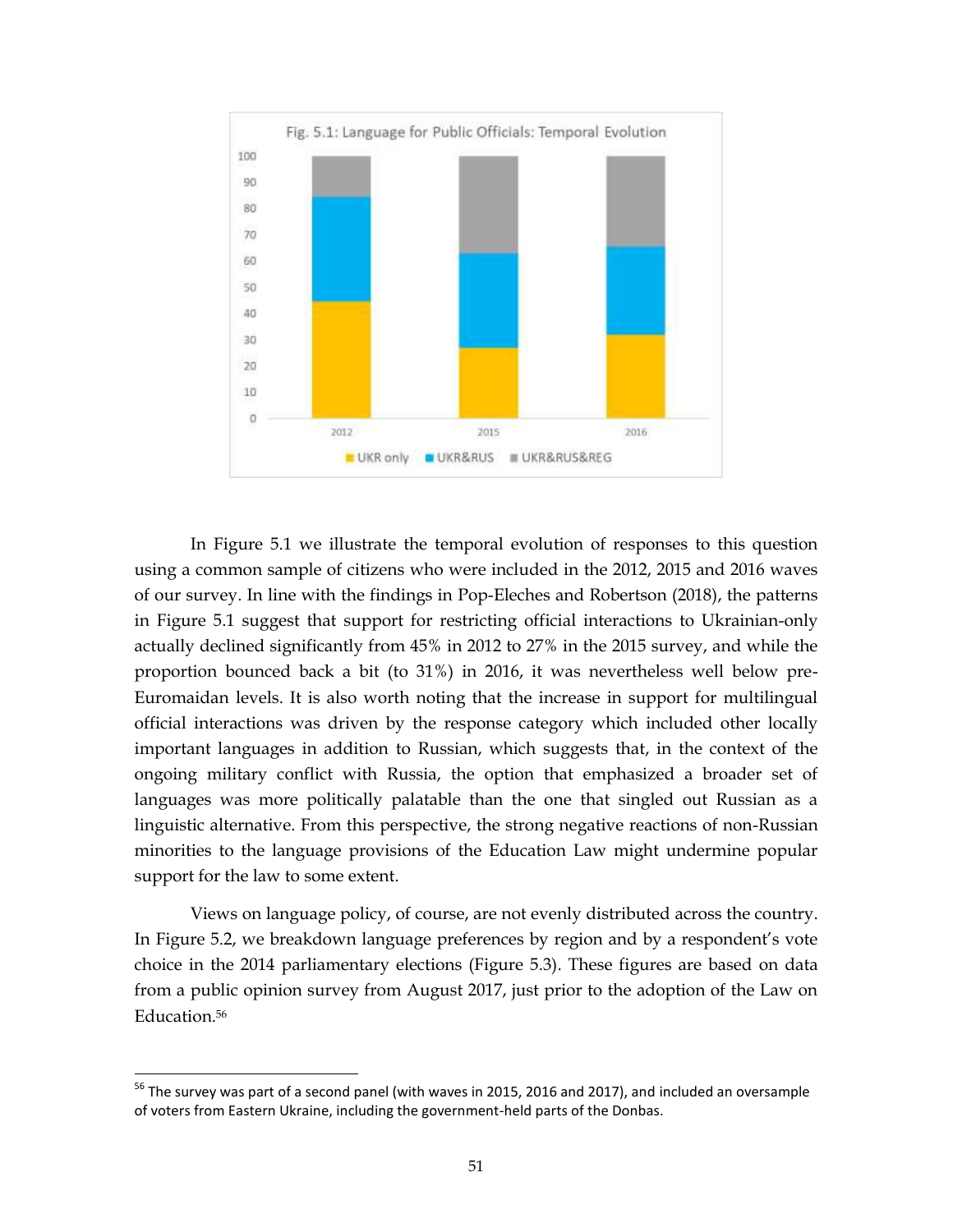Fig. 5.1: Language for Public Officials: Temporal Evolution

In Figure 5.1 we illustrate the temporal evolution of responses to this question using a common sample of citizens who were included in the 2012, 2015 and 2016 waves of our survey. In line with the findings in Pop-Eleches and Robertson (2018), the patterns in Figure 5.1 suggest that support for restricting official interactions to Ukrainian-only actually declined significantly from 45% in 2012 to 27% in the 2015 survey, and while the proportion bounced back a bit (to 31%) in 2016, it was nevertheless well below pre-Euromaidan levels. It is also worth noting that the increase in support for multilingual official interactions was driven by the response category which included other locally important languages in addition to Russian, which suggests that, in the context of the ongoing military conflict with Russia, the option that emphasized a broader set of languages was more politically palatable than the one that singled out Russian as a linguistic alternative. From this perspective, the strong negative reactions of non-Russian minorities to the language provisions of the Education Law might undermine popular support for the law to some extent.

Views on language policy, of course, are not evenly distributed across the country. In Figure 5.2, we breakdown language preferences by region and by a respondent's vote choice in the 2014 parliamentary elections (Figure 5.3). These figures are based on data from a public opinion survey from August 2017, just prior to the adoption of the Law on Education.[56]

[56] The survey was part of a second panel (with waves in 2015, 2016 and 2017), and included an oversample of voters from Eastern Ukraine, including the government-held parts of the Donbas.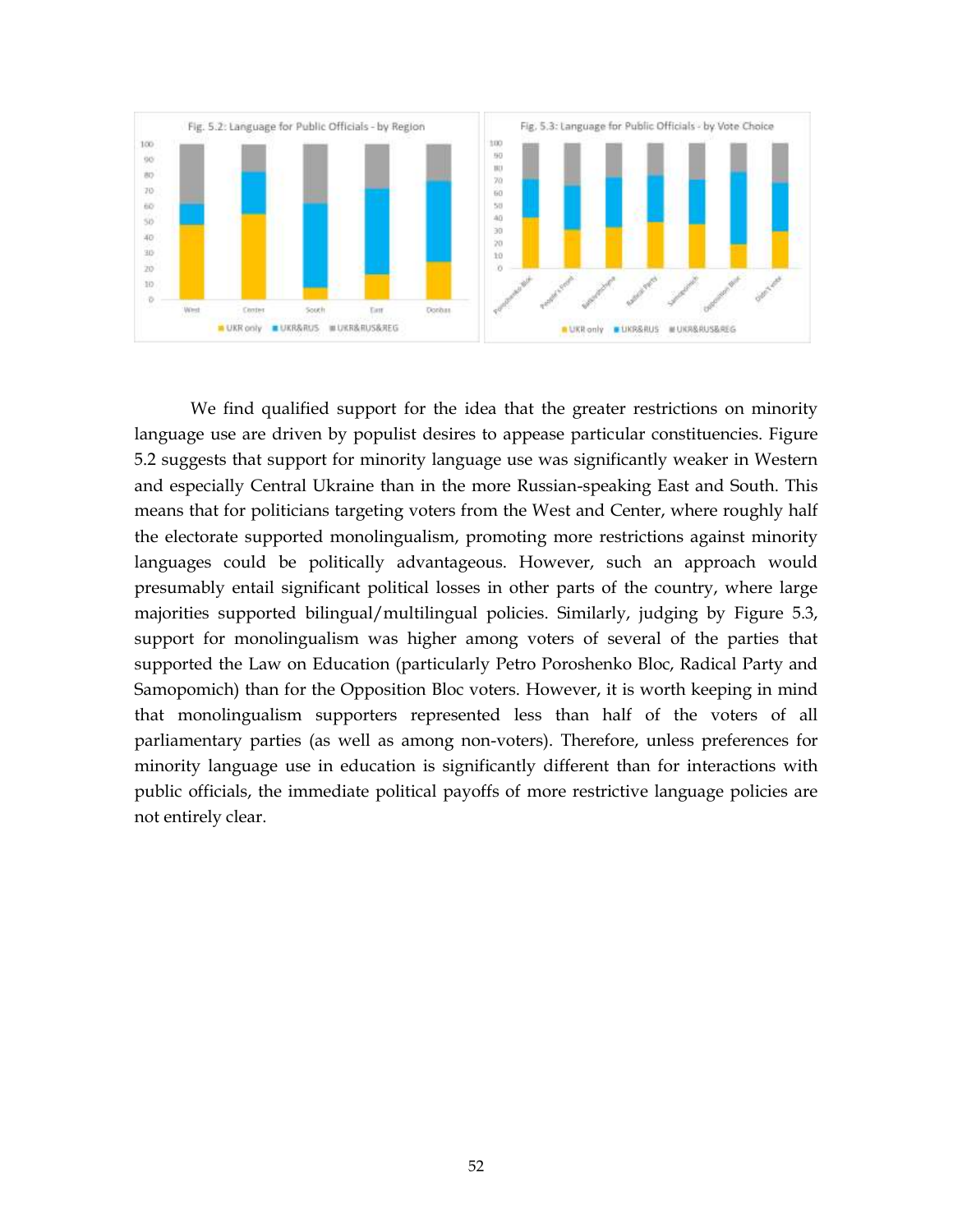We find qualified support for the idea that the greater restrictions on minority language use are driven by populist desires to appease particular constituencies. Figure 5.2 suggests that support for minority language use was significantly weaker in Western and especially Central Ukraine than in the more Russian-speaking East and South. This means that for politicians targeting voters from the West and Center, where roughly half the electorate supported monolingualism, promoting more restrictions against minority languages could be politically advantageous. However, such an approach would presumably entail significant political losses in other parts of the country, where large majorities supported bilingual/multilingual policies. Similarly, judging by Figure 5.3, support for monolingualism was higher among voters of several of the parties that supported the Law on Education (particularly Petro Poroshenko Bloc, Radical Party and Samopomich) than for the Opposition Bloc voters. However, it is worth keeping in mind that monolingualism supporters represented less than half of the voters of all parliamentary parties (as well as among non-voters). Therefore, unless preferences for minority language use in education is significantly different than for interactions with public officials, the immediate political payoffs of more restrictive language policies are not entirely clear.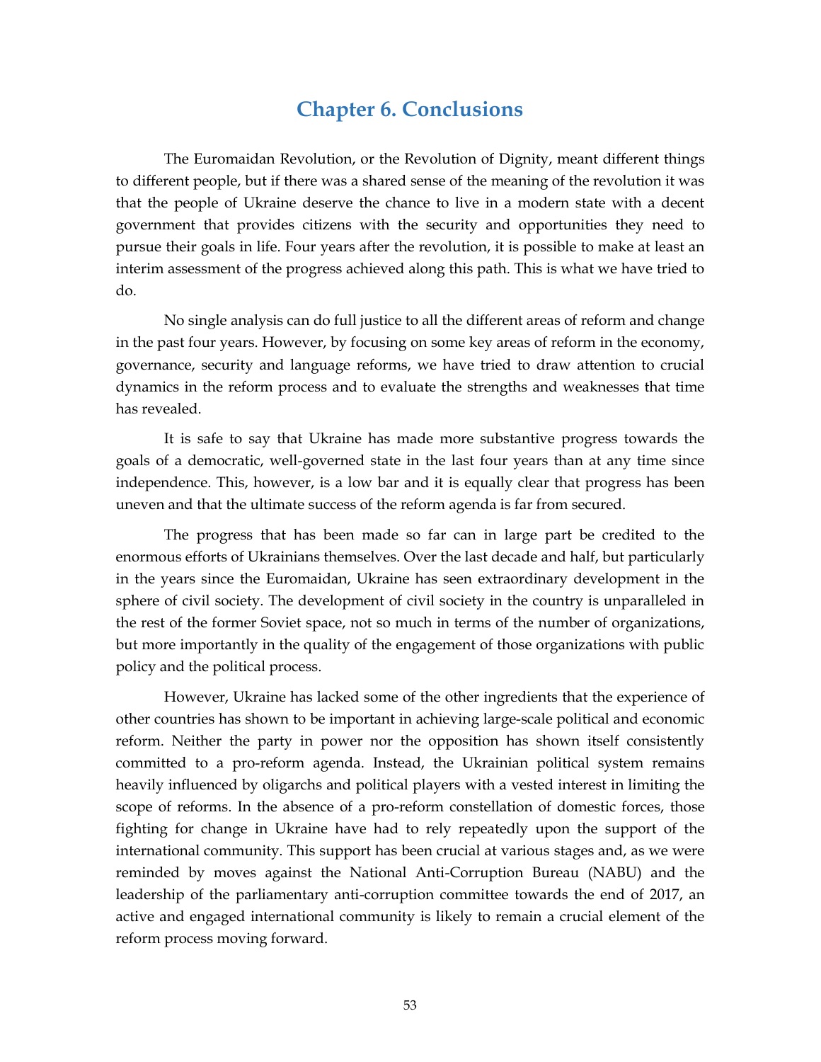# Chapter 6. Conclusions

The Euromaidan Revolution, or the Revolution of Dignity, meant different things to different people, but if there was a shared sense of the meaning of the revolution it was that the people of Ukraine deserve the chance to live in a modern state with a decent government that provides citizens with the security and opportunities they need to pursue their goals in life. Four years after the revolution, it is possible to make at least an interim assessment of the progress achieved along this path. This is what we have tried to do.

No single analysis can do full justice to all the different areas of reform and change in the past four years. However, by focusing on some key areas of reform in the economy, governance, security and language reforms, we have tried to draw attention to crucial dynamics in the reform process and to evaluate the strengths and weaknesses that time has revealed.

It is safe to say that Ukraine has made more substantive progress towards the goals of a democratic, well-governed state in the last four years than at any time since independence. This, however, is a low bar and it is equally clear that progress has been uneven and that the ultimate success of the reform agenda is far from secured.

The progress that has been made so far can in large part be credited to the enormous efforts of Ukrainians themselves. Over the last decade and half, but particularly in the years since the Euromaidan, Ukraine has seen extraordinary development in the sphere of civil society. The development of civil society in the country is unparalleled in the rest of the former Soviet space, not so much in terms of the number of organizations, but more importantly in the quality of the engagement of those organizations with public policy and the political process.

However, Ukraine has lacked some of the other ingredients that the experience of other countries has shown to be important in achieving large-scale political and economic reform. Neither the party in power nor the opposition has shown itself consistently committed to a pro-reform agenda. Instead, the Ukrainian political system remains heavily influenced by oligarchs and political players with a vested interest in limiting the scope of reforms. In the absence of a pro-reform constellation of domestic forces, those fighting for change in Ukraine have had to rely repeatedly upon the support of the international community. This support has been crucial at various stages and, as we were reminded by moves against the National Anti-Corruption Bureau (NABU) and the leadership of the parliamentary anti-corruption committee towards the end of 2017, an active and engaged international community is likely to remain a crucial element of the reform process moving forward.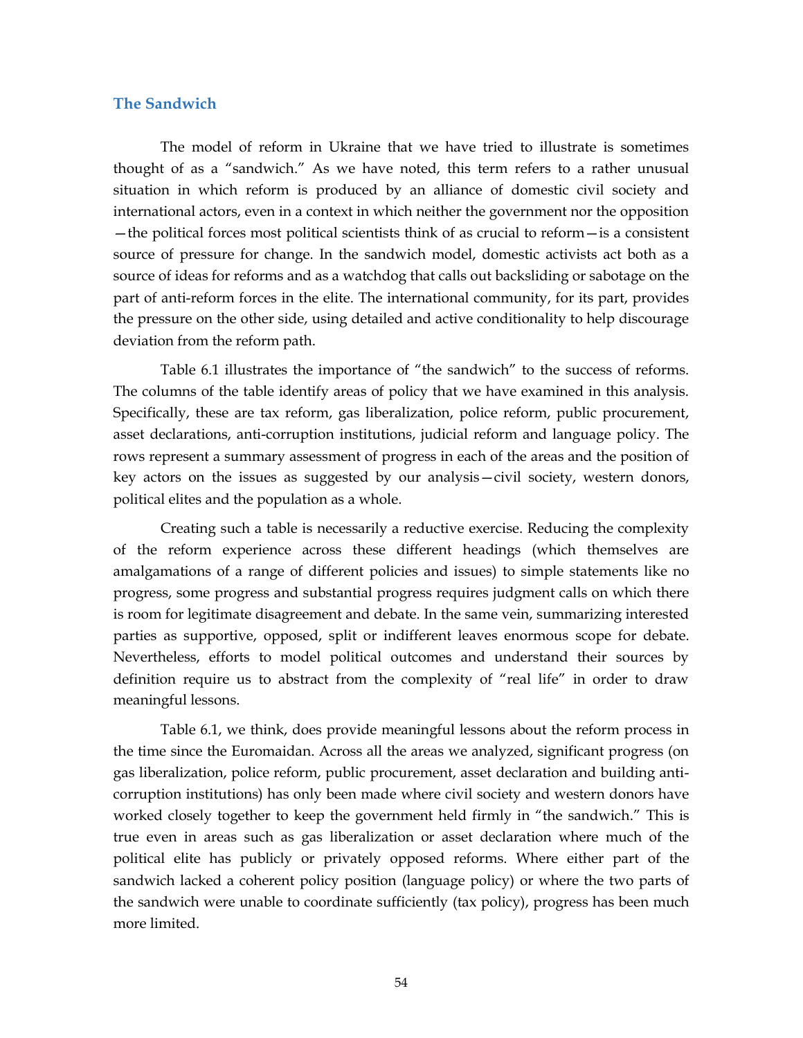## The Sandwich

The model of reform in Ukraine that we have tried to illustrate is sometimes thought of as a "sandwich." As we have noted, this term refers to a rather unusual situation in which reform is produced by an alliance of domestic civil society and international actors, even in a context in which neither the government nor the opposition—the political forces most political scientists think of as crucial to reform—is a consistent source of pressure for change. In the sandwich model, domestic activists act both as a source of ideas for reforms and as a watchdog that calls out backsliding or sabotage on the part of anti-reform forces in the elite. The international community, for its part, provides the pressure on the other side, using detailed and active conditionality to help discourage deviation from the reform path.

Table 6.1 illustrates the importance of "the sandwich" to the success of reforms. The columns of the table identify areas of policy that we have examined in this analysis. Specifically, these are tax reform, gas liberalization, police reform, public procurement, asset declarations, anti-corruption institutions, judicial reform and language policy. The rows represent a summary assessment of progress in each of the areas and the position of key actors on the issues as suggested by our analysis—civil society, western donors, political elites and the population as a whole.

Creating such a table is necessarily a reductive exercise. Reducing the complexity of the reform experience across these different headings (which themselves are amalgamations of a range of different policies and issues) to simple statements like no progress, some progress and substantial progress requires judgment calls on which there is room for legitimate disagreement and debate. In the same vein, summarizing interested parties as supportive, opposed, split or indifferent leaves enormous scope for debate. Nevertheless, efforts to model political outcomes and understand their sources by definition require us to abstract from the complexity of "real life" in order to draw meaningful lessons.

Table 6.1, we think, does provide meaningful lessons about the reform process in the time since the Euromaidan. Across all the areas we analyzed, significant progress (on gas liberalization, police reform, public procurement, asset declaration and building anti-corruption institutions) has only been made where civil society and western donors have worked closely together to keep the government held firmly in "the sandwich." This is true even in areas such as gas liberalization or asset declaration where much of the political elite has publicly or privately opposed reforms. Where either part of the sandwich lacked a coherent policy position (language policy) or where the two parts of the sandwich were unable to coordinate sufficiently (tax policy), progress has been much more limited.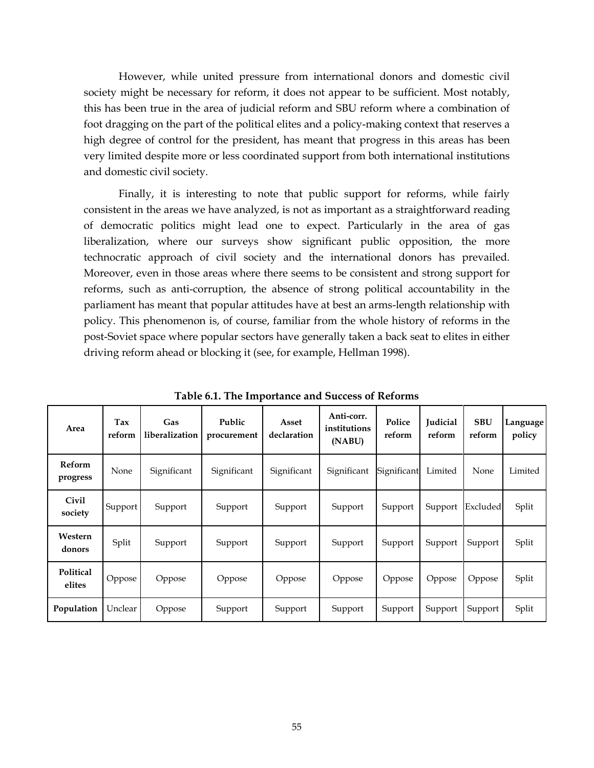However, while united pressure from international donors and domestic civil society might be necessary for reform, it does not appear to be sufficient. Most notably, this has been true in the area of judicial reform and SBU reform where a combination of foot dragging on the part of the political elites and a policy-making context that reserves a high degree of control for the president, has meant that progress in this areas has been very limited despite more or less coordinated support from both international institutions and domestic civil society.

Finally, it is interesting to note that public support for reforms, while fairly consistent in the areas we have analyzed, is not as important as a straightforward reading of democratic politics might lead one to expect. Particularly in the area of gas liberalization, where our surveys show significant public opposition, the more technocratic approach of civil society and the international donors has prevailed. Moreover, even in those areas where there seems to be consistent and strong support for reforms, such as anti-corruption, the absence of strong political accountability in the parliament has meant that popular attitudes have at best an arms-length relationship with policy. This phenomenon is, of course, familiar from the whole history of reforms in the post-Soviet space where popular sectors have generally taken a back seat to elites in either driving reform ahead or blocking it (see, for example, Hellman 1998).

**Table 6.1. The Importance and Success of Reforms**

| Area | Tax reform | Gas liberalization | Public procurement | Asset declaration | Anti-corr. institutions (NABU) | Police reform | Judicial reform | SBU reform | Language policy |
|---|---|---|---|---|---|---|---|---|---|
| **Reform progress** | None | Significant | Significant | Significant | Significant | Significant | Limited | None | Limited |
| **Civil society** | Support | Support | Support | Support | Support | Support | Support | Excluded | Split |
| **Western donors** | Split | Support | Support | Support | Support | Support | Support | Support | Split |
| **Political elites** | Oppose | Oppose | Oppose | Oppose | Oppose | Oppose | Oppose | Oppose | Split |
| **Population** | Unclear | Oppose | Support | Support | Support | Support | Support | Support | Split |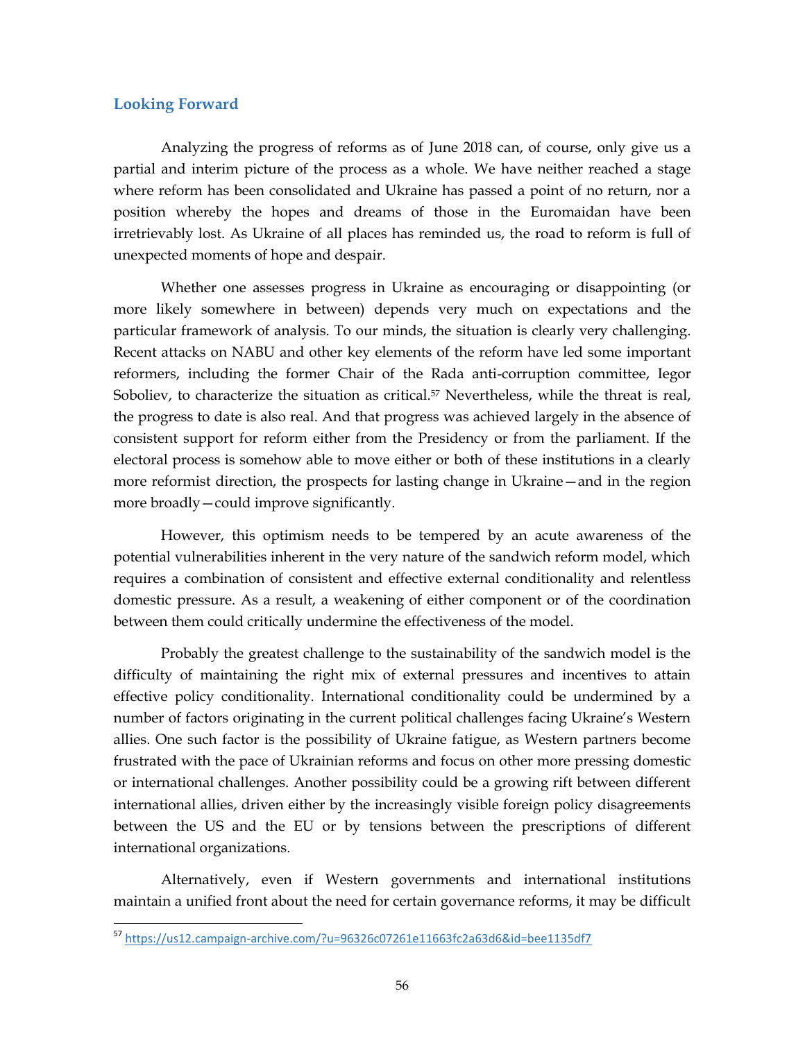## Looking Forward

Analyzing the progress of reforms as of June 2018 can, of course, only give us a partial and interim picture of the process as a whole. We have neither reached a stage where reform has been consolidated and Ukraine has passed a point of no return, nor a position whereby the hopes and dreams of those in the Euromaidan have been irretrievably lost. As Ukraine of all places has reminded us, the road to reform is full of unexpected moments of hope and despair.

Whether one assesses progress in Ukraine as encouraging or disappointing (or more likely somewhere in between) depends very much on expectations and the particular framework of analysis. To our minds, the situation is clearly very challenging. Recent attacks on NABU and other key elements of the reform have led some important reformers, including the former Chair of the Rada anti-corruption committee, Iegor Soboliev, to characterize the situation as critical.[57] Nevertheless, while the threat is real, the progress to date is also real. And that progress was achieved largely in the absence of consistent support for reform either from the Presidency or from the parliament. If the electoral process is somehow able to move either or both of these institutions in a clearly more reformist direction, the prospects for lasting change in Ukraine—and in the region more broadly—could improve significantly.

However, this optimism needs to be tempered by an acute awareness of the potential vulnerabilities inherent in the very nature of the sandwich reform model, which requires a combination of consistent and effective external conditionality and relentless domestic pressure. As a result, a weakening of either component or of the coordination between them could critically undermine the effectiveness of the model.

Probably the greatest challenge to the sustainability of the sandwich model is the difficulty of maintaining the right mix of external pressures and incentives to attain effective policy conditionality. International conditionality could be undermined by a number of factors originating in the current political challenges facing Ukraine's Western allies. One such factor is the possibility of Ukraine fatigue, as Western partners become frustrated with the pace of Ukrainian reforms and focus on other more pressing domestic or international challenges. Another possibility could be a growing rift between different international allies, driven either by the increasingly visible foreign policy disagreements between the US and the EU or by tensions between the prescriptions of different international organizations.

Alternatively, even if Western governments and international institutions maintain a unified front about the need for certain governance reforms, it may be difficult

[57] https://us12.campaign-archive.com/?u=96326c07261e11663fc2a63d6&id=bee1135df7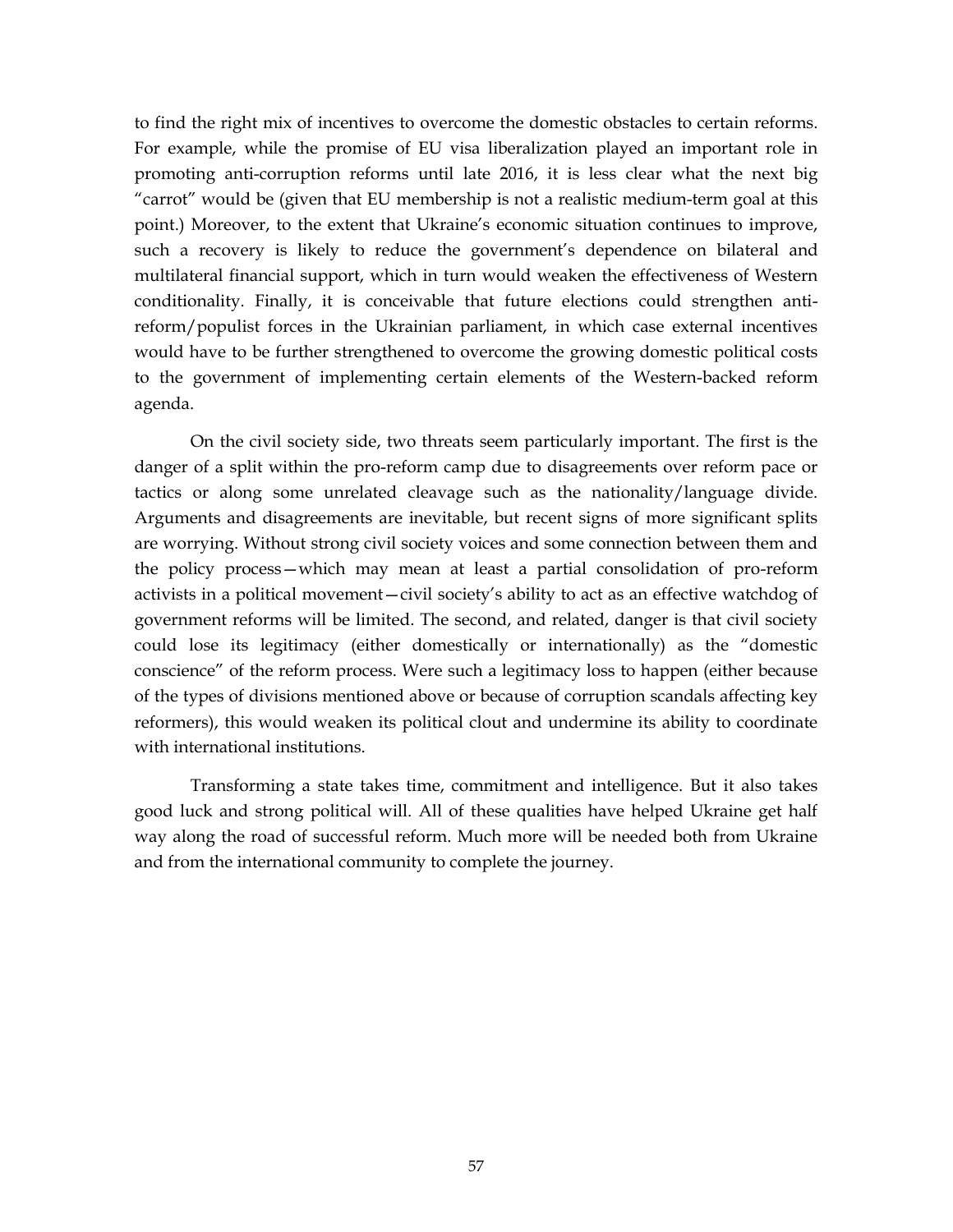to find the right mix of incentives to overcome the domestic obstacles to certain reforms. For example, while the promise of EU visa liberalization played an important role in promoting anti-corruption reforms until late 2016, it is less clear what the next big "carrot" would be (given that EU membership is not a realistic medium-term goal at this point.) Moreover, to the extent that Ukraine's economic situation continues to improve, such a recovery is likely to reduce the government's dependence on bilateral and multilateral financial support, which in turn would weaken the effectiveness of Western conditionality. Finally, it is conceivable that future elections could strengthen anti-reform/populist forces in the Ukrainian parliament, in which case external incentives would have to be further strengthened to overcome the growing domestic political costs to the government of implementing certain elements of the Western-backed reform agenda.

On the civil society side, two threats seem particularly important. The first is the danger of a split within the pro-reform camp due to disagreements over reform pace or tactics or along some unrelated cleavage such as the nationality/language divide. Arguments and disagreements are inevitable, but recent signs of more significant splits are worrying. Without strong civil society voices and some connection between them and the policy process—which may mean at least a partial consolidation of pro-reform activists in a political movement—civil society's ability to act as an effective watchdog of government reforms will be limited. The second, and related, danger is that civil society could lose its legitimacy (either domestically or internationally) as the "domestic conscience" of the reform process. Were such a legitimacy loss to happen (either because of the types of divisions mentioned above or because of corruption scandals affecting key reformers), this would weaken its political clout and undermine its ability to coordinate with international institutions.

Transforming a state takes time, commitment and intelligence. But it also takes good luck and strong political will. All of these qualities have helped Ukraine get half way along the road of successful reform. Much more will be needed both from Ukraine and from the international community to complete the journey.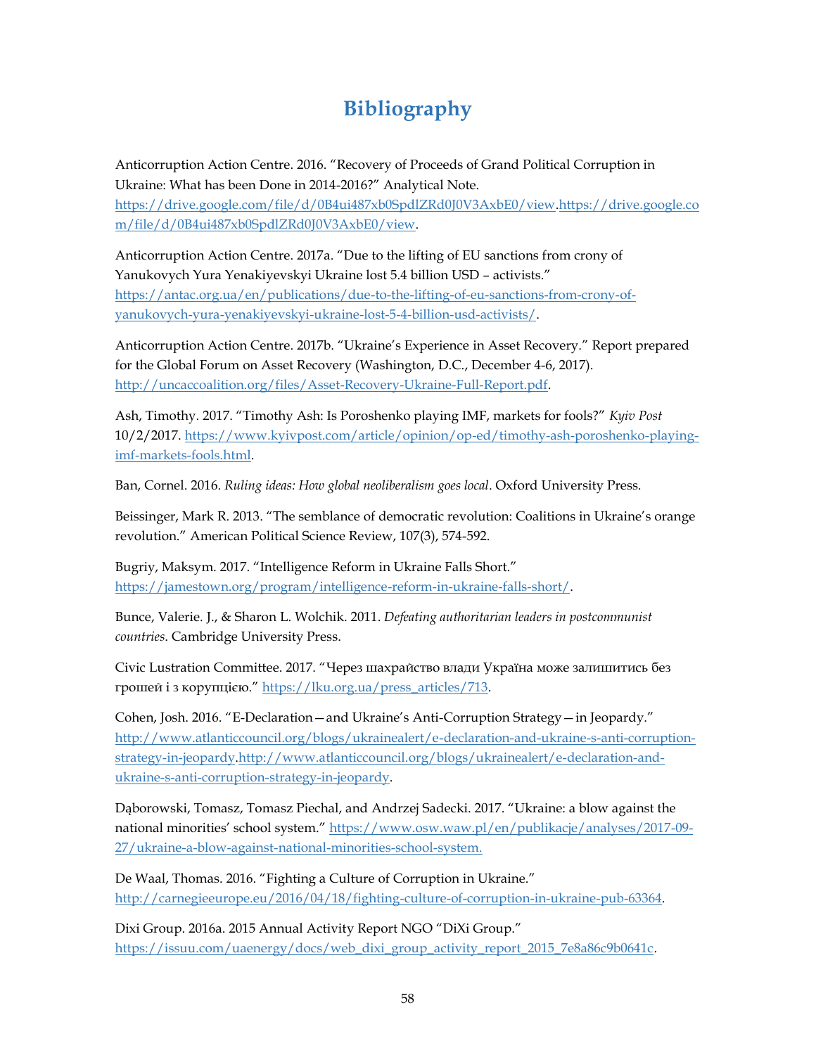# Bibliography

Anticorruption Action Centre. 2016. “Recovery of Proceeds of Grand Political Corruption in Ukraine: What has been Done in 2014-2016?” Analytical Note. https://drive.google.com/file/d/0B4ui487xb0SpdlZRd0J0V3AxbE0/view.https://drive.google.com/file/d/0B4ui487xb0SpdlZRd0J0V3AxbE0/view.

Anticorruption Action Centre. 2017a. “Due to the lifting of EU sanctions from crony of Yanukovych Yura Yenakiyevskyi Ukraine lost 5.4 billion USD – activists.” https://antac.org.ua/en/publications/due-to-the-lifting-of-eu-sanctions-from-crony-of-yanukovych-yura-yenakiyevskyi-ukraine-lost-5-4-billion-usd-activists/.

Anticorruption Action Centre. 2017b. “Ukraine’s Experience in Asset Recovery.” Report prepared for the Global Forum on Asset Recovery (Washington, D.C., December 4-6, 2017). http://uncaccoalition.org/files/Asset-Recovery-Ukraine-Full-Report.pdf.

Ash, Timothy. 2017. “Timothy Ash: Is Poroshenko playing IMF, markets for fools?” *Kyiv Post* 10/2/2017. https://www.kyivpost.com/article/opinion/op-ed/timothy-ash-poroshenko-playing-imf-markets-fools.html.

Ban, Cornel. 2016. *Ruling ideas: How global neoliberalism goes local*. Oxford University Press.

Beissinger, Mark R. 2013. “The semblance of democratic revolution: Coalitions in Ukraine’s orange revolution.” American Political Science Review, 107(3), 574-592.

Bugriy, Maksym. 2017. “Intelligence Reform in Ukraine Falls Short.” https://jamestown.org/program/intelligence-reform-in-ukraine-falls-short/.

Bunce, Valerie. J., & Sharon L. Wolchik. 2011. *Defeating authoritarian leaders in postcommunist countries*. Cambridge University Press.

Civic Lustration Committee. 2017. “Через шахрайство влади Україна може залишитись без грошей і з корупцією.” https://lku.org.ua/press_articles/713.

Cohen, Josh. 2016. “E-Declaration—and Ukraine’s Anti-Corruption Strategy—in Jeopardy.” http://www.atlanticcouncil.org/blogs/ukrainealert/e-declaration-and-ukraine-s-anti-corruption-strategy-in-jeopardy.http://www.atlanticcouncil.org/blogs/ukrainealert/e-declaration-and-ukraine-s-anti-corruption-strategy-in-jeopardy.

Dąborowski, Tomasz, Tomasz Piechal, and Andrzej Sadecki. 2017. “Ukraine: a blow against the national minorities’ school system.” https://www.osw.waw.pl/en/publikacje/analyses/2017-09-27/ukraine-a-blow-against-national-minorities-school-system.

De Waal, Thomas. 2016. “Fighting a Culture of Corruption in Ukraine.” http://carnegieeurope.eu/2016/04/18/fighting-culture-of-corruption-in-ukraine-pub-63364.

Dixi Group. 2016a. 2015 Annual Activity Report NGO “DiXi Group.” https://issuu.com/uaenergy/docs/web_dixi_group_activity_report_2015_7e8a86c9b0641c.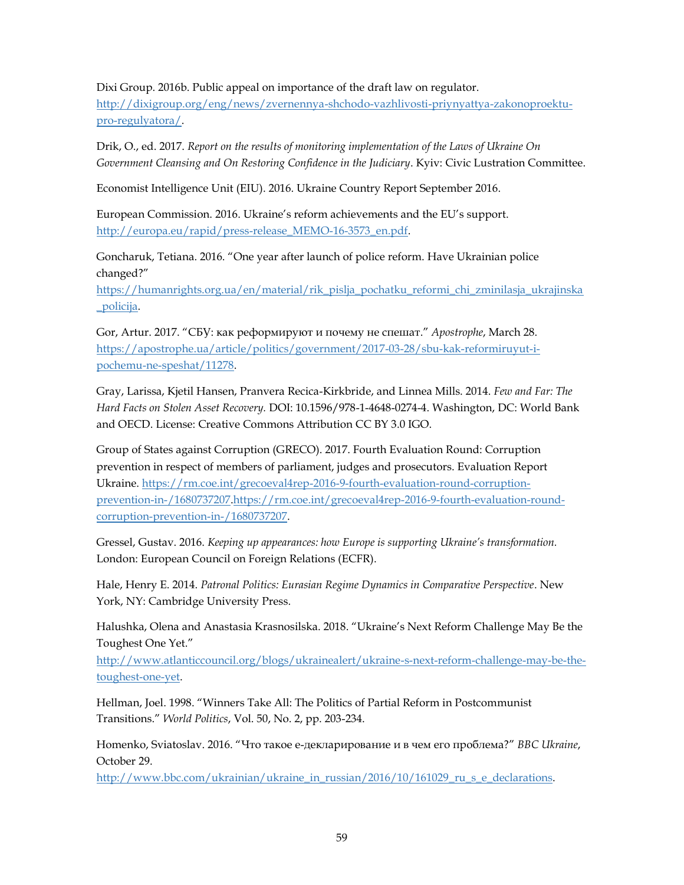Dixi Group. 2016b. Public appeal on importance of the draft law on regulator. http://dixigroup.org/eng/news/zvernennya-shchodo-vazhlivosti-priynyattya-zakonoproektu-pro-regulyatora/.

Drik, O., ed. 2017. *Report on the results of monitoring implementation of the Laws of Ukraine On Government Cleansing and On Restoring Confidence in the Judiciary*. Kyiv: Civic Lustration Committee.

Economist Intelligence Unit (EIU). 2016. Ukraine Country Report September 2016.

European Commission. 2016. Ukraine's reform achievements and the EU's support. http://europa.eu/rapid/press-release_MEMO-16-3573_en.pdf.

Goncharuk, Tetiana. 2016. "One year after launch of police reform. Have Ukrainian police changed?" https://humanrights.org.ua/en/material/rik_pislja_pochatku_reformi_chi_zminilasja_ukrajinska_policija.

Gor, Artur. 2017. "СБУ: как реформируют и почему не спешат." *Apostrophe*, March 28. https://apostrophe.ua/article/politics/government/2017-03-28/sbu-kak-reformiruyut-i-pochemu-ne-speshat/11278.

Gray, Larissa, Kjetil Hansen, Pranvera Recica-Kirkbride, and Linnea Mills. 2014. *Few and Far: The Hard Facts on Stolen Asset Recovery.* DOI: 10.1596/978-1-4648-0274-4. Washington, DC: World Bank and OECD. License: Creative Commons Attribution CC BY 3.0 IGO.

Group of States against Corruption (GRECO). 2017. Fourth Evaluation Round: Corruption prevention in respect of members of parliament, judges and prosecutors. Evaluation Report Ukraine. https://rm.coe.int/grecoeval4rep-2016-9-fourth-evaluation-round-corruption-prevention-in-/1680737207.https://rm.coe.int/grecoeval4rep-2016-9-fourth-evaluation-round-corruption-prevention-in-/1680737207.

Gressel, Gustav. 2016. *Keeping up appearances: how Europe is supporting Ukraine's transformation.* London: European Council on Foreign Relations (ECFR).

Hale, Henry E. 2014. *Patronal Politics: Eurasian Regime Dynamics in Comparative Perspective*. New York, NY: Cambridge University Press.

Halushka, Olena and Anastasia Krasnosilska. 2018. "Ukraine's Next Reform Challenge May Be the Toughest One Yet." http://www.atlanticcouncil.org/blogs/ukrainealert/ukraine-s-next-reform-challenge-may-be-the-toughest-one-yet.

Hellman, Joel. 1998. "Winners Take All: The Politics of Partial Reform in Postcommunist Transitions." *World Politics*, Vol. 50, No. 2, pp. 203-234.

Homenko, Sviatoslav. 2016. "Что такое е-декларирование и в чем его проблема?" *BBC Ukraine*, October 29. http://www.bbc.com/ukrainian/ukraine_in_russian/2016/10/161029_ru_s_e_declarations.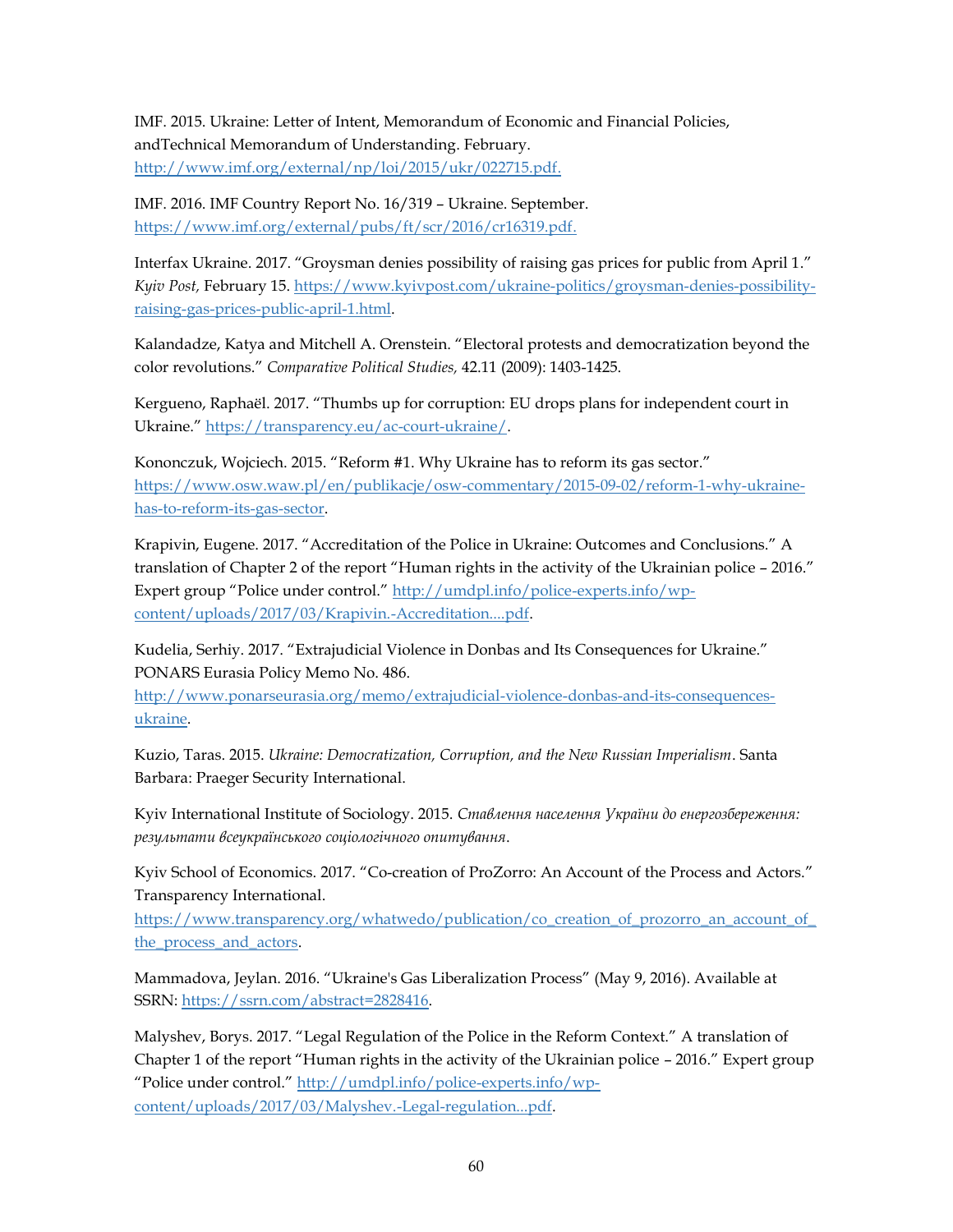IMF. 2015. Ukraine: Letter of Intent, Memorandum of Economic and Financial Policies, andTechnical Memorandum of Understanding. February. http://www.imf.org/external/np/loi/2015/ukr/022715.pdf.

IMF. 2016. IMF Country Report No. 16/319 – Ukraine. September. https://www.imf.org/external/pubs/ft/scr/2016/cr16319.pdf.

Interfax Ukraine. 2017. "Groysman denies possibility of raising gas prices for public from April 1." *Kyiv Post,* February 15. https://www.kyivpost.com/ukraine-politics/groysman-denies-possibility-raising-gas-prices-public-april-1.html.

Kalandadze, Katya and Mitchell A. Orenstein. "Electoral protests and democratization beyond the color revolutions." *Comparative Political Studies,* 42.11 (2009): 1403-1425.

Kergueno, Raphaël. 2017. "Thumbs up for corruption: EU drops plans for independent court in Ukraine." https://transparency.eu/ac-court-ukraine/.

Kononczuk, Wojciech. 2015. "Reform #1. Why Ukraine has to reform its gas sector." https://www.osw.waw.pl/en/publikacje/osw-commentary/2015-09-02/reform-1-why-ukraine-has-to-reform-its-gas-sector.

Krapivin, Eugene. 2017. "Accreditation of the Police in Ukraine: Outcomes and Conclusions." A translation of Chapter 2 of the report "Human rights in the activity of the Ukrainian police – 2016." Expert group "Police under control." http://umdpl.info/police-experts.info/wp-content/uploads/2017/03/Krapivin.-Accreditation....pdf.

Kudelia, Serhiy. 2017. "Extrajudicial Violence in Donbas and Its Consequences for Ukraine." PONARS Eurasia Policy Memo No. 486. http://www.ponarseurasia.org/memo/extrajudicial-violence-donbas-and-its-consequences-ukraine.

Kuzio, Taras. 2015. *Ukraine: Democratization, Corruption, and the New Russian Imperialism*. Santa Barbara: Praeger Security International.

Kyiv International Institute of Sociology. 2015. *Ставлення населення України до енергозбереження: результати всеукраїнського соціологічного опитування*.

Kyiv School of Economics. 2017. "Co-creation of ProZorro: An Account of the Process and Actors." Transparency International. https://www.transparency.org/whatwedo/publication/co_creation_of_prozorro_an_account_of_the_process_and_actors.

Mammadova, Jeylan. 2016. "Ukraine's Gas Liberalization Process" (May 9, 2016). Available at SSRN: https://ssrn.com/abstract=2828416.

Malyshev, Borys. 2017. "Legal Regulation of the Police in the Reform Context." A translation of Chapter 1 of the report "Human rights in the activity of the Ukrainian police – 2016." Expert group "Police under control." http://umdpl.info/police-experts.info/wp-content/uploads/2017/03/Malyshev.-Legal-regulation...pdf.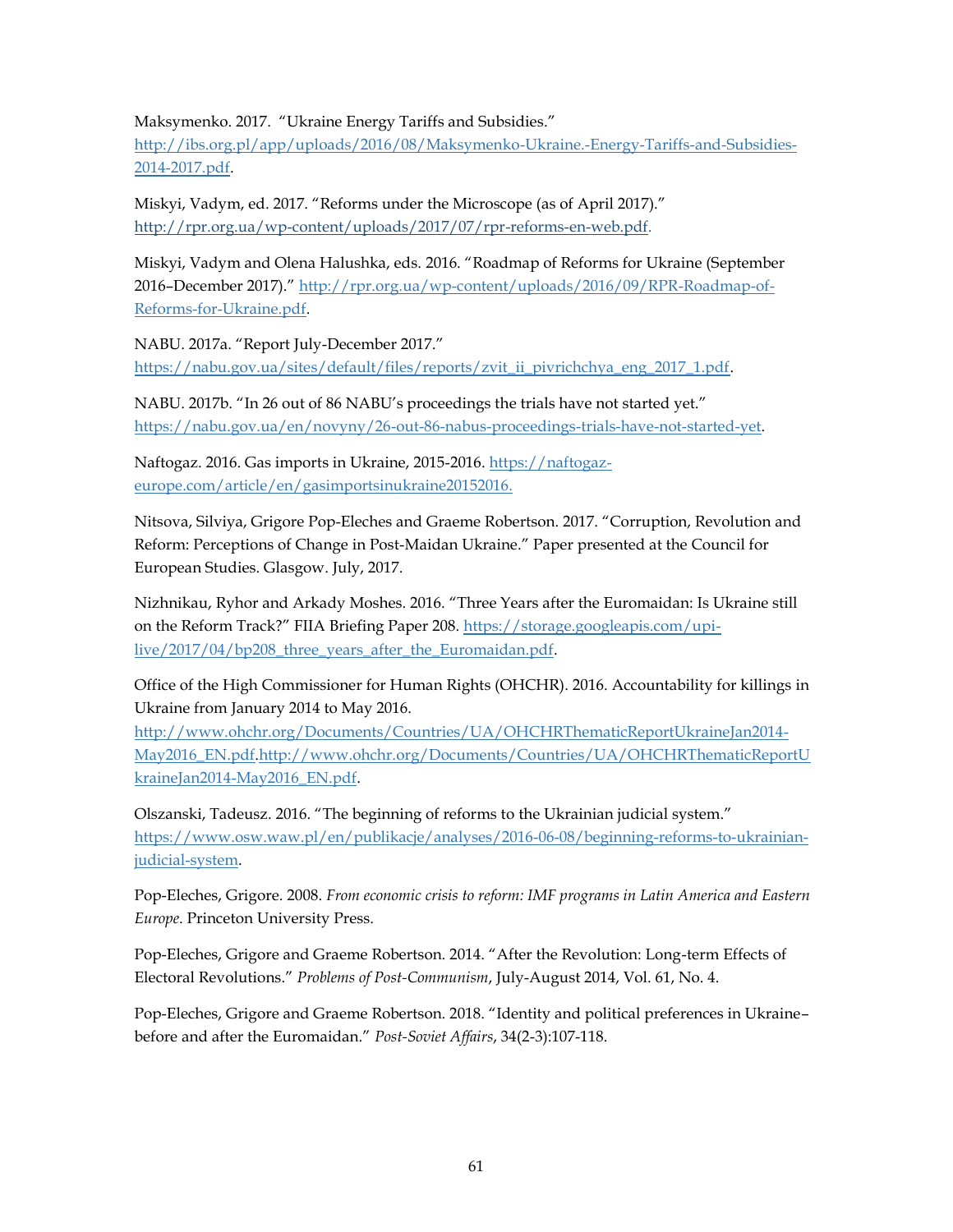Maksymenko. 2017. "Ukraine Energy Tariffs and Subsidies." http://ibs.org.pl/app/uploads/2016/08/Maksymenko-Ukraine.-Energy-Tariffs-and-Subsidies-2014-2017.pdf.

Miskyi, Vadym, ed. 2017. "Reforms under the Microscope (as of April 2017)." http://rpr.org.ua/wp-content/uploads/2017/07/rpr-reforms-en-web.pdf.

Miskyi, Vadym and Olena Halushka, eds. 2016. "Roadmap of Reforms for Ukraine (September 2016–December 2017)." http://rpr.org.ua/wp-content/uploads/2016/09/RPR-Roadmap-of-Reforms-for-Ukraine.pdf.

NABU. 2017a. "Report July-December 2017." https://nabu.gov.ua/sites/default/files/reports/zvit_ii_pivrichchya_eng_2017_1.pdf.

NABU. 2017b. "In 26 out of 86 NABU's proceedings the trials have not started yet." https://nabu.gov.ua/en/novyny/26-out-86-nabus-proceedings-trials-have-not-started-yet.

Naftogaz. 2016. Gas imports in Ukraine, 2015-2016. https://naftogaz-europe.com/article/en/gasimportsinukraine20152016.

Nitsova, Silviya, Grigore Pop-Eleches and Graeme Robertson. 2017. "Corruption, Revolution and Reform: Perceptions of Change in Post-Maidan Ukraine." Paper presented at the Council for European Studies. Glasgow. July, 2017.

Nizhnikau, Ryhor and Arkady Moshes. 2016. "Three Years after the Euromaidan: Is Ukraine still on the Reform Track?" FIIA Briefing Paper 208. https://storage.googleapis.com/upi-live/2017/04/bp208_three_years_after_the_Euromaidan.pdf.

Office of the High Commissioner for Human Rights (OHCHR). 2016. Accountability for killings in Ukraine from January 2014 to May 2016. http://www.ohchr.org/Documents/Countries/UA/OHCHRThematicReportUkraineJan2014-May2016_EN.pdf.http://www.ohchr.org/Documents/Countries/UA/OHCHRThematicReportUkraineJan2014-May2016_EN.pdf.

Olszanski, Tadeusz. 2016. "The beginning of reforms to the Ukrainian judicial system." https://www.osw.waw.pl/en/publikacje/analyses/2016-06-08/beginning-reforms-to-ukrainian-judicial-system.

Pop-Eleches, Grigore. 2008. *From economic crisis to reform: IMF programs in Latin America and Eastern Europe*. Princeton University Press.

Pop-Eleches, Grigore and Graeme Robertson. 2014. "After the Revolution: Long-term Effects of Electoral Revolutions." *Problems of Post-Communism*, July-August 2014, Vol. 61, No. 4.

Pop-Eleches, Grigore and Graeme Robertson. 2018. "Identity and political preferences in Ukraine–before and after the Euromaidan." *Post-Soviet Affairs*, 34(2-3):107-118.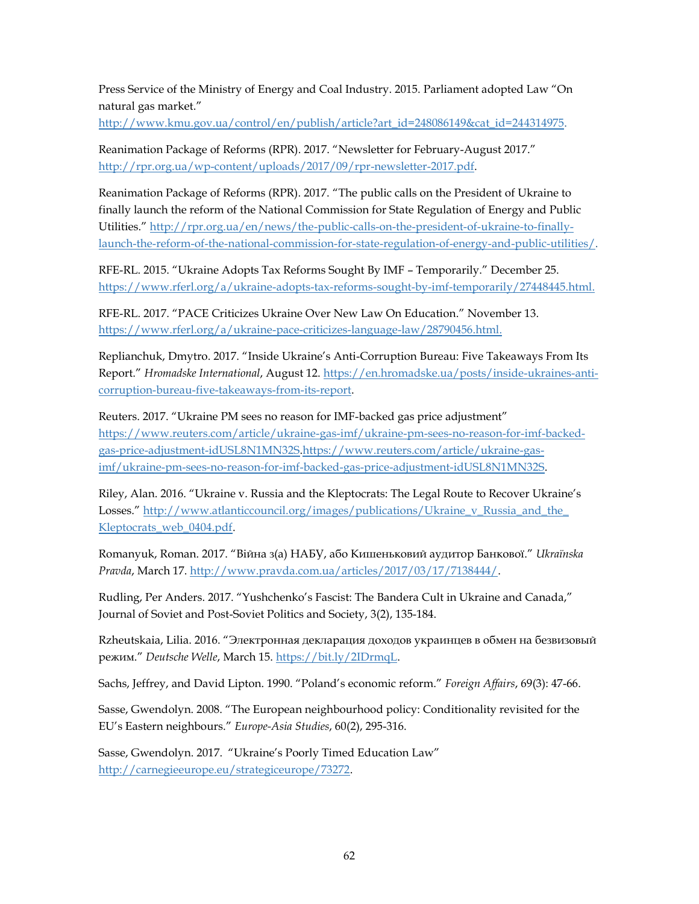Press Service of the Ministry of Energy and Coal Industry. 2015. Parliament adopted Law "On natural gas market." http://www.kmu.gov.ua/control/en/publish/article?art_id=248086149&cat_id=244314975.

Reanimation Package of Reforms (RPR). 2017. "Newsletter for February-August 2017." http://rpr.org.ua/wp-content/uploads/2017/09/rpr-newsletter-2017.pdf.

Reanimation Package of Reforms (RPR). 2017. "The public calls on the President of Ukraine to finally launch the reform of the National Commission for State Regulation of Energy and Public Utilities." http://rpr.org.ua/en/news/the-public-calls-on-the-president-of-ukraine-to-finally-launch-the-reform-of-the-national-commission-for-state-regulation-of-energy-and-public-utilities/.

RFE-RL. 2015. "Ukraine Adopts Tax Reforms Sought By IMF – Temporarily." December 25. https://www.rferl.org/a/ukraine-adopts-tax-reforms-sought-by-imf-temporarily/27448445.html.

RFE-RL. 2017. "PACE Criticizes Ukraine Over New Law On Education." November 13. https://www.rferl.org/a/ukraine-pace-criticizes-language-law/28790456.html.

Replianchuk, Dmytro. 2017. "Inside Ukraine's Anti-Corruption Bureau: Five Takeaways From Its Report." *Hromadske International*, August 12. https://en.hromadske.ua/posts/inside-ukraines-anti-corruption-bureau-five-takeaways-from-its-report.

Reuters. 2017. "Ukraine PM sees no reason for IMF-backed gas price adjustment" https://www.reuters.com/article/ukraine-gas-imf/ukraine-pm-sees-no-reason-for-imf-backed-gas-price-adjustment-idUSL8N1MN32S.https://www.reuters.com/article/ukraine-gas-imf/ukraine-pm-sees-no-reason-for-imf-backed-gas-price-adjustment-idUSL8N1MN32S.

Riley, Alan. 2016. "Ukraine v. Russia and the Kleptocrats: The Legal Route to Recover Ukraine's Losses." http://www.atlanticcouncil.org/images/publications/Ukraine_v_Russia_and_the_Kleptocrats_web_0404.pdf.

Romanyuk, Roman. 2017. "Війна з(а) НАБУ, або Кишеньковий аудитор Банкової." *Ukraïnska Pravda*, March 17. http://www.pravda.com.ua/articles/2017/03/17/7138444/.

Rudling, Per Anders. 2017. "Yushchenko's Fascist: The Bandera Cult in Ukraine and Canada," Journal of Soviet and Post-Soviet Politics and Society, 3(2), 135-184.

Rzheutskaia, Lilia. 2016. "Электронная декларация доходов украинцев в обмен на безвизовый режим." *Deutsche Welle*, March 15. https://bit.ly/2IDrmqL.

Sachs, Jeffrey, and David Lipton. 1990. "Poland's economic reform." *Foreign Affairs*, 69(3): 47-66.

Sasse, Gwendolyn. 2008. "The European neighbourhood policy: Conditionality revisited for the EU's Eastern neighbours." *Europe-Asia Studies*, 60(2), 295-316.

Sasse, Gwendolyn. 2017. "Ukraine's Poorly Timed Education Law" http://carnegieeurope.eu/strategiceurope/73272.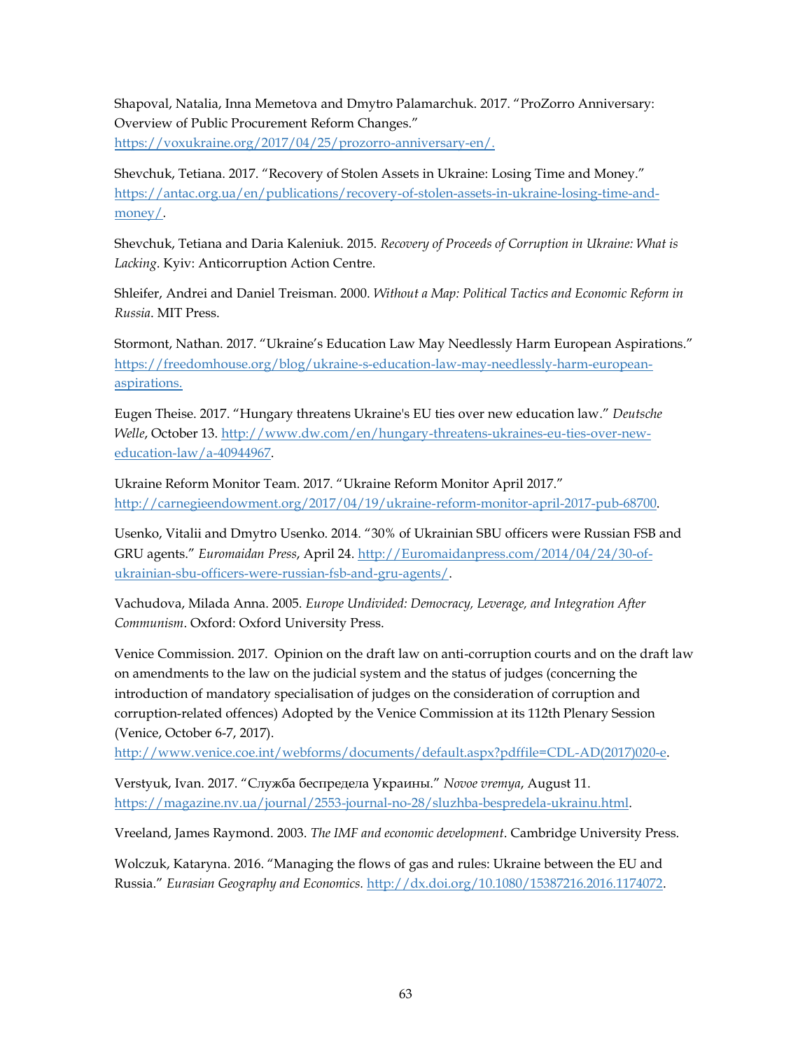Shapoval, Natalia, Inna Memetova and Dmytro Palamarchuk. 2017. "ProZorro Anniversary: Overview of Public Procurement Reform Changes." https://voxukraine.org/2017/04/25/prozorro-anniversary-en/.

Shevchuk, Tetiana. 2017. "Recovery of Stolen Assets in Ukraine: Losing Time and Money." https://antac.org.ua/en/publications/recovery-of-stolen-assets-in-ukraine-losing-time-and-money/.

Shevchuk, Tetiana and Daria Kaleniuk. 2015. *Recovery of Proceeds of Corruption in Ukraine: What is Lacking*. Kyiv: Anticorruption Action Centre.

Shleifer, Andrei and Daniel Treisman. 2000. *Without a Map: Political Tactics and Economic Reform in Russia*. MIT Press.

Stormont, Nathan. 2017. "Ukraine's Education Law May Needlessly Harm European Aspirations." https://freedomhouse.org/blog/ukraine-s-education-law-may-needlessly-harm-european-aspirations.

Eugen Theise. 2017. "Hungary threatens Ukraine's EU ties over new education law." *Deutsche Welle*, October 13. http://www.dw.com/en/hungary-threatens-ukraines-eu-ties-over-new-education-law/a-40944967.

Ukraine Reform Monitor Team. 2017. "Ukraine Reform Monitor April 2017." http://carnegieendowment.org/2017/04/19/ukraine-reform-monitor-april-2017-pub-68700.

Usenko, Vitalii and Dmytro Usenko. 2014. "30% of Ukrainian SBU officers were Russian FSB and GRU agents." *Euromaidan Press*, April 24. http://Euromaidanpress.com/2014/04/24/30-of-ukrainian-sbu-officers-were-russian-fsb-and-gru-agents/.

Vachudova, Milada Anna. 2005. *Europe Undivided: Democracy, Leverage, and Integration After Communism*. Oxford: Oxford University Press.

Venice Commission. 2017. Opinion on the draft law on anti-corruption courts and on the draft law on amendments to the law on the judicial system and the status of judges (concerning the introduction of mandatory specialisation of judges on the consideration of corruption and corruption-related offences) Adopted by the Venice Commission at its 112th Plenary Session (Venice, October 6-7, 2017). http://www.venice.coe.int/webforms/documents/default.aspx?pdffile=CDL-AD(2017)020-e.

Verstyuk, Ivan. 2017. "Служба беспредела Украины." *Novoe vremya*, August 11. https://magazine.nv.ua/journal/2553-journal-no-28/sluzhba-bespredela-ukrainu.html.

Vreeland, James Raymond. 2003. *The IMF and economic development*. Cambridge University Press.

Wolczuk, Kataryna. 2016. "Managing the flows of gas and rules: Ukraine between the EU and Russia." *Eurasian Geography and Economics*. http://dx.doi.org/10.1080/15387216.2016.1174072.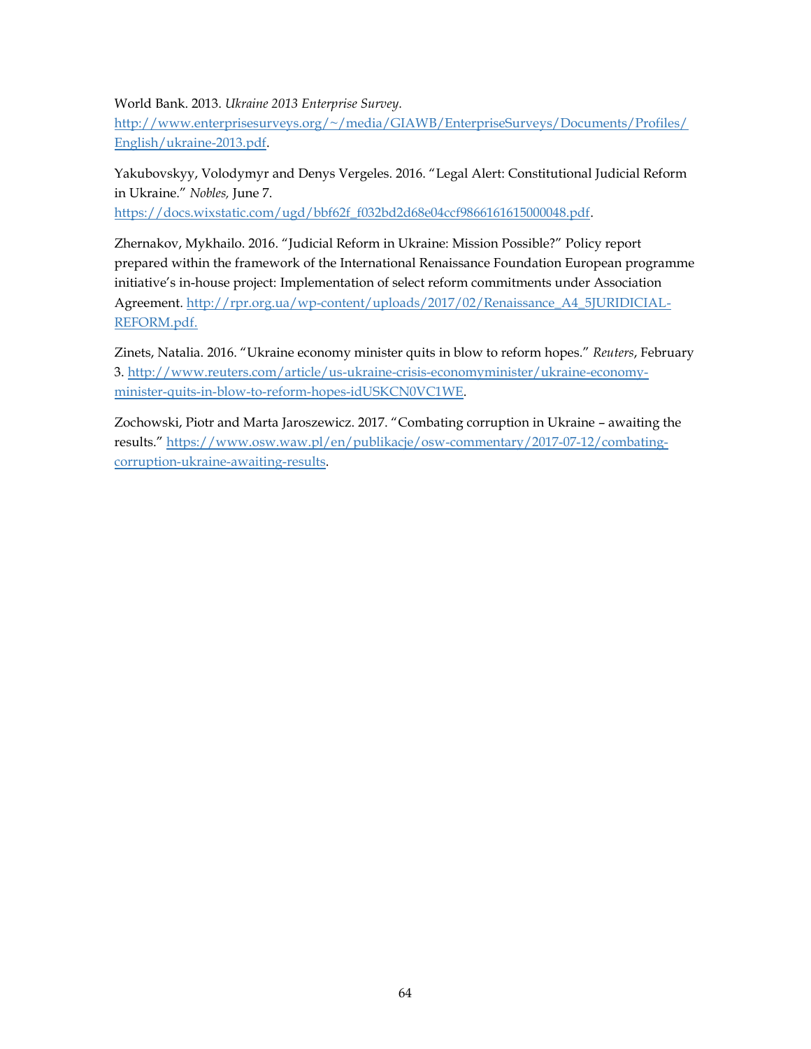World Bank. 2013. *Ukraine 2013 Enterprise Survey.* http://www.enterprisesurveys.org/~/media/GIAWB/EnterpriseSurveys/Documents/Profiles/English/ukraine-2013.pdf.

Yakubovskyy, Volodymyr and Denys Vergeles. 2016. "Legal Alert: Constitutional Judicial Reform in Ukraine." *Nobles,* June 7. https://docs.wixstatic.com/ugd/bbf62f_f032bd2d68e04ccf9866161615000048.pdf.

Zhernakov, Mykhailo. 2016. "Judicial Reform in Ukraine: Mission Possible?" Policy report prepared within the framework of the International Renaissance Foundation European programme initiative's in-house project: Implementation of select reform commitments under Association Agreement. http://rpr.org.ua/wp-content/uploads/2017/02/Renaissance_A4_5JURIDICIAL-REFORM.pdf.

Zinets, Natalia. 2016. "Ukraine economy minister quits in blow to reform hopes." *Reuters*, February 3. http://www.reuters.com/article/us-ukraine-crisis-economyminister/ukraine-economy-minister-quits-in-blow-to-reform-hopes-idUSKCN0VC1WE.

Zochowski, Piotr and Marta Jaroszewicz. 2017. "Combating corruption in Ukraine – awaiting the results." https://www.osw.waw.pl/en/publikacje/osw-commentary/2017-07-12/combating-corruption-ukraine-awaiting-results.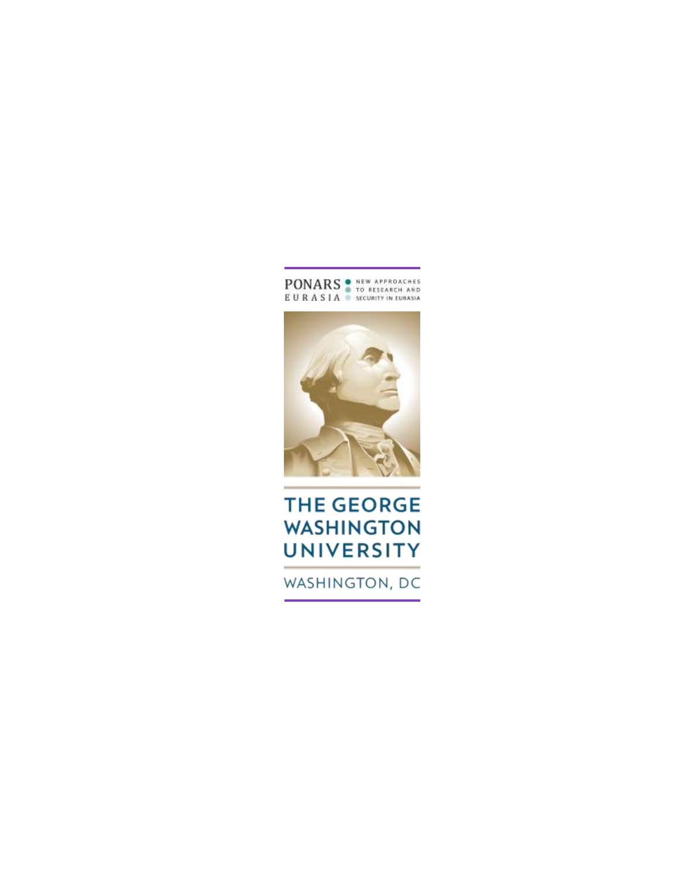PONARS EURASIA

NEW APPROACHES TO RESEARCH AND SECURITY IN EURASIA

THE GEORGE WASHINGTON UNIVERSITY

WASHINGTON, DC